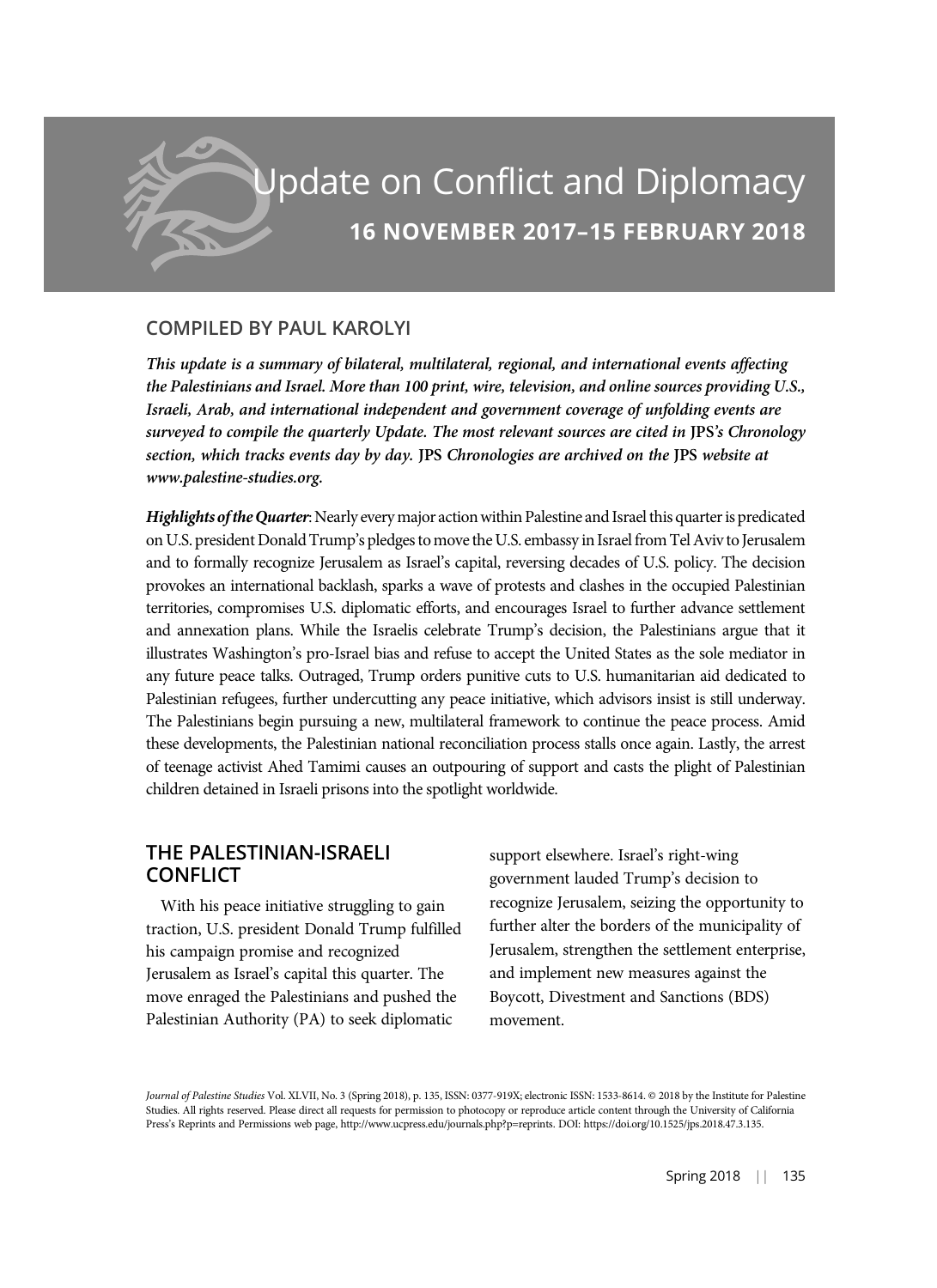# Update on Conflict and Diplomacy

## 16 NOVEMBER 2017–15 FEBRUARY 2018

### COMPILED BY PAUL KAROLYI

***This update is a summary of bilateral, multilateral, regional, and international events affecting the Palestinians and Israel. More than 100 print, wire, television, and online sources providing U.S., Israeli, Arab, and international independent and government coverage of unfolding events are surveyed to compile the quarterly Update. The most relevant sources are cited in* JPS*'s Chronology section, which tracks events day by day.* JPS *Chronologies are archived on the* JPS *website at www.palestine-studies.org.***

***Highlights of the Quarter***: Nearly every major action within Palestine and Israel this quarter is predicated on U.S. president Donald Trump's pledges to move the U.S. embassy in Israel from Tel Aviv to Jerusalem and to formally recognize Jerusalem as Israel's capital, reversing decades of U.S. policy. The decision provokes an international backlash, sparks a wave of protests and clashes in the occupied Palestinian territories, compromises U.S. diplomatic efforts, and encourages Israel to further advance settlement and annexation plans. While the Israelis celebrate Trump's decision, the Palestinians argue that it illustrates Washington's pro-Israel bias and refuse to accept the United States as the sole mediator in any future peace talks. Outraged, Trump orders punitive cuts to U.S. humanitarian aid dedicated to Palestinian refugees, further undercutting any peace initiative, which advisors insist is still underway. The Palestinians begin pursuing a new, multilateral framework to continue the peace process. Amid these developments, the Palestinian national reconciliation process stalls once again. Lastly, the arrest of teenage activist Ahed Tamimi causes an outpouring of support and casts the plight of Palestinian children detained in Israeli prisons into the spotlight worldwide.

## THE PALESTINIAN-ISRAELI CONFLICT

With his peace initiative struggling to gain traction, U.S. president Donald Trump fulfilled his campaign promise and recognized Jerusalem as Israel's capital this quarter. The move enraged the Palestinians and pushed the Palestinian Authority (PA) to seek diplomatic support elsewhere. Israel's right-wing government lauded Trump's decision to recognize Jerusalem, seizing the opportunity to further alter the borders of the municipality of Jerusalem, strengthen the settlement enterprise, and implement new measures against the Boycott, Divestment and Sanctions (BDS) movement.

*Journal of Palestine Studies* Vol. XLVII, No. 3 (Spring 2018), p. 135, ISSN: 0377-919X; electronic ISSN: 1533-8614. © 2018 by the Institute for Palestine Studies. All rights reserved. Please direct all requests for permission to photocopy or reproduce article content through the University of California Press's Reprints and Permissions web page, http://www.ucpress.edu/journals.php?p=reprints. DOI: https://doi.org/10.1525/jps.2018.47.3.135.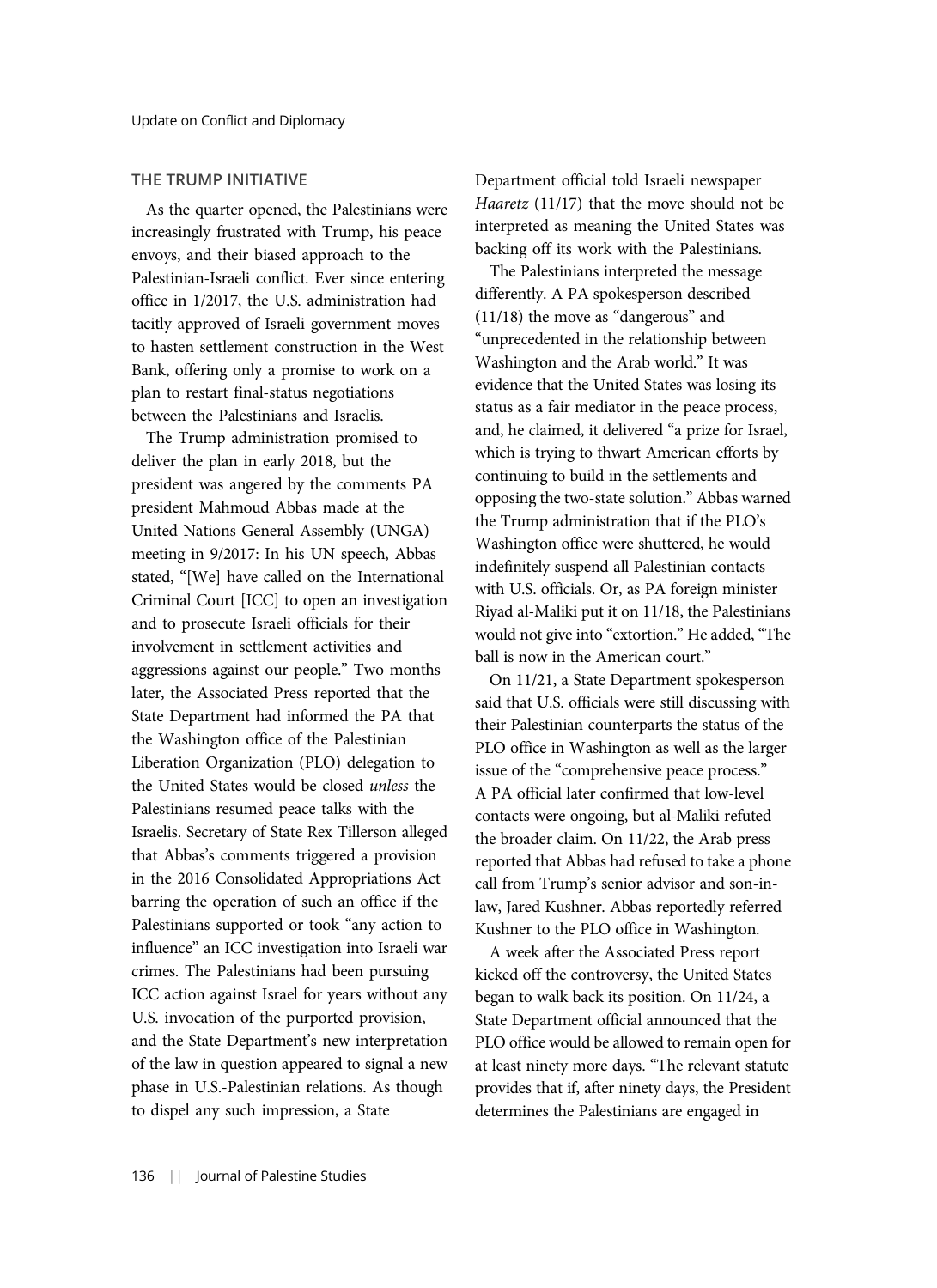## THE TRUMP INITIATIVE

As the quarter opened, the Palestinians were increasingly frustrated with Trump, his peace envoys, and their biased approach to the Palestinian-Israeli conflict. Ever since entering office in 1/2017, the U.S. administration had tacitly approved of Israeli government moves to hasten settlement construction in the West Bank, offering only a promise to work on a plan to restart final-status negotiations between the Palestinians and Israelis.

The Trump administration promised to deliver the plan in early 2018, but the president was angered by the comments PA president Mahmoud Abbas made at the United Nations General Assembly (UNGA) meeting in 9/2017: In his UN speech, Abbas stated, "[We] have called on the International Criminal Court [ICC] to open an investigation and to prosecute Israeli officials for their involvement in settlement activities and aggressions against our people." Two months later, the Associated Press reported that the State Department had informed the PA that the Washington office of the Palestinian Liberation Organization (PLO) delegation to the United States would be closed *unless* the Palestinians resumed peace talks with the Israelis. Secretary of State Rex Tillerson alleged that Abbas's comments triggered a provision in the 2016 Consolidated Appropriations Act barring the operation of such an office if the Palestinians supported or took "any action to influence" an ICC investigation into Israeli war crimes. The Palestinians had been pursuing ICC action against Israel for years without any U.S. invocation of the purported provision, and the State Department's new interpretation of the law in question appeared to signal a new phase in U.S.-Palestinian relations. As though to dispel any such impression, a State Department official told Israeli newspaper *Haaretz* (11/17) that the move should not be interpreted as meaning the United States was backing off its work with the Palestinians.

The Palestinians interpreted the message differently. A PA spokesperson described (11/18) the move as "dangerous" and "unprecedented in the relationship between Washington and the Arab world." It was evidence that the United States was losing its status as a fair mediator in the peace process, and, he claimed, it delivered "a prize for Israel, which is trying to thwart American efforts by continuing to build in the settlements and opposing the two-state solution." Abbas warned the Trump administration that if the PLO's Washington office were shuttered, he would indefinitely suspend all Palestinian contacts with U.S. officials. Or, as PA foreign minister Riyad al-Maliki put it on 11/18, the Palestinians would not give into "extortion." He added, "The ball is now in the American court."

On 11/21, a State Department spokesperson said that U.S. officials were still discussing with their Palestinian counterparts the status of the PLO office in Washington as well as the larger issue of the "comprehensive peace process." A PA official later confirmed that low-level contacts were ongoing, but al-Maliki refuted the broader claim. On 11/22, the Arab press reported that Abbas had refused to take a phone call from Trump's senior advisor and son-in-law, Jared Kushner. Abbas reportedly referred Kushner to the PLO office in Washington.

A week after the Associated Press report kicked off the controversy, the United States began to walk back its position. On 11/24, a State Department official announced that the PLO office would be allowed to remain open for at least ninety more days. "The relevant statute provides that if, after ninety days, the President determines the Palestinians are engaged in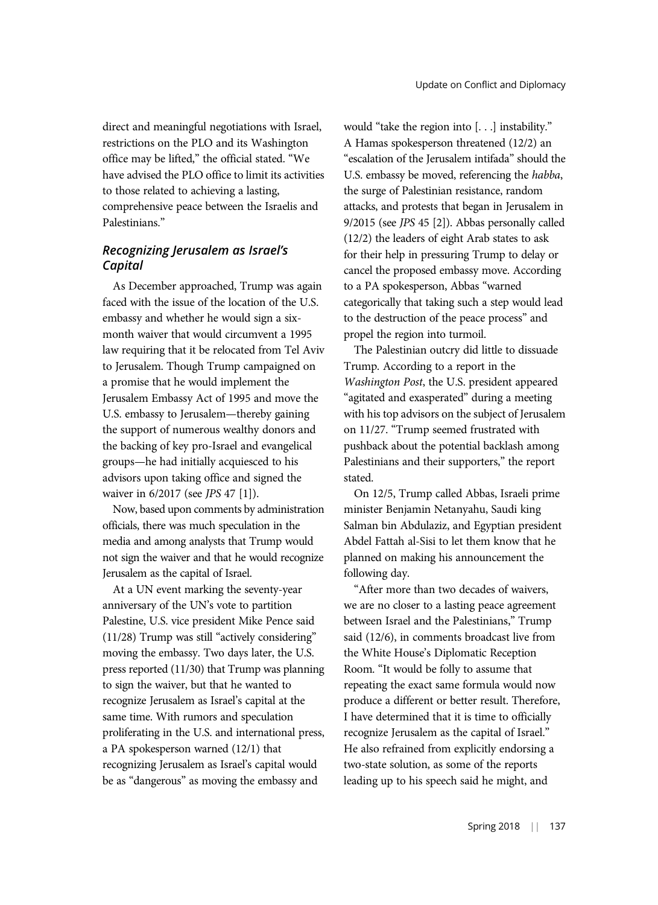direct and meaningful negotiations with Israel, restrictions on the PLO and its Washington office may be lifted," the official stated. "We have advised the PLO office to limit its activities to those related to achieving a lasting, comprehensive peace between the Israelis and Palestinians."

### *Recognizing Jerusalem as Israel's Capital*

As December approached, Trump was again faced with the issue of the location of the U.S. embassy and whether he would sign a six-month waiver that would circumvent a 1995 law requiring that it be relocated from Tel Aviv to Jerusalem. Though Trump campaigned on a promise that he would implement the Jerusalem Embassy Act of 1995 and move the U.S. embassy to Jerusalem—thereby gaining the support of numerous wealthy donors and the backing of key pro-Israel and evangelical groups—he had initially acquiesced to his advisors upon taking office and signed the waiver in 6/2017 (see *JPS* 47 [1]).

Now, based upon comments by administration officials, there was much speculation in the media and among analysts that Trump would not sign the waiver and that he would recognize Jerusalem as the capital of Israel.

At a UN event marking the seventy-year anniversary of the UN's vote to partition Palestine, U.S. vice president Mike Pence said (11/28) Trump was still "actively considering" moving the embassy. Two days later, the U.S. press reported (11/30) that Trump was planning to sign the waiver, but that he wanted to recognize Jerusalem as Israel's capital at the same time. With rumors and speculation proliferating in the U.S. and international press, a PA spokesperson warned (12/1) that recognizing Jerusalem as Israel's capital would be as "dangerous" as moving the embassy and would "take the region into [. . .] instability." A Hamas spokesperson threatened (12/2) an "escalation of the Jerusalem intifada" should the U.S. embassy be moved, referencing the *habba*, the surge of Palestinian resistance, random attacks, and protests that began in Jerusalem in 9/2015 (see *JPS* 45 [2]). Abbas personally called (12/2) the leaders of eight Arab states to ask for their help in pressuring Trump to delay or cancel the proposed embassy move. According to a PA spokesperson, Abbas "warned categorically that taking such a step would lead to the destruction of the peace process" and propel the region into turmoil.

The Palestinian outcry did little to dissuade Trump. According to a report in the *Washington Post*, the U.S. president appeared "agitated and exasperated" during a meeting with his top advisors on the subject of Jerusalem on 11/27. "Trump seemed frustrated with pushback about the potential backlash among Palestinians and their supporters," the report stated.

On 12/5, Trump called Abbas, Israeli prime minister Benjamin Netanyahu, Saudi king Salman bin Abdulaziz, and Egyptian president Abdel Fattah al-Sisi to let them know that he planned on making his announcement the following day.

"After more than two decades of waivers, we are no closer to a lasting peace agreement between Israel and the Palestinians," Trump said (12/6), in comments broadcast live from the White House's Diplomatic Reception Room. "It would be folly to assume that repeating the exact same formula would now produce a different or better result. Therefore, I have determined that it is time to officially recognize Jerusalem as the capital of Israel." He also refrained from explicitly endorsing a two-state solution, as some of the reports leading up to his speech said he might, and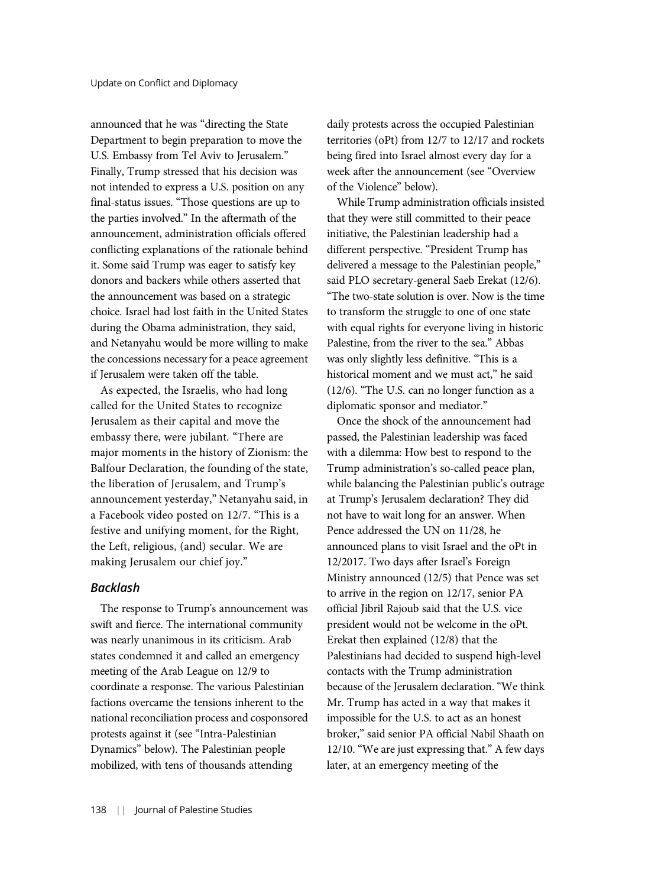announced that he was "directing the State Department to begin preparation to move the U.S. Embassy from Tel Aviv to Jerusalem." Finally, Trump stressed that his decision was not intended to express a U.S. position on any final-status issues. "Those questions are up to the parties involved." In the aftermath of the announcement, administration officials offered conflicting explanations of the rationale behind it. Some said Trump was eager to satisfy key donors and backers while others asserted that the announcement was based on a strategic choice. Israel had lost faith in the United States during the Obama administration, they said, and Netanyahu would be more willing to make the concessions necessary for a peace agreement if Jerusalem were taken off the table.

As expected, the Israelis, who had long called for the United States to recognize Jerusalem as their capital and move the embassy there, were jubilant. "There are major moments in the history of Zionism: the Balfour Declaration, the founding of the state, the liberation of Jerusalem, and Trump's announcement yesterday," Netanyahu said, in a Facebook video posted on 12/7. "This is a festive and unifying moment, for the Right, the Left, religious, (and) secular. We are making Jerusalem our chief joy."

### *Backlash*

The response to Trump's announcement was swift and fierce. The international community was nearly unanimous in its criticism. Arab states condemned it and called an emergency meeting of the Arab League on 12/9 to coordinate a response. The various Palestinian factions overcame the tensions inherent to the national reconciliation process and cosponsored protests against it (see "Intra-Palestinian Dynamics" below). The Palestinian people mobilized, with tens of thousands attending daily protests across the occupied Palestinian territories (oPt) from 12/7 to 12/17 and rockets being fired into Israel almost every day for a week after the announcement (see "Overview of the Violence" below).

While Trump administration officials insisted that they were still committed to their peace initiative, the Palestinian leadership had a different perspective. "President Trump has delivered a message to the Palestinian people," said PLO secretary-general Saeb Erekat (12/6). "The two-state solution is over. Now is the time to transform the struggle to one of one state with equal rights for everyone living in historic Palestine, from the river to the sea." Abbas was only slightly less definitive. "This is a historical moment and we must act," he said (12/6). "The U.S. can no longer function as a diplomatic sponsor and mediator."

Once the shock of the announcement had passed, the Palestinian leadership was faced with a dilemma: How best to respond to the Trump administration's so-called peace plan, while balancing the Palestinian public's outrage at Trump's Jerusalem declaration? They did not have to wait long for an answer. When Pence addressed the UN on 11/28, he announced plans to visit Israel and the oPt in 12/2017. Two days after Israel's Foreign Ministry announced (12/5) that Pence was set to arrive in the region on 12/17, senior PA official Jibril Rajoub said that the U.S. vice president would not be welcome in the oPt. Erekat then explained (12/8) that the Palestinians had decided to suspend high-level contacts with the Trump administration because of the Jerusalem declaration. "We think Mr. Trump has acted in a way that makes it impossible for the U.S. to act as an honest broker," said senior PA official Nabil Shaath on 12/10. "We are just expressing that." A few days later, at an emergency meeting of the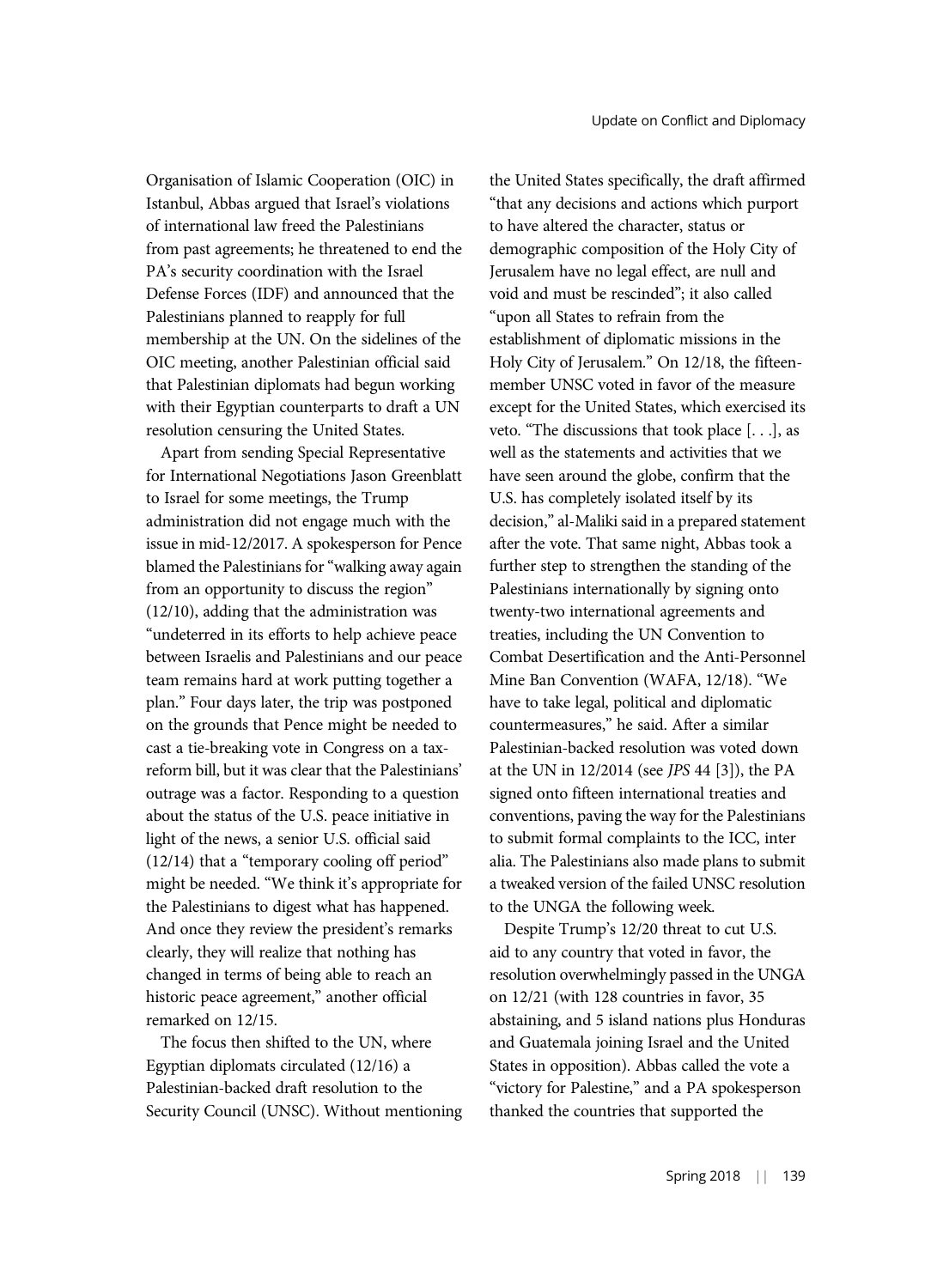Organisation of Islamic Cooperation (OIC) in Istanbul, Abbas argued that Israel's violations of international law freed the Palestinians from past agreements; he threatened to end the PA's security coordination with the Israel Defense Forces (IDF) and announced that the Palestinians planned to reapply for full membership at the UN. On the sidelines of the OIC meeting, another Palestinian official said that Palestinian diplomats had begun working with their Egyptian counterparts to draft a UN resolution censuring the United States.

Apart from sending Special Representative for International Negotiations Jason Greenblatt to Israel for some meetings, the Trump administration did not engage much with the issue in mid-12/2017. A spokesperson for Pence blamed the Palestinians for "walking away again from an opportunity to discuss the region" (12/10), adding that the administration was "undeterred in its efforts to help achieve peace between Israelis and Palestinians and our peace team remains hard at work putting together a plan." Four days later, the trip was postponed on the grounds that Pence might be needed to cast a tie-breaking vote in Congress on a tax-reform bill, but it was clear that the Palestinians' outrage was a factor. Responding to a question about the status of the U.S. peace initiative in light of the news, a senior U.S. official said (12/14) that a "temporary cooling off period" might be needed. "We think it's appropriate for the Palestinians to digest what has happened. And once they review the president's remarks clearly, they will realize that nothing has changed in terms of being able to reach an historic peace agreement," another official remarked on 12/15.

The focus then shifted to the UN, where Egyptian diplomats circulated (12/16) a Palestinian-backed draft resolution to the Security Council (UNSC). Without mentioning the United States specifically, the draft affirmed "that any decisions and actions which purport to have altered the character, status or demographic composition of the Holy City of Jerusalem have no legal effect, are null and void and must be rescinded"; it also called "upon all States to refrain from the establishment of diplomatic missions in the Holy City of Jerusalem." On 12/18, the fifteen-member UNSC voted in favor of the measure except for the United States, which exercised its veto. "The discussions that took place [. . .], as well as the statements and activities that we have seen around the globe, confirm that the U.S. has completely isolated itself by its decision," al-Maliki said in a prepared statement after the vote. That same night, Abbas took a further step to strengthen the standing of the Palestinians internationally by signing onto twenty-two international agreements and treaties, including the UN Convention to Combat Desertification and the Anti-Personnel Mine Ban Convention (WAFA, 12/18). "We have to take legal, political and diplomatic countermeasures," he said. After a similar Palestinian-backed resolution was voted down at the UN in 12/2014 (see *JPS* 44 [3]), the PA signed onto fifteen international treaties and conventions, paving the way for the Palestinians to submit formal complaints to the ICC, inter alia. The Palestinians also made plans to submit a tweaked version of the failed UNSC resolution to the UNGA the following week.

Despite Trump's 12/20 threat to cut U.S. aid to any country that voted in favor, the resolution overwhelmingly passed in the UNGA on 12/21 (with 128 countries in favor, 35 abstaining, and 5 island nations plus Honduras and Guatemala joining Israel and the United States in opposition). Abbas called the vote a "victory for Palestine," and a PA spokesperson thanked the countries that supported the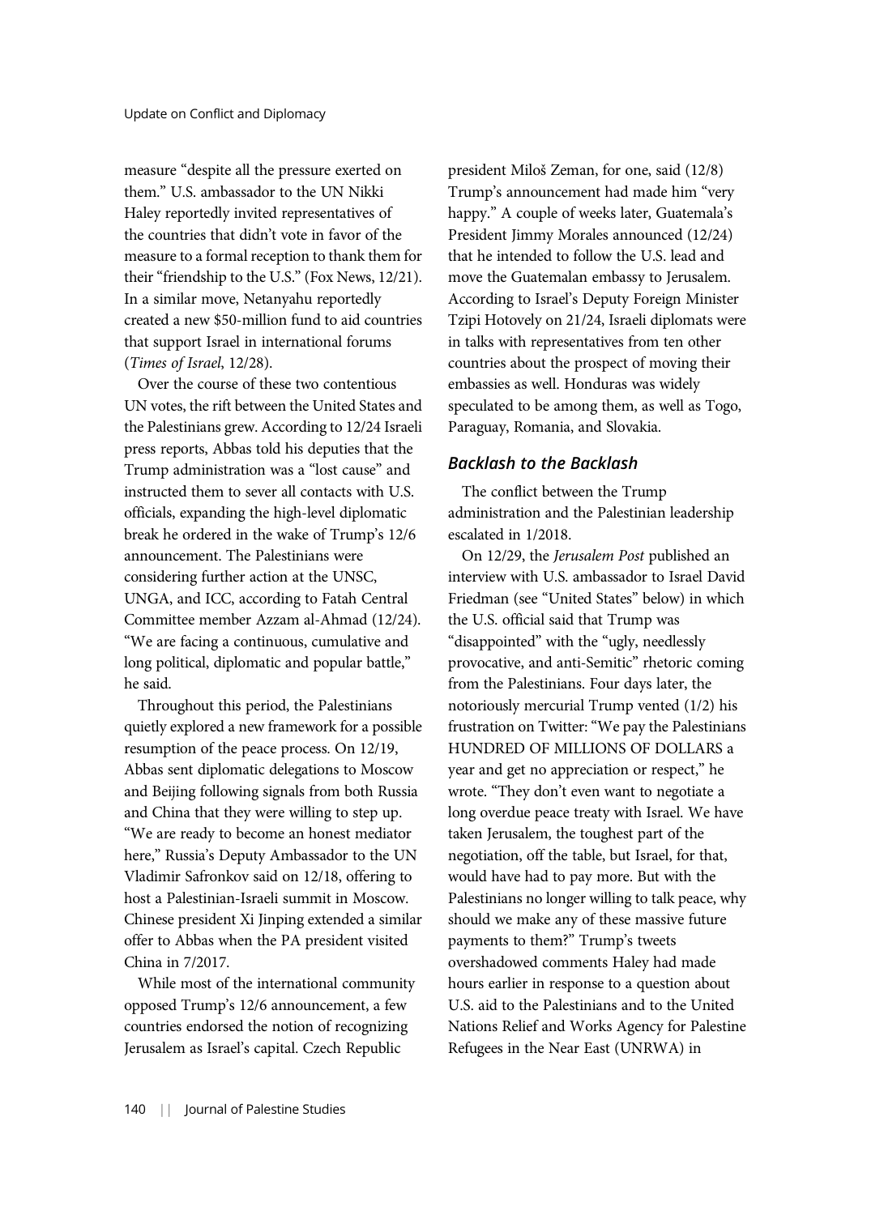measure "despite all the pressure exerted on them." U.S. ambassador to the UN Nikki Haley reportedly invited representatives of the countries that didn't vote in favor of the measure to a formal reception to thank them for their "friendship to the U.S." (Fox News, 12/21). In a similar move, Netanyahu reportedly created a new $50-million fund to aid countries that support Israel in international forums (*Times of Israel*, 12/28).

Over the course of these two contentious UN votes, the rift between the United States and the Palestinians grew. According to 12/24 Israeli press reports, Abbas told his deputies that the Trump administration was a "lost cause" and instructed them to sever all contacts with U.S. officials, expanding the high-level diplomatic break he ordered in the wake of Trump's 12/6 announcement. The Palestinians were considering further action at the UNSC, UNGA, and ICC, according to Fatah Central Committee member Azzam al-Ahmad (12/24). "We are facing a continuous, cumulative and long political, diplomatic and popular battle," he said.

Throughout this period, the Palestinians quietly explored a new framework for a possible resumption of the peace process. On 12/19, Abbas sent diplomatic delegations to Moscow and Beijing following signals from both Russia and China that they were willing to step up. "We are ready to become an honest mediator here," Russia's Deputy Ambassador to the UN Vladimir Safronkov said on 12/18, offering to host a Palestinian-Israeli summit in Moscow. Chinese president Xi Jinping extended a similar offer to Abbas when the PA president visited China in 7/2017.

While most of the international community opposed Trump's 12/6 announcement, a few countries endorsed the notion of recognizing Jerusalem as Israel's capital. Czech Republic president Miloš Zeman, for one, said (12/8) Trump's announcement had made him "very happy." A couple of weeks later, Guatemala's President Jimmy Morales announced (12/24) that he intended to follow the U.S. lead and move the Guatemalan embassy to Jerusalem. According to Israel's Deputy Foreign Minister Tzipi Hotovely on 21/24, Israeli diplomats were in talks with representatives from ten other countries about the prospect of moving their embassies as well. Honduras was widely speculated to be among them, as well as Togo, Paraguay, Romania, and Slovakia.

### *Backlash to the Backlash*

The conflict between the Trump administration and the Palestinian leadership escalated in 1/2018.

On 12/29, the *Jerusalem Post* published an interview with U.S. ambassador to Israel David Friedman (see "United States" below) in which the U.S. official said that Trump was "disappointed" with the "ugly, needlessly provocative, and anti-Semitic" rhetoric coming from the Palestinians. Four days later, the notoriously mercurial Trump vented (1/2) his frustration on Twitter: "We pay the Palestinians HUNDRED OF MILLIONS OF DOLLARS a year and get no appreciation or respect," he wrote. "They don't even want to negotiate a long overdue peace treaty with Israel. We have taken Jerusalem, the toughest part of the negotiation, off the table, but Israel, for that, would have had to pay more. But with the Palestinians no longer willing to talk peace, why should we make any of these massive future payments to them?" Trump's tweets overshadowed comments Haley had made hours earlier in response to a question about U.S. aid to the Palestinians and to the United Nations Relief and Works Agency for Palestine Refugees in the Near East (UNRWA) in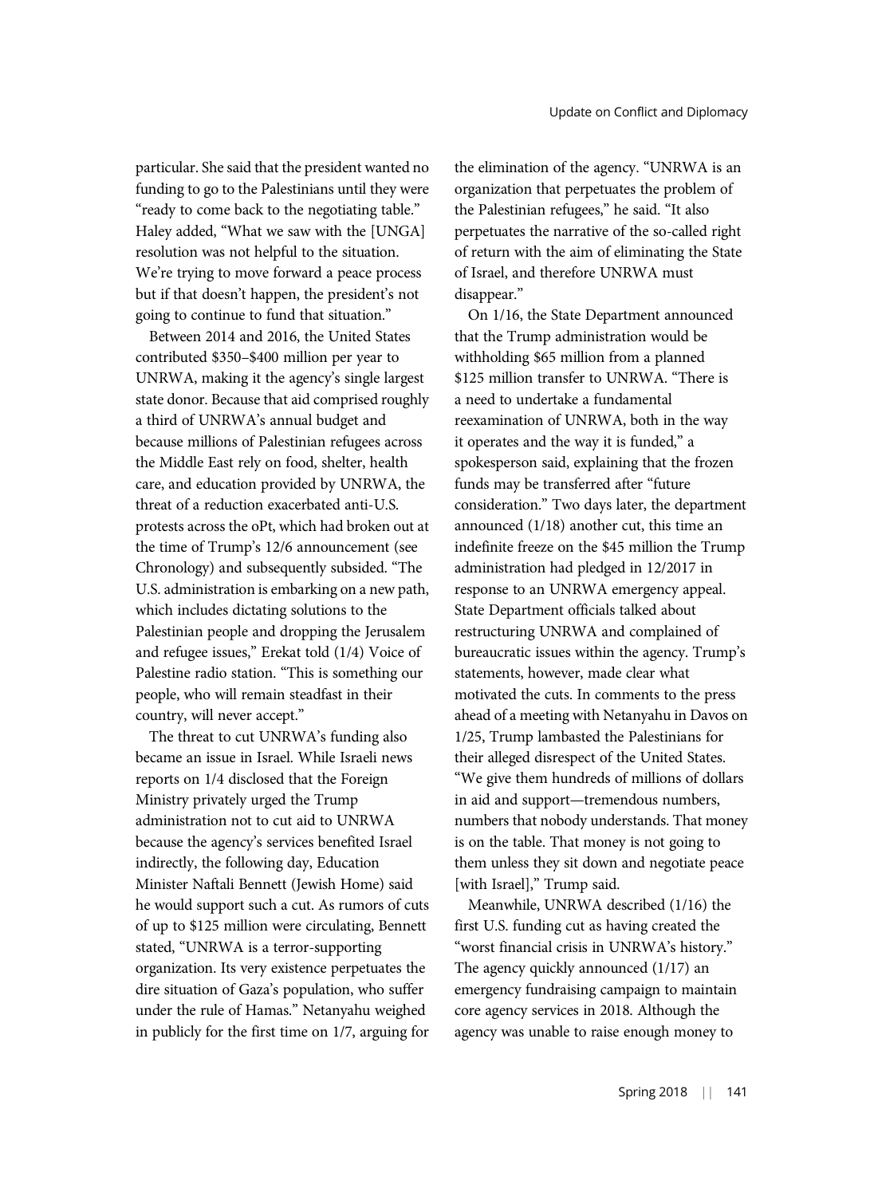particular. She said that the president wanted no funding to go to the Palestinians until they were "ready to come back to the negotiating table." Haley added, "What we saw with the [UNGA] resolution was not helpful to the situation. We're trying to move forward a peace process but if that doesn't happen, the president's not going to continue to fund that situation."

Between 2014 and 2016, the United States contributed $350–$400 million per year to UNRWA, making it the agency's single largest state donor. Because that aid comprised roughly a third of UNRWA's annual budget and because millions of Palestinian refugees across the Middle East rely on food, shelter, health care, and education provided by UNRWA, the threat of a reduction exacerbated anti-U.S. protests across the oPt, which had broken out at the time of Trump's 12/6 announcement (see Chronology) and subsequently subsided. "The U.S. administration is embarking on a new path, which includes dictating solutions to the Palestinian people and dropping the Jerusalem and refugee issues," Erekat told (1/4) Voice of Palestine radio station. "This is something our people, who will remain steadfast in their country, will never accept."

The threat to cut UNRWA's funding also became an issue in Israel. While Israeli news reports on 1/4 disclosed that the Foreign Ministry privately urged the Trump administration not to cut aid to UNRWA because the agency's services benefited Israel indirectly, the following day, Education Minister Naftali Bennett (Jewish Home) said he would support such a cut. As rumors of cuts of up to $125 million were circulating, Bennett stated, "UNRWA is a terror-supporting organization. Its very existence perpetuates the dire situation of Gaza's population, who suffer under the rule of Hamas." Netanyahu weighed in publicly for the first time on 1/7, arguing for the elimination of the agency. "UNRWA is an organization that perpetuates the problem of the Palestinian refugees," he said. "It also perpetuates the narrative of the so-called right of return with the aim of eliminating the State of Israel, and therefore UNRWA must disappear."

On 1/16, the State Department announced that the Trump administration would be withholding $65 million from a planned $125 million transfer to UNRWA. "There is a need to undertake a fundamental reexamination of UNRWA, both in the way it operates and the way it is funded," a spokesperson said, explaining that the frozen funds may be transferred after "future consideration." Two days later, the department announced (1/18) another cut, this time an indefinite freeze on the $45 million the Trump administration had pledged in 12/2017 in response to an UNRWA emergency appeal. State Department officials talked about restructuring UNRWA and complained of bureaucratic issues within the agency. Trump's statements, however, made clear what motivated the cuts. In comments to the press ahead of a meeting with Netanyahu in Davos on 1/25, Trump lambasted the Palestinians for their alleged disrespect of the United States. "We give them hundreds of millions of dollars in aid and support—tremendous numbers, numbers that nobody understands. That money is on the table. That money is not going to them unless they sit down and negotiate peace [with Israel]," Trump said.

Meanwhile, UNRWA described (1/16) the first U.S. funding cut as having created the "worst financial crisis in UNRWA's history." The agency quickly announced (1/17) an emergency fundraising campaign to maintain core agency services in 2018. Although the agency was unable to raise enough money to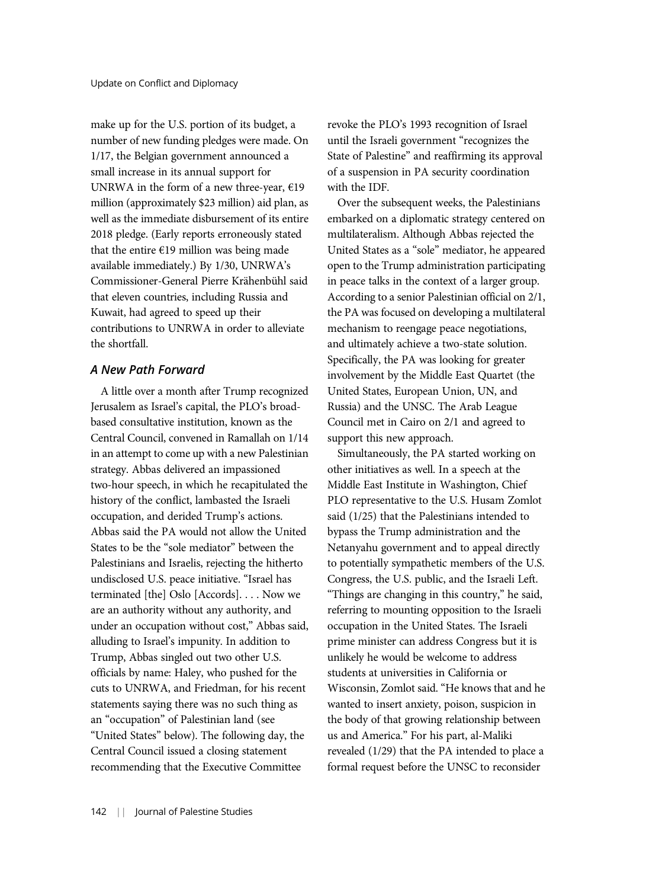make up for the U.S. portion of its budget, a number of new funding pledges were made. On 1/17, the Belgian government announced a small increase in its annual support for UNRWA in the form of a new three-year, €19 million (approximately $23 million) aid plan, as well as the immediate disbursement of its entire 2018 pledge. (Early reports erroneously stated that the entire €19 million was being made available immediately.) By 1/30, UNRWA's Commissioner-General Pierre Krähenbühl said that eleven countries, including Russia and Kuwait, had agreed to speed up their contributions to UNRWA in order to alleviate the shortfall.

### *A New Path Forward*

A little over a month after Trump recognized Jerusalem as Israel's capital, the PLO's broad-based consultative institution, known as the Central Council, convened in Ramallah on 1/14 in an attempt to come up with a new Palestinian strategy. Abbas delivered an impassioned two-hour speech, in which he recapitulated the history of the conflict, lambasted the Israeli occupation, and derided Trump's actions. Abbas said the PA would not allow the United States to be the "sole mediator" between the Palestinians and Israelis, rejecting the hitherto undisclosed U.S. peace initiative. "Israel has terminated [the] Oslo [Accords]. . . . Now we are an authority without any authority, and under an occupation without cost," Abbas said, alluding to Israel's impunity. In addition to Trump, Abbas singled out two other U.S. officials by name: Haley, who pushed for the cuts to UNRWA, and Friedman, for his recent statements saying there was no such thing as an "occupation" of Palestinian land (see "United States" below). The following day, the Central Council issued a closing statement recommending that the Executive Committee revoke the PLO's 1993 recognition of Israel until the Israeli government "recognizes the State of Palestine" and reaffirming its approval of a suspension in PA security coordination with the IDF.

Over the subsequent weeks, the Palestinians embarked on a diplomatic strategy centered on multilateralism. Although Abbas rejected the United States as a "sole" mediator, he appeared open to the Trump administration participating in peace talks in the context of a larger group. According to a senior Palestinian official on 2/1, the PA was focused on developing a multilateral mechanism to reengage peace negotiations, and ultimately achieve a two-state solution. Specifically, the PA was looking for greater involvement by the Middle East Quartet (the United States, European Union, UN, and Russia) and the UNSC. The Arab League Council met in Cairo on 2/1 and agreed to support this new approach.

Simultaneously, the PA started working on other initiatives as well. In a speech at the Middle East Institute in Washington, Chief PLO representative to the U.S. Husam Zomlot said (1/25) that the Palestinians intended to bypass the Trump administration and the Netanyahu government and to appeal directly to potentially sympathetic members of the U.S. Congress, the U.S. public, and the Israeli Left. "Things are changing in this country," he said, referring to mounting opposition to the Israeli occupation in the United States. The Israeli prime minister can address Congress but it is unlikely he would be welcome to address students at universities in California or Wisconsin, Zomlot said. "He knows that and he wanted to insert anxiety, poison, suspicion in the body of that growing relationship between us and America." For his part, al-Maliki revealed (1/29) that the PA intended to place a formal request before the UNSC to reconsider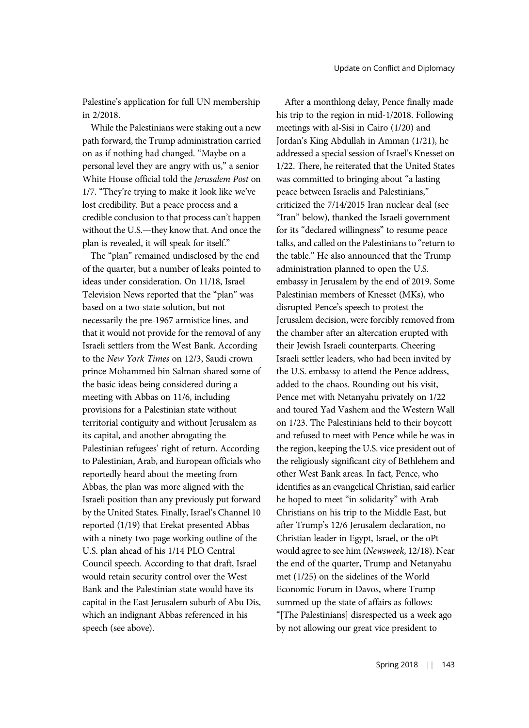Palestine's application for full UN membership in 2/2018.

While the Palestinians were staking out a new path forward, the Trump administration carried on as if nothing had changed. "Maybe on a personal level they are angry with us," a senior White House official told the *Jerusalem Post* on 1/7. "They're trying to make it look like we've lost credibility. But a peace process and a credible conclusion to that process can't happen without the U.S.—they know that. And once the plan is revealed, it will speak for itself."

The "plan" remained undisclosed by the end of the quarter, but a number of leaks pointed to ideas under consideration. On 11/18, Israel Television News reported that the "plan" was based on a two-state solution, but not necessarily the pre-1967 armistice lines, and that it would not provide for the removal of any Israeli settlers from the West Bank. According to the *New York Times* on 12/3, Saudi crown prince Mohammed bin Salman shared some of the basic ideas being considered during a meeting with Abbas on 11/6, including provisions for a Palestinian state without territorial contiguity and without Jerusalem as its capital, and another abrogating the Palestinian refugees' right of return. According to Palestinian, Arab, and European officials who reportedly heard about the meeting from Abbas, the plan was more aligned with the Israeli position than any previously put forward by the United States. Finally, Israel's Channel 10 reported (1/19) that Erekat presented Abbas with a ninety-two-page working outline of the U.S. plan ahead of his 1/14 PLO Central Council speech. According to that draft, Israel would retain security control over the West Bank and the Palestinian state would have its capital in the East Jerusalem suburb of Abu Dis, which an indignant Abbas referenced in his speech (see above).

After a monthlong delay, Pence finally made his trip to the region in mid-1/2018. Following meetings with al-Sisi in Cairo (1/20) and Jordan's King Abdullah in Amman (1/21), he addressed a special session of Israel's Knesset on 1/22. There, he reiterated that the United States was committed to bringing about "a lasting peace between Israelis and Palestinians," criticized the 7/14/2015 Iran nuclear deal (see "Iran" below), thanked the Israeli government for its "declared willingness" to resume peace talks, and called on the Palestinians to "return to the table." He also announced that the Trump administration planned to open the U.S. embassy in Jerusalem by the end of 2019. Some Palestinian members of Knesset (MKs), who disrupted Pence's speech to protest the Jerusalem decision, were forcibly removed from the chamber after an altercation erupted with their Jewish Israeli counterparts. Cheering Israeli settler leaders, who had been invited by the U.S. embassy to attend the Pence address, added to the chaos. Rounding out his visit, Pence met with Netanyahu privately on 1/22 and toured Yad Vashem and the Western Wall on 1/23. The Palestinians held to their boycott and refused to meet with Pence while he was in the region, keeping the U.S. vice president out of the religiously significant city of Bethlehem and other West Bank areas. In fact, Pence, who identifies as an evangelical Christian, said earlier he hoped to meet "in solidarity" with Arab Christians on his trip to the Middle East, but after Trump's 12/6 Jerusalem declaration, no Christian leader in Egypt, Israel, or the oPt would agree to see him (*Newsweek*, 12/18). Near the end of the quarter, Trump and Netanyahu met (1/25) on the sidelines of the World Economic Forum in Davos, where Trump summed up the state of affairs as follows: "[The Palestinians] disrespected us a week ago by not allowing our great vice president to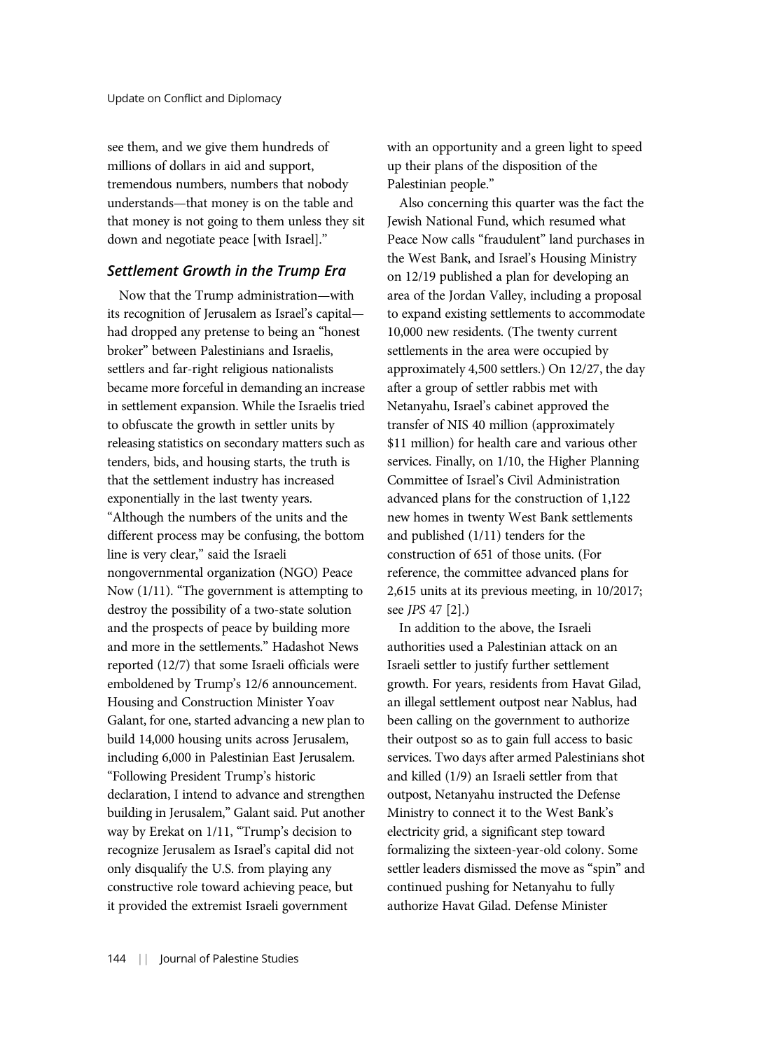see them, and we give them hundreds of millions of dollars in aid and support, tremendous numbers, numbers that nobody understands—that money is on the table and that money is not going to them unless they sit down and negotiate peace [with Israel]."

### *Settlement Growth in the Trump Era*

Now that the Trump administration—with its recognition of Jerusalem as Israel's capital—had dropped any pretense to being an "honest broker" between Palestinians and Israelis, settlers and far-right religious nationalists became more forceful in demanding an increase in settlement expansion. While the Israelis tried to obfuscate the growth in settler units by releasing statistics on secondary matters such as tenders, bids, and housing starts, the truth is that the settlement industry has increased exponentially in the last twenty years. "Although the numbers of the units and the different process may be confusing, the bottom line is very clear," said the Israeli nongovernmental organization (NGO) Peace Now (1/11). "The government is attempting to destroy the possibility of a two-state solution and the prospects of peace by building more and more in the settlements." Hadashot News reported (12/7) that some Israeli officials were emboldened by Trump's 12/6 announcement. Housing and Construction Minister Yoav Galant, for one, started advancing a new plan to build 14,000 housing units across Jerusalem, including 6,000 in Palestinian East Jerusalem. "Following President Trump's historic declaration, I intend to advance and strengthen building in Jerusalem," Galant said. Put another way by Erekat on 1/11, "Trump's decision to recognize Jerusalem as Israel's capital did not only disqualify the U.S. from playing any constructive role toward achieving peace, but it provided the extremist Israeli government with an opportunity and a green light to speed up their plans of the disposition of the Palestinian people."

Also concerning this quarter was the fact the Jewish National Fund, which resumed what Peace Now calls "fraudulent" land purchases in the West Bank, and Israel's Housing Ministry on 12/19 published a plan for developing an area of the Jordan Valley, including a proposal to expand existing settlements to accommodate 10,000 new residents. (The twenty current settlements in the area were occupied by approximately 4,500 settlers.) On 12/27, the day after a group of settler rabbis met with Netanyahu, Israel's cabinet approved the transfer of NIS 40 million (approximately $11 million) for health care and various other services. Finally, on 1/10, the Higher Planning Committee of Israel's Civil Administration advanced plans for the construction of 1,122 new homes in twenty West Bank settlements and published (1/11) tenders for the construction of 651 of those units. (For reference, the committee advanced plans for 2,615 units at its previous meeting, in 10/2017; see *JPS* 47 [2].)

In addition to the above, the Israeli authorities used a Palestinian attack on an Israeli settler to justify further settlement growth. For years, residents from Havat Gilad, an illegal settlement outpost near Nablus, had been calling on the government to authorize their outpost so as to gain full access to basic services. Two days after armed Palestinians shot and killed (1/9) an Israeli settler from that outpost, Netanyahu instructed the Defense Ministry to connect it to the West Bank's electricity grid, a significant step toward formalizing the sixteen-year-old colony. Some settler leaders dismissed the move as "spin" and continued pushing for Netanyahu to fully authorize Havat Gilad. Defense Minister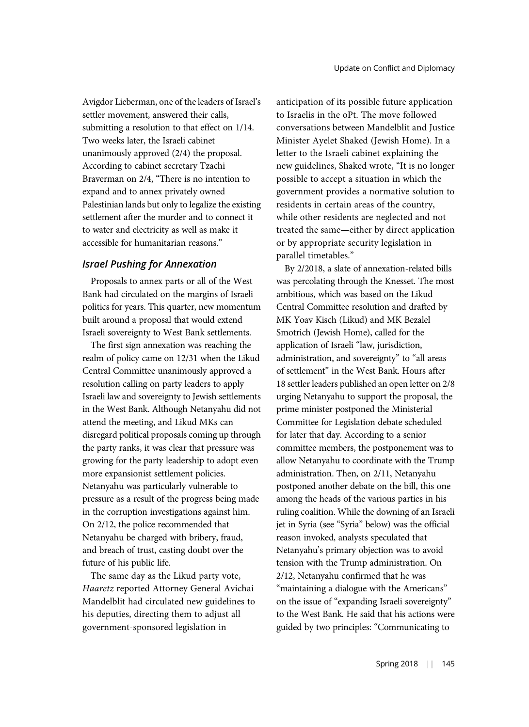Avigdor Lieberman, one of the leaders of Israel's settler movement, answered their calls, submitting a resolution to that effect on 1/14. Two weeks later, the Israeli cabinet unanimously approved (2/4) the proposal. According to cabinet secretary Tzachi Braverman on 2/4, "There is no intention to expand and to annex privately owned Palestinian lands but only to legalize the existing settlement after the murder and to connect it to water and electricity as well as make it accessible for humanitarian reasons."

### *Israel Pushing for Annexation*

Proposals to annex parts or all of the West Bank had circulated on the margins of Israeli politics for years. This quarter, new momentum built around a proposal that would extend Israeli sovereignty to West Bank settlements.

The first sign annexation was reaching the realm of policy came on 12/31 when the Likud Central Committee unanimously approved a resolution calling on party leaders to apply Israeli law and sovereignty to Jewish settlements in the West Bank. Although Netanyahu did not attend the meeting, and Likud MKs can disregard political proposals coming up through the party ranks, it was clear that pressure was growing for the party leadership to adopt even more expansionist settlement policies. Netanyahu was particularly vulnerable to pressure as a result of the progress being made in the corruption investigations against him. On 2/12, the police recommended that Netanyahu be charged with bribery, fraud, and breach of trust, casting doubt over the future of his public life.

The same day as the Likud party vote, *Haaretz* reported Attorney General Avichai Mandelblit had circulated new guidelines to his deputies, directing them to adjust all government-sponsored legislation in anticipation of its possible future application to Israelis in the oPt. The move followed conversations between Mandelblit and Justice Minister Ayelet Shaked (Jewish Home). In a letter to the Israeli cabinet explaining the new guidelines, Shaked wrote, "It is no longer possible to accept a situation in which the government provides a normative solution to residents in certain areas of the country, while other residents are neglected and not treated the same—either by direct application or by appropriate security legislation in parallel timetables."

By 2/2018, a slate of annexation-related bills was percolating through the Knesset. The most ambitious, which was based on the Likud Central Committee resolution and drafted by MK Yoav Kisch (Likud) and MK Bezalel Smotrich (Jewish Home), called for the application of Israeli "law, jurisdiction, administration, and sovereignty" to "all areas of settlement" in the West Bank. Hours after 18 settler leaders published an open letter on 2/8 urging Netanyahu to support the proposal, the prime minister postponed the Ministerial Committee for Legislation debate scheduled for later that day. According to a senior committee members, the postponement was to allow Netanyahu to coordinate with the Trump administration. Then, on 2/11, Netanyahu postponed another debate on the bill, this one among the heads of the various parties in his ruling coalition. While the downing of an Israeli jet in Syria (see "Syria" below) was the official reason invoked, analysts speculated that Netanyahu's primary objection was to avoid tension with the Trump administration. On 2/12, Netanyahu confirmed that he was "maintaining a dialogue with the Americans" on the issue of "expanding Israeli sovereignty" to the West Bank. He said that his actions were guided by two principles: "Communicating to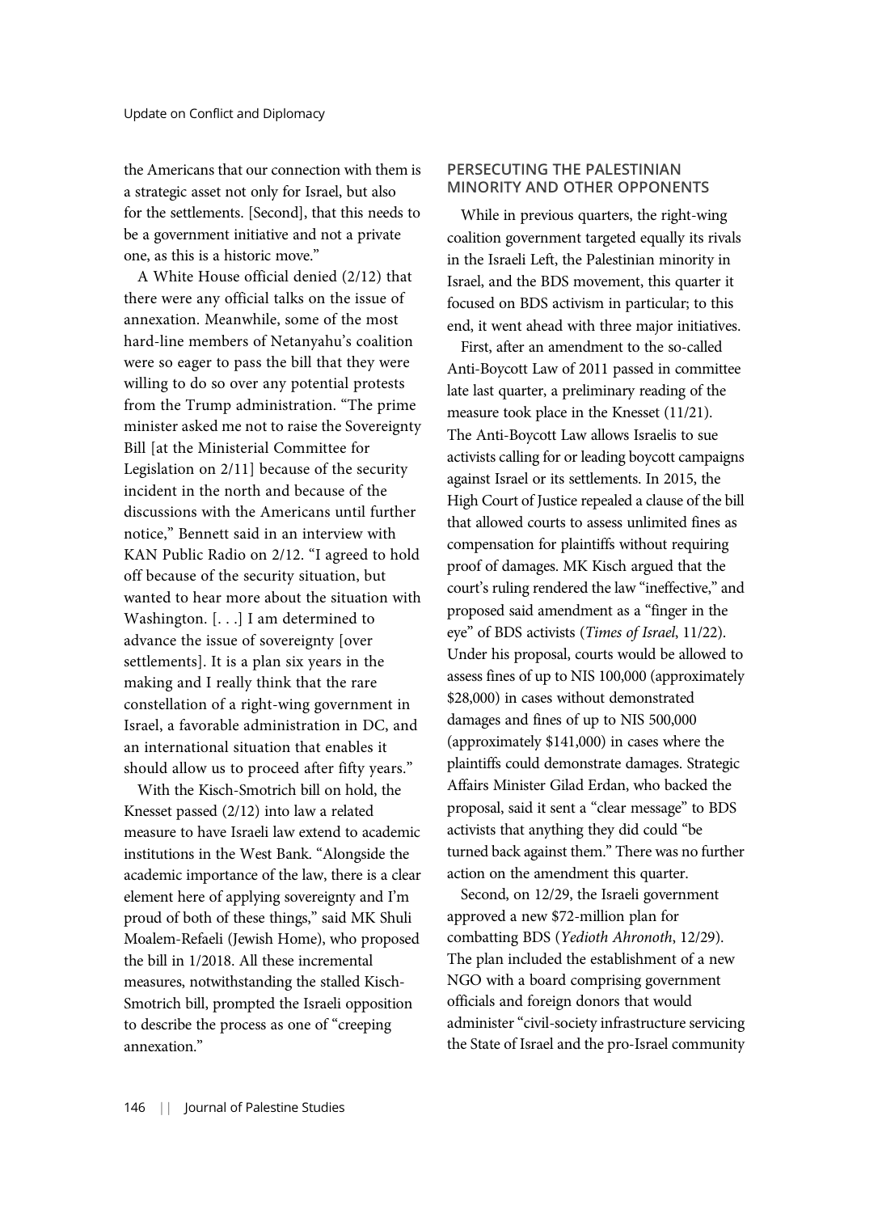the Americans that our connection with them is a strategic asset not only for Israel, but also for the settlements. [Second], that this needs to be a government initiative and not a private one, as this is a historic move."

A White House official denied (2/12) that there were any official talks on the issue of annexation. Meanwhile, some of the most hard-line members of Netanyahu's coalition were so eager to pass the bill that they were willing to do so over any potential protests from the Trump administration. "The prime minister asked me not to raise the Sovereignty Bill [at the Ministerial Committee for Legislation on 2/11] because of the security incident in the north and because of the discussions with the Americans until further notice," Bennett said in an interview with KAN Public Radio on 2/12. "I agreed to hold off because of the security situation, but wanted to hear more about the situation with Washington. [. . .] I am determined to advance the issue of sovereignty [over settlements]. It is a plan six years in the making and I really think that the rare constellation of a right-wing government in Israel, a favorable administration in DC, and an international situation that enables it should allow us to proceed after fifty years."

With the Kisch-Smotrich bill on hold, the Knesset passed (2/12) into law a related measure to have Israeli law extend to academic institutions in the West Bank. "Alongside the academic importance of the law, there is a clear element here of applying sovereignty and I'm proud of both of these things," said MK Shuli Moalem-Refaeli (Jewish Home), who proposed the bill in 1/2018. All these incremental measures, notwithstanding the stalled Kisch-Smotrich bill, prompted the Israeli opposition to describe the process as one of "creeping annexation."

## PERSECUTING THE PALESTINIAN MINORITY AND OTHER OPPONENTS

While in previous quarters, the right-wing coalition government targeted equally its rivals in the Israeli Left, the Palestinian minority in Israel, and the BDS movement, this quarter it focused on BDS activism in particular; to this end, it went ahead with three major initiatives.

First, after an amendment to the so-called Anti-Boycott Law of 2011 passed in committee late last quarter, a preliminary reading of the measure took place in the Knesset (11/21). The Anti-Boycott Law allows Israelis to sue activists calling for or leading boycott campaigns against Israel or its settlements. In 2015, the High Court of Justice repealed a clause of the bill that allowed courts to assess unlimited fines as compensation for plaintiffs without requiring proof of damages. MK Kisch argued that the court's ruling rendered the law "ineffective," and proposed said amendment as a "finger in the eye" of BDS activists (*Times of Israel*, 11/22). Under his proposal, courts would be allowed to assess fines of up to NIS 100,000 (approximately $28,000) in cases without demonstrated damages and fines of up to NIS 500,000 (approximately $141,000) in cases where the plaintiffs could demonstrate damages. Strategic Affairs Minister Gilad Erdan, who backed the proposal, said it sent a "clear message" to BDS activists that anything they did could "be turned back against them." There was no further action on the amendment this quarter.

Second, on 12/29, the Israeli government approved a new $72-million plan for combatting BDS (*Yedioth Ahronoth*, 12/29). The plan included the establishment of a new NGO with a board comprising government officials and foreign donors that would administer "civil-society infrastructure servicing the State of Israel and the pro-Israel community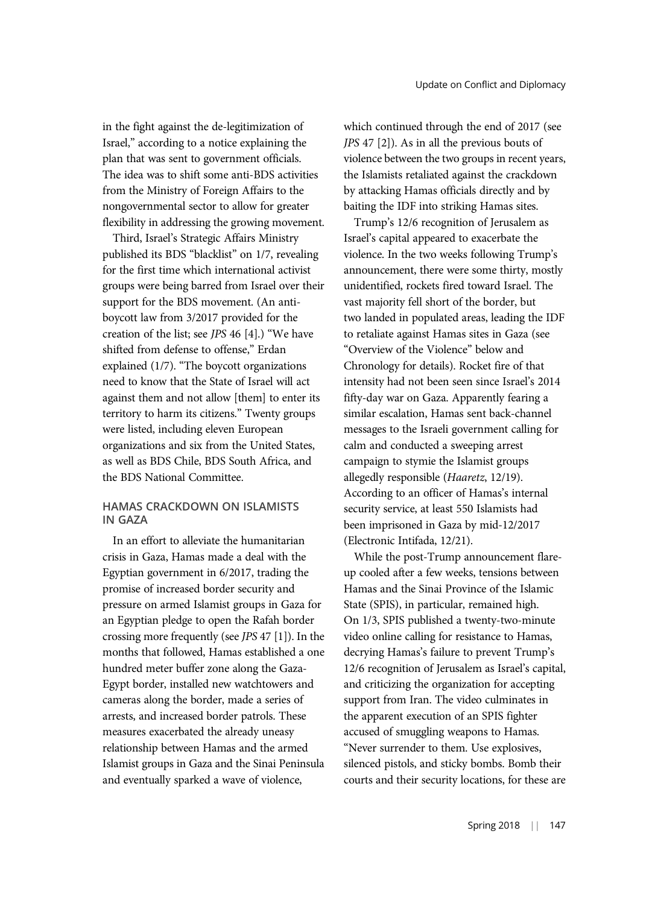in the fight against the de-legitimization of Israel," according to a notice explaining the plan that was sent to government officials. The idea was to shift some anti-BDS activities from the Ministry of Foreign Affairs to the nongovernmental sector to allow for greater flexibility in addressing the growing movement.

Third, Israel's Strategic Affairs Ministry published its BDS "blacklist" on 1/7, revealing for the first time which international activist groups were being barred from Israel over their support for the BDS movement. (An anti-boycott law from 3/2017 provided for the creation of the list; see *JPS* 46 [4].) "We have shifted from defense to offense," Erdan explained (1/7). "The boycott organizations need to know that the State of Israel will act against them and not allow [them] to enter its territory to harm its citizens." Twenty groups were listed, including eleven European organizations and six from the United States, as well as BDS Chile, BDS South Africa, and the BDS National Committee.

## HAMAS CRACKDOWN ON ISLAMISTS IN GAZA

In an effort to alleviate the humanitarian crisis in Gaza, Hamas made a deal with the Egyptian government in 6/2017, trading the promise of increased border security and pressure on armed Islamist groups in Gaza for an Egyptian pledge to open the Rafah border crossing more frequently (see *JPS* 47 [1]). In the months that followed, Hamas established a one hundred meter buffer zone along the Gaza-Egypt border, installed new watchtowers and cameras along the border, made a series of arrests, and increased border patrols. These measures exacerbated the already uneasy relationship between Hamas and the armed Islamist groups in Gaza and the Sinai Peninsula and eventually sparked a wave of violence, which continued through the end of 2017 (see *JPS* 47 [2]). As in all the previous bouts of violence between the two groups in recent years, the Islamists retaliated against the crackdown by attacking Hamas officials directly and by baiting the IDF into striking Hamas sites.

Trump's 12/6 recognition of Jerusalem as Israel's capital appeared to exacerbate the violence. In the two weeks following Trump's announcement, there were some thirty, mostly unidentified, rockets fired toward Israel. The vast majority fell short of the border, but two landed in populated areas, leading the IDF to retaliate against Hamas sites in Gaza (see "Overview of the Violence" below and Chronology for details). Rocket fire of that intensity had not been seen since Israel's 2014 fifty-day war on Gaza. Apparently fearing a similar escalation, Hamas sent back-channel messages to the Israeli government calling for calm and conducted a sweeping arrest campaign to stymie the Islamist groups allegedly responsible (*Haaretz*, 12/19). According to an officer of Hamas's internal security service, at least 550 Islamists had been imprisoned in Gaza by mid-12/2017 (Electronic Intifada, 12/21).

While the post-Trump announcement flare-up cooled after a few weeks, tensions between Hamas and the Sinai Province of the Islamic State (SPIS), in particular, remained high. On 1/3, SPIS published a twenty-two-minute video online calling for resistance to Hamas, decrying Hamas's failure to prevent Trump's 12/6 recognition of Jerusalem as Israel's capital, and criticizing the organization for accepting support from Iran. The video culminates in the apparent execution of an SPIS fighter accused of smuggling weapons to Hamas. "Never surrender to them. Use explosives, silenced pistols, and sticky bombs. Bomb their courts and their security locations, for these are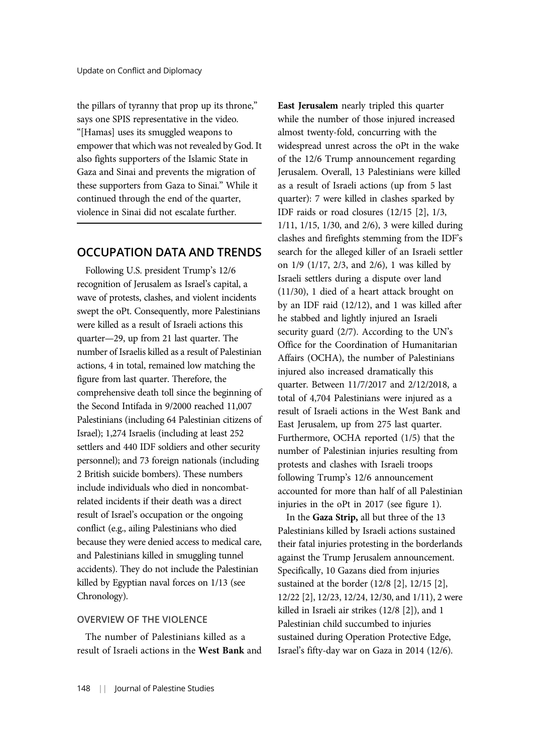the pillars of tyranny that prop up its throne," says one SPIS representative in the video. "[Hamas] uses its smuggled weapons to empower that which was not revealed by God. It also fights supporters of the Islamic State in Gaza and Sinai and prevents the migration of these supporters from Gaza to Sinai." While it continued through the end of the quarter, violence in Sinai did not escalate further.

## OCCUPATION DATA AND TRENDS

Following U.S. president Trump's 12/6 recognition of Jerusalem as Israel's capital, a wave of protests, clashes, and violent incidents swept the oPt. Consequently, more Palestinians were killed as a result of Israeli actions this quarter—29, up from 21 last quarter. The number of Israelis killed as a result of Palestinian actions, 4 in total, remained low matching the figure from last quarter. Therefore, the comprehensive death toll since the beginning of the Second Intifada in 9/2000 reached 11,007 Palestinians (including 64 Palestinian citizens of Israel); 1,274 Israelis (including at least 252 settlers and 440 IDF soldiers and other security personnel); and 73 foreign nationals (including 2 British suicide bombers). These numbers include individuals who died in noncombat-related incidents if their death was a direct result of Israel's occupation or the ongoing conflict (e.g., ailing Palestinians who died because they were denied access to medical care, and Palestinians killed in smuggling tunnel accidents). They do not include the Palestinian killed by Egyptian naval forces on 1/13 (see Chronology).

### OVERVIEW OF THE VIOLENCE

The number of Palestinians killed as a result of Israeli actions in the **West Bank** and **East Jerusalem** nearly tripled this quarter while the number of those injured increased almost twenty-fold, concurring with the widespread unrest across the oPt in the wake of the 12/6 Trump announcement regarding Jerusalem. Overall, 13 Palestinians were killed as a result of Israeli actions (up from 5 last quarter): 7 were killed in clashes sparked by IDF raids or road closures (12/15 [2], 1/3, 1/11, 1/15, 1/30, and 2/6), 3 were killed during clashes and firefights stemming from the IDF's search for the alleged killer of an Israeli settler on 1/9 (1/17, 2/3, and 2/6), 1 was killed by Israeli settlers during a dispute over land (11/30), 1 died of a heart attack brought on by an IDF raid (12/12), and 1 was killed after he stabbed and lightly injured an Israeli security guard (2/7). According to the UN's Office for the Coordination of Humanitarian Affairs (OCHA), the number of Palestinians injured also increased dramatically this quarter. Between 11/7/2017 and 2/12/2018, a total of 4,704 Palestinians were injured as a result of Israeli actions in the West Bank and East Jerusalem, up from 275 last quarter. Furthermore, OCHA reported (1/5) that the number of Palestinian injuries resulting from protests and clashes with Israeli troops following Trump's 12/6 announcement accounted for more than half of all Palestinian injuries in the oPt in 2017 (see figure 1).

In the **Gaza Strip,** all but three of the 13 Palestinians killed by Israeli actions sustained their fatal injuries protesting in the borderlands against the Trump Jerusalem announcement. Specifically, 10 Gazans died from injuries sustained at the border (12/8 [2], 12/15 [2], 12/22 [2], 12/23, 12/24, 12/30, and 1/11), 2 were killed in Israeli air strikes (12/8 [2]), and 1 Palestinian child succumbed to injuries sustained during Operation Protective Edge, Israel's fifty-day war on Gaza in 2014 (12/6).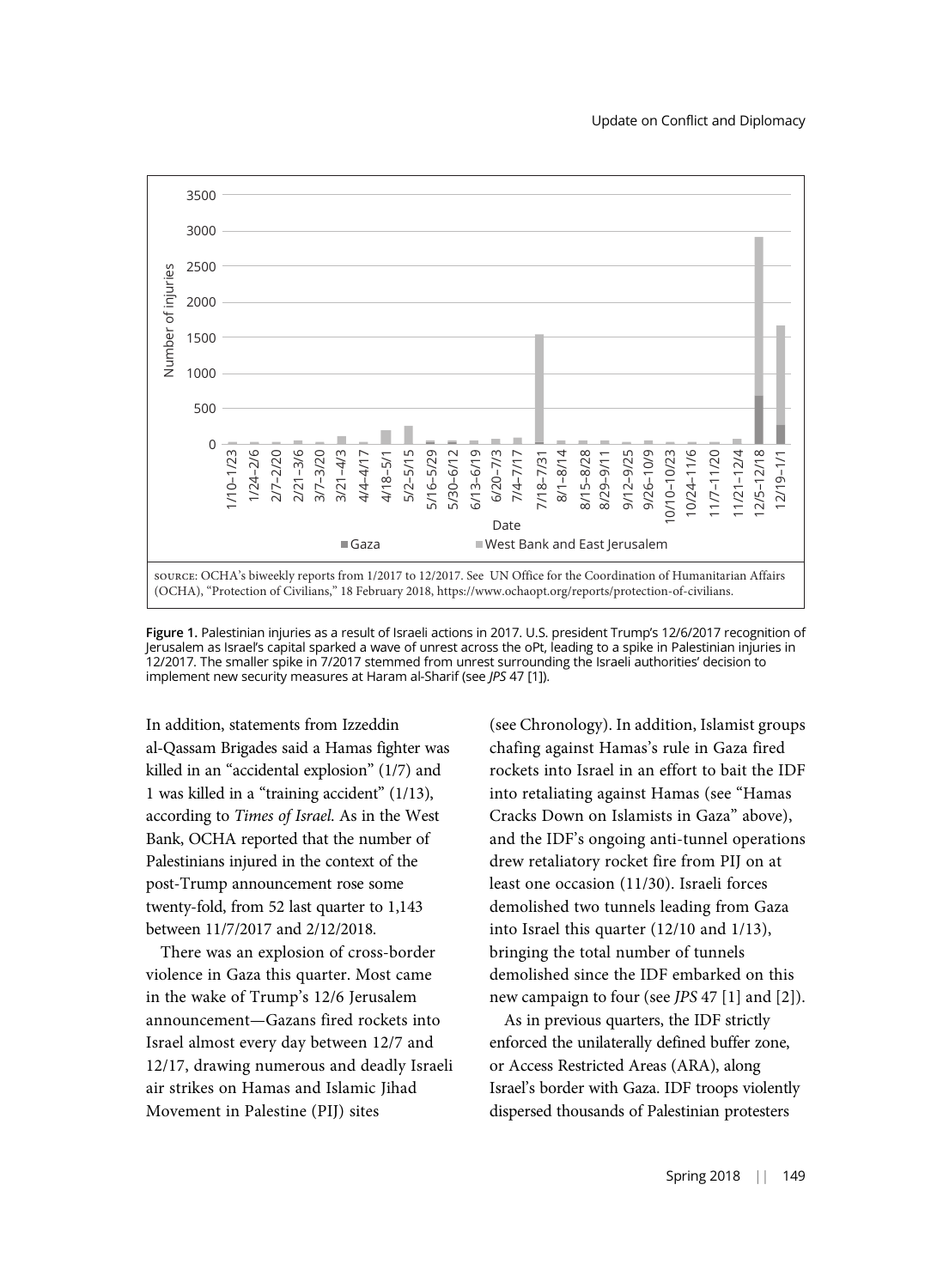3500

3000

2500

2000

1500

1000

500

0

Number of injuries

1/10–1/23
1/24–2/6
2/7–2/20
2/21–3/6
3/7–3/20
3/21–4/3
4/4–4/17
4/18–5/1
5/2–5/15
5/16–5/29
5/30–6/12
6/13–6/19
6/20–7/3
7/4–7/17
7/18–7/31
8/1–8/14
8/15–8/28
8/29–9/11
9/12–9/25
9/26–10/9
10/10–10/23
10/24–11/6
11/7–11/20
11/21–12/4
12/5–12/18
12/19–1/1

Date

Gaza    West Bank and East Jerusalem

SOURCE: OCHA's biweekly reports from 1/2017 to 12/2017. See UN Office for the Coordination of Humanitarian Affairs (OCHA), "Protection of Civilians," 18 February 2018, https://www.ochaopt.org/reports/protection-of-civilians.

**Figure 1.** Palestinian injuries as a result of Israeli actions in 2017. U.S. president Trump's 12/6/2017 recognition of Jerusalem as Israel's capital sparked a wave of unrest across the oPt, leading to a spike in Palestinian injuries in 12/2017. The smaller spike in 7/2017 stemmed from unrest surrounding the Israeli authorities' decision to implement new security measures at Haram al-Sharif (see *JPS* 47 [1]).

In addition, statements from Izzeddin al-Qassam Brigades said a Hamas fighter was killed in an "accidental explosion" (1/7) and 1 was killed in a "training accident" (1/13), according to *Times of Israel*. As in the West Bank, OCHA reported that the number of Palestinians injured in the context of the post-Trump announcement rose some twenty-fold, from 52 last quarter to 1,143 between 11/7/2017 and 2/12/2018.

There was an explosion of cross-border violence in Gaza this quarter. Most came in the wake of Trump's 12/6 Jerusalem announcement—Gazans fired rockets into Israel almost every day between 12/7 and 12/17, drawing numerous and deadly Israeli air strikes on Hamas and Islamic Jihad Movement in Palestine (PIJ) sites (see Chronology). In addition, Islamist groups chafing against Hamas's rule in Gaza fired rockets into Israel in an effort to bait the IDF into retaliating against Hamas (see "Hamas Cracks Down on Islamists in Gaza" above), and the IDF's ongoing anti-tunnel operations drew retaliatory rocket fire from PIJ on at least one occasion (11/30). Israeli forces demolished two tunnels leading from Gaza into Israel this quarter (12/10 and 1/13), bringing the total number of tunnels demolished since the IDF embarked on this new campaign to four (see *JPS* 47 [1] and [2]).

As in previous quarters, the IDF strictly enforced the unilaterally defined buffer zone, or Access Restricted Areas (ARA), along Israel's border with Gaza. IDF troops violently dispersed thousands of Palestinian protesters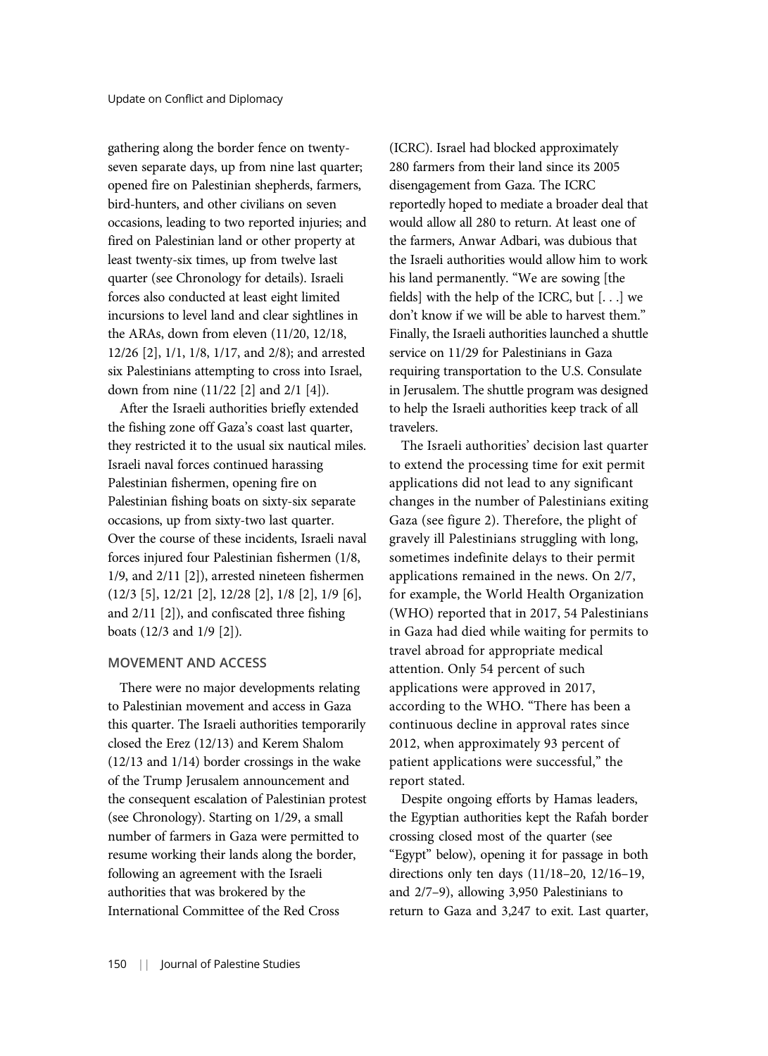gathering along the border fence on twenty-seven separate days, up from nine last quarter; opened fire on Palestinian shepherds, farmers, bird-hunters, and other civilians on seven occasions, leading to two reported injuries; and fired on Palestinian land or other property at least twenty-six times, up from twelve last quarter (see Chronology for details). Israeli forces also conducted at least eight limited incursions to level land and clear sightlines in the ARAs, down from eleven (11/20, 12/18, 12/26 [2], 1/1, 1/8, 1/17, and 2/8); and arrested six Palestinians attempting to cross into Israel, down from nine (11/22 [2] and 2/1 [4]).

After the Israeli authorities briefly extended the fishing zone off Gaza's coast last quarter, they restricted it to the usual six nautical miles. Israeli naval forces continued harassing Palestinian fishermen, opening fire on Palestinian fishing boats on sixty-six separate occasions, up from sixty-two last quarter. Over the course of these incidents, Israeli naval forces injured four Palestinian fishermen (1/8, 1/9, and 2/11 [2]), arrested nineteen fishermen (12/3 [5], 12/21 [2], 12/28 [2], 1/8 [2], 1/9 [6], and 2/11 [2]), and confiscated three fishing boats (12/3 and 1/9 [2]).

## MOVEMENT AND ACCESS

There were no major developments relating to Palestinian movement and access in Gaza this quarter. The Israeli authorities temporarily closed the Erez (12/13) and Kerem Shalom (12/13 and 1/14) border crossings in the wake of the Trump Jerusalem announcement and the consequent escalation of Palestinian protest (see Chronology). Starting on 1/29, a small number of farmers in Gaza were permitted to resume working their lands along the border, following an agreement with the Israeli authorities that was brokered by the International Committee of the Red Cross (ICRC). Israel had blocked approximately 280 farmers from their land since its 2005 disengagement from Gaza. The ICRC reportedly hoped to mediate a broader deal that would allow all 280 to return. At least one of the farmers, Anwar Adbari, was dubious that the Israeli authorities would allow him to work his land permanently. "We are sowing [the fields] with the help of the ICRC, but [. . .] we don't know if we will be able to harvest them." Finally, the Israeli authorities launched a shuttle service on 11/29 for Palestinians in Gaza requiring transportation to the U.S. Consulate in Jerusalem. The shuttle program was designed to help the Israeli authorities keep track of all travelers.

The Israeli authorities' decision last quarter to extend the processing time for exit permit applications did not lead to any significant changes in the number of Palestinians exiting Gaza (see figure 2). Therefore, the plight of gravely ill Palestinians struggling with long, sometimes indefinite delays to their permit applications remained in the news. On 2/7, for example, the World Health Organization (WHO) reported that in 2017, 54 Palestinians in Gaza had died while waiting for permits to travel abroad for appropriate medical attention. Only 54 percent of such applications were approved in 2017, according to the WHO. "There has been a continuous decline in approval rates since 2012, when approximately 93 percent of patient applications were successful," the report stated.

Despite ongoing efforts by Hamas leaders, the Egyptian authorities kept the Rafah border crossing closed most of the quarter (see "Egypt" below), opening it for passage in both directions only ten days (11/18–20, 12/16–19, and 2/7–9), allowing 3,950 Palestinians to return to Gaza and 3,247 to exit. Last quarter,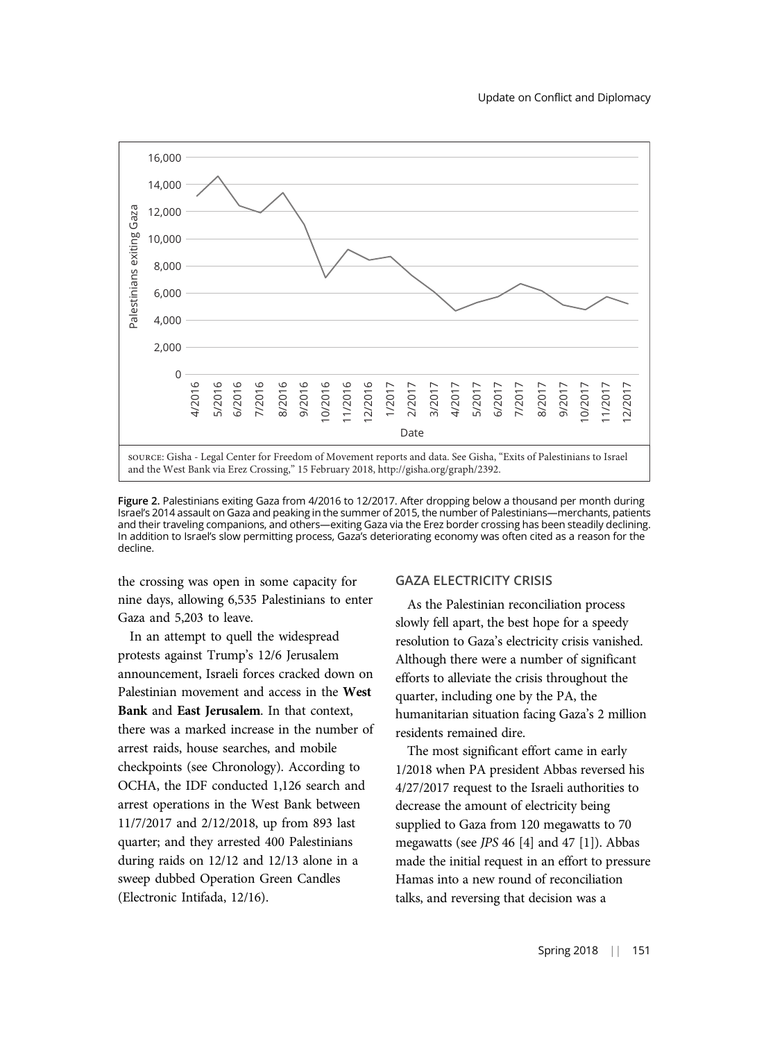16,000
14,000
12,000
10,000
8,000
6,000
4,000
2,000
0

Palestinians exiting Gaza

4/2016
5/2016
6/2016
7/2016
8/2016
9/2016
10/2016
11/2016
12/2016
1/2017
2/2017
3/2017
4/2017
5/2017
6/2017
7/2017
8/2017
9/2017
10/2017
11/2017
12/2017

Date

SOURCE: Gisha - Legal Center for Freedom of Movement reports and data. See Gisha, "Exits of Palestinians to Israel and the West Bank via Erez Crossing," 15 February 2018, http://gisha.org/graph/2392.

**Figure 2.** Palestinians exiting Gaza from 4/2016 to 12/2017. After dropping below a thousand per month during Israel's 2014 assault on Gaza and peaking in the summer of 2015, the number of Palestinians—merchants, patients and their traveling companions, and others—exiting Gaza via the Erez border crossing has been steadily declining. In addition to Israel's slow permitting process, Gaza's deteriorating economy was often cited as a reason for the decline.

the crossing was open in some capacity for nine days, allowing 6,535 Palestinians to enter Gaza and 5,203 to leave.

In an attempt to quell the widespread protests against Trump's 12/6 Jerusalem announcement, Israeli forces cracked down on Palestinian movement and access in the **West Bank** and **East Jerusalem**. In that context, there was a marked increase in the number of arrest raids, house searches, and mobile checkpoints (see Chronology). According to OCHA, the IDF conducted 1,126 search and arrest operations in the West Bank between 11/7/2017 and 2/12/2018, up from 893 last quarter; and they arrested 400 Palestinians during raids on 12/12 and 12/13 alone in a sweep dubbed Operation Green Candles (Electronic Intifada, 12/16).

## GAZA ELECTRICITY CRISIS

As the Palestinian reconciliation process slowly fell apart, the best hope for a speedy resolution to Gaza's electricity crisis vanished. Although there were a number of significant efforts to alleviate the crisis throughout the quarter, including one by the PA, the humanitarian situation facing Gaza's 2 million residents remained dire.

The most significant effort came in early 1/2018 when PA president Abbas reversed his 4/27/2017 request to the Israeli authorities to decrease the amount of electricity being supplied to Gaza from 120 megawatts to 70 megawatts (see *JPS* 46 [4] and 47 [1]). Abbas made the initial request in an effort to pressure Hamas into a new round of reconciliation talks, and reversing that decision was a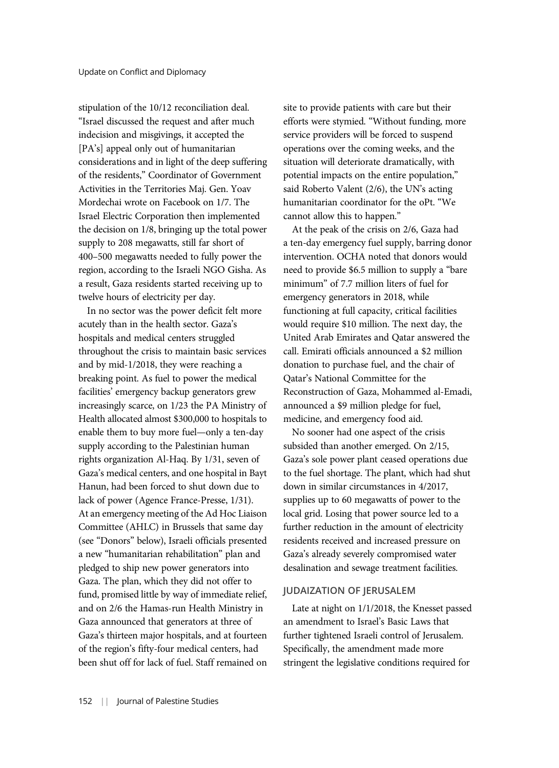stipulation of the 10/12 reconciliation deal. "Israel discussed the request and after much indecision and misgivings, it accepted the [PA's] appeal only out of humanitarian considerations and in light of the deep suffering of the residents," Coordinator of Government Activities in the Territories Maj. Gen. Yoav Mordechai wrote on Facebook on 1/7. The Israel Electric Corporation then implemented the decision on 1/8, bringing up the total power supply to 208 megawatts, still far short of 400–500 megawatts needed to fully power the region, according to the Israeli NGO Gisha. As a result, Gaza residents started receiving up to twelve hours of electricity per day.

In no sector was the power deficit felt more acutely than in the health sector. Gaza's hospitals and medical centers struggled throughout the crisis to maintain basic services and by mid-1/2018, they were reaching a breaking point. As fuel to power the medical facilities' emergency backup generators grew increasingly scarce, on 1/23 the PA Ministry of Health allocated almost $300,000 to hospitals to enable them to buy more fuel—only a ten-day supply according to the Palestinian human rights organization Al-Haq. By 1/31, seven of Gaza's medical centers, and one hospital in Bayt Hanun, had been forced to shut down due to lack of power (Agence France-Presse, 1/31). At an emergency meeting of the Ad Hoc Liaison Committee (AHLC) in Brussels that same day (see "Donors" below), Israeli officials presented a new "humanitarian rehabilitation" plan and pledged to ship new power generators into Gaza. The plan, which they did not offer to fund, promised little by way of immediate relief, and on 2/6 the Hamas-run Health Ministry in Gaza announced that generators at three of Gaza's thirteen major hospitals, and at fourteen of the region's fifty-four medical centers, had been shut off for lack of fuel. Staff remained on site to provide patients with care but their efforts were stymied. "Without funding, more service providers will be forced to suspend operations over the coming weeks, and the situation will deteriorate dramatically, with potential impacts on the entire population," said Roberto Valent (2/6), the UN's acting humanitarian coordinator for the oPt. "We cannot allow this to happen."

At the peak of the crisis on 2/6, Gaza had a ten-day emergency fuel supply, barring donor intervention. OCHA noted that donors would need to provide $6.5 million to supply a "bare minimum" of 7.7 million liters of fuel for emergency generators in 2018, while functioning at full capacity, critical facilities would require $10 million. The next day, the United Arab Emirates and Qatar answered the call. Emirati officials announced a $2 million donation to purchase fuel, and the chair of Qatar's National Committee for the Reconstruction of Gaza, Mohammed al-Emadi, announced a $9 million pledge for fuel, medicine, and emergency food aid.

No sooner had one aspect of the crisis subsided than another emerged. On 2/15, Gaza's sole power plant ceased operations due to the fuel shortage. The plant, which had shut down in similar circumstances in 4/2017, supplies up to 60 megawatts of power to the local grid. Losing that power source led to a further reduction in the amount of electricity residents received and increased pressure on Gaza's already severely compromised water desalination and sewage treatment facilities.

### JUDAIZATION OF JERUSALEM

Late at night on 1/1/2018, the Knesset passed an amendment to Israel's Basic Laws that further tightened Israeli control of Jerusalem. Specifically, the amendment made more stringent the legislative conditions required for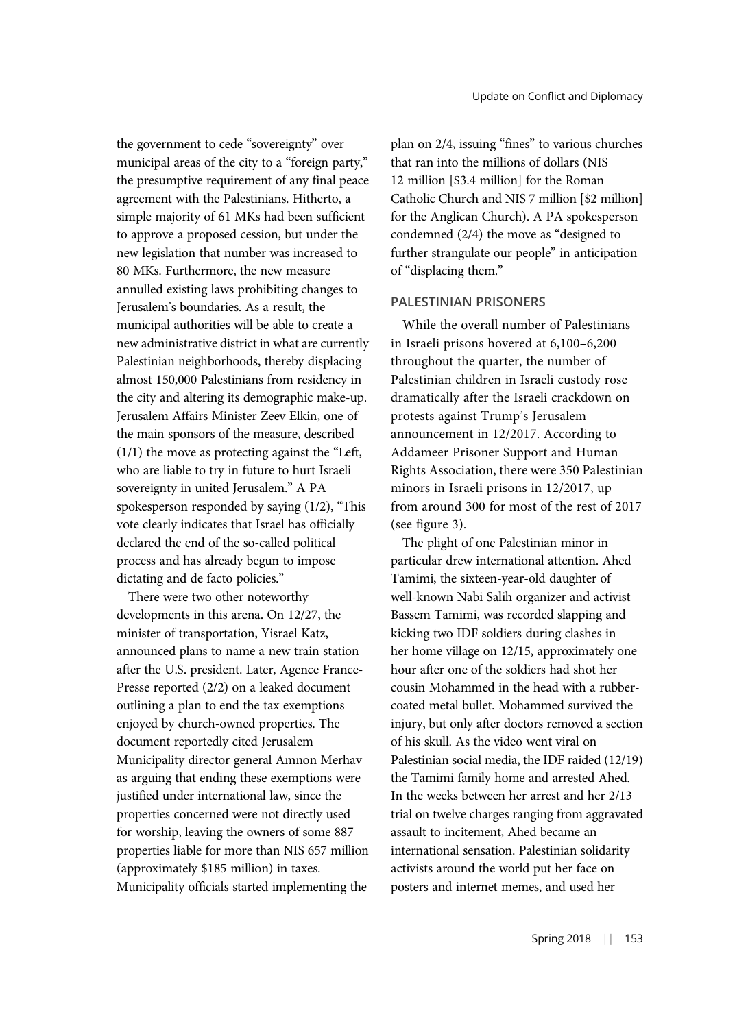the government to cede "sovereignty" over municipal areas of the city to a "foreign party," the presumptive requirement of any final peace agreement with the Palestinians. Hitherto, a simple majority of 61 MKs had been sufficient to approve a proposed cession, but under the new legislation that number was increased to 80 MKs. Furthermore, the new measure annulled existing laws prohibiting changes to Jerusalem's boundaries. As a result, the municipal authorities will be able to create a new administrative district in what are currently Palestinian neighborhoods, thereby displacing almost 150,000 Palestinians from residency in the city and altering its demographic make-up. Jerusalem Affairs Minister Zeev Elkin, one of the main sponsors of the measure, described (1/1) the move as protecting against the "Left, who are liable to try in future to hurt Israeli sovereignty in united Jerusalem." A PA spokesperson responded by saying (1/2), "This vote clearly indicates that Israel has officially declared the end of the so-called political process and has already begun to impose dictating and de facto policies."

There were two other noteworthy developments in this arena. On 12/27, the minister of transportation, Yisrael Katz, announced plans to name a new train station after the U.S. president. Later, Agence France-Presse reported (2/2) on a leaked document outlining a plan to end the tax exemptions enjoyed by church-owned properties. The document reportedly cited Jerusalem Municipality director general Amnon Merhav as arguing that ending these exemptions were justified under international law, since the properties concerned were not directly used for worship, leaving the owners of some 887 properties liable for more than NIS 657 million (approximately $185 million) in taxes. Municipality officials started implementing the plan on 2/4, issuing "fines" to various churches that ran into the millions of dollars (NIS 12 million [$3.4 million] for the Roman Catholic Church and NIS 7 million [$2 million] for the Anglican Church). A PA spokesperson condemned (2/4) the move as "designed to further strangulate our people" in anticipation of "displacing them."

## PALESTINIAN PRISONERS

While the overall number of Palestinians in Israeli prisons hovered at 6,100–6,200 throughout the quarter, the number of Palestinian children in Israeli custody rose dramatically after the Israeli crackdown on protests against Trump's Jerusalem announcement in 12/2017. According to Addameer Prisoner Support and Human Rights Association, there were 350 Palestinian minors in Israeli prisons in 12/2017, up from around 300 for most of the rest of 2017 (see figure 3).

The plight of one Palestinian minor in particular drew international attention. Ahed Tamimi, the sixteen-year-old daughter of well-known Nabi Salih organizer and activist Bassem Tamimi, was recorded slapping and kicking two IDF soldiers during clashes in her home village on 12/15, approximately one hour after one of the soldiers had shot her cousin Mohammed in the head with a rubber-coated metal bullet. Mohammed survived the injury, but only after doctors removed a section of his skull. As the video went viral on Palestinian social media, the IDF raided (12/19) the Tamimi family home and arrested Ahed. In the weeks between her arrest and her 2/13 trial on twelve charges ranging from aggravated assault to incitement, Ahed became an international sensation. Palestinian solidarity activists around the world put her face on posters and internet memes, and used her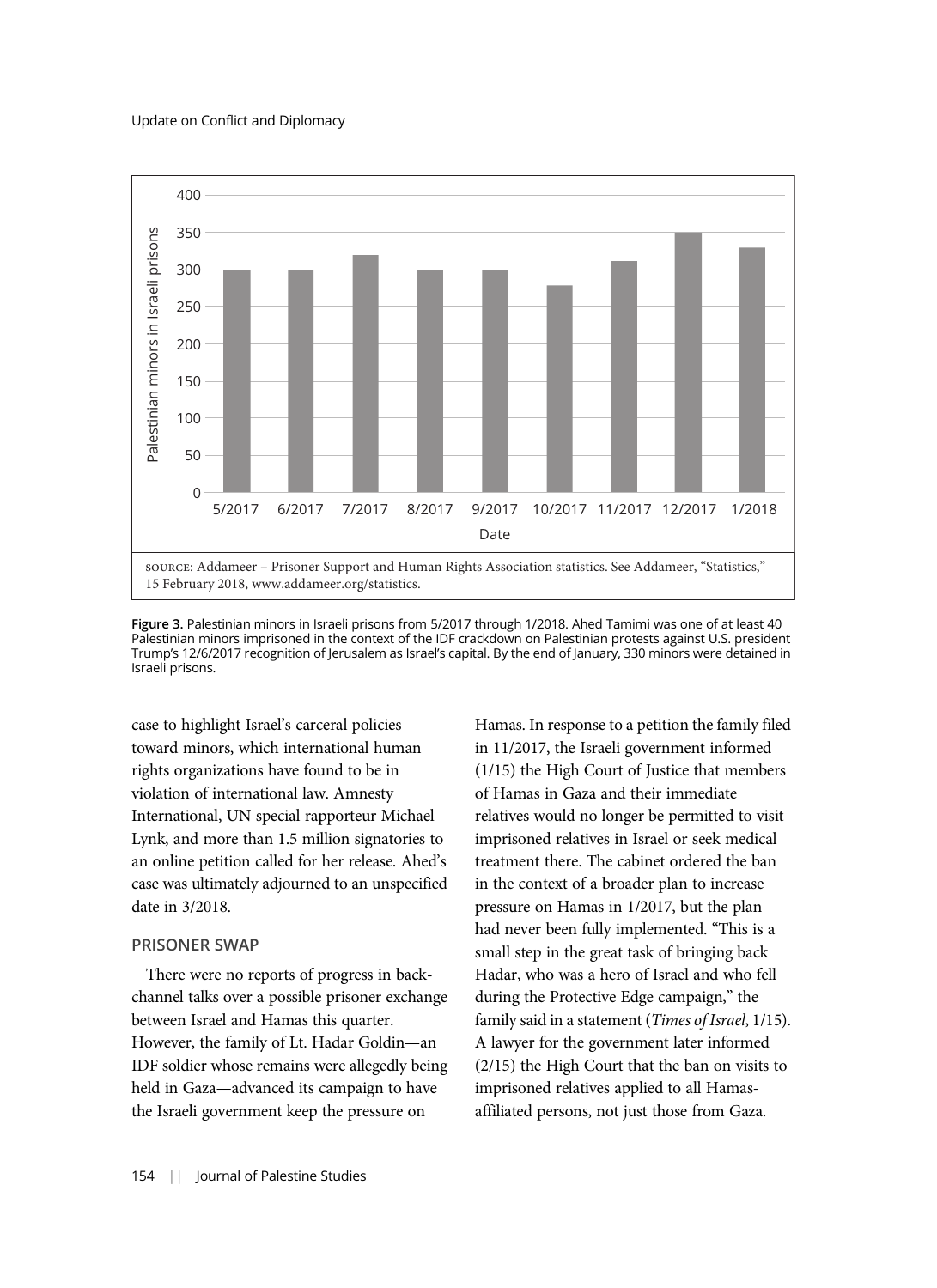400
350
300
250
200
150
100
50
0

Palestinian minors in Israeli prisons

5/2017 6/2017 7/2017 8/2017 9/2017 10/2017 11/2017 12/2017 1/2018

Date

SOURCE: Addameer – Prisoner Support and Human Rights Association statistics. See Addameer, "Statistics," 15 February 2018, www.addameer.org/statistics.

**Figure 3.** Palestinian minors in Israeli prisons from 5/2017 through 1/2018. Ahed Tamimi was one of at least 40 Palestinian minors imprisoned in the context of the IDF crackdown on Palestinian protests against U.S. president Trump's 12/6/2017 recognition of Jerusalem as Israel's capital. By the end of January, 330 minors were detained in Israeli prisons.

case to highlight Israel's carceral policies toward minors, which international human rights organizations have found to be in violation of international law. Amnesty International, UN special rapporteur Michael Lynk, and more than 1.5 million signatories to an online petition called for her release. Ahed's case was ultimately adjourned to an unspecified date in 3/2018.

### PRISONER SWAP

There were no reports of progress in back-channel talks over a possible prisoner exchange between Israel and Hamas this quarter. However, the family of Lt. Hadar Goldin—an IDF soldier whose remains were allegedly being held in Gaza—advanced its campaign to have the Israeli government keep the pressure on Hamas. In response to a petition the family filed in 11/2017, the Israeli government informed (1/15) the High Court of Justice that members of Hamas in Gaza and their immediate relatives would no longer be permitted to visit imprisoned relatives in Israel or seek medical treatment there. The cabinet ordered the ban in the context of a broader plan to increase pressure on Hamas in 1/2017, but the plan had never been fully implemented. "This is a small step in the great task of bringing back Hadar, who was a hero of Israel and who fell during the Protective Edge campaign," the family said in a statement (*Times of Israel*, 1/15). A lawyer for the government later informed (2/15) the High Court that the ban on visits to imprisoned relatives applied to all Hamas-affiliated persons, not just those from Gaza.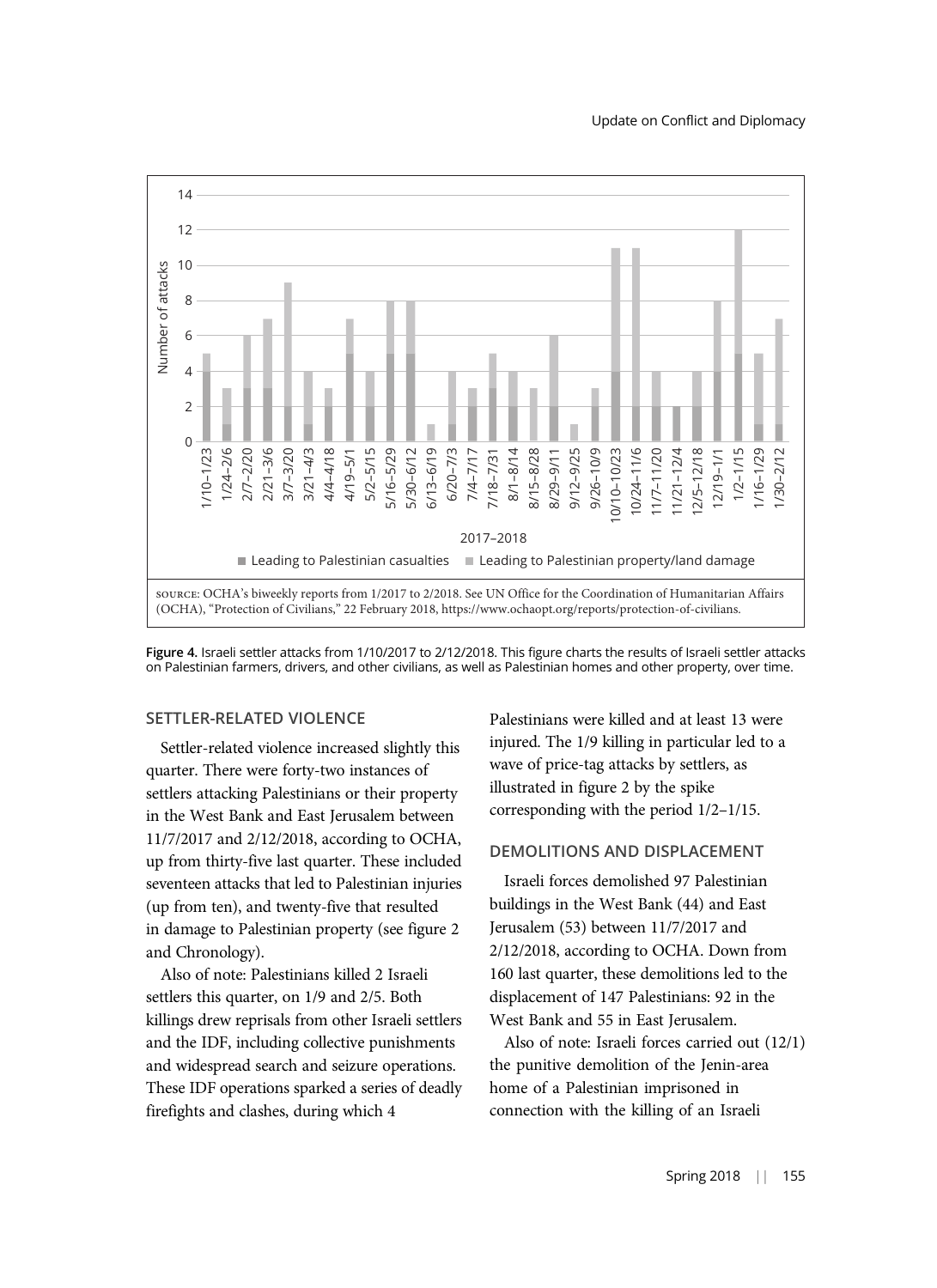14
12
10
8
6
4
2
0

Number of attacks

1/10–1/23
1/24–2/6
2/7–2/20
2/21–3/6
3/7–3/20
3/21–4/3
4/4–4/18
4/19–5/1
5/2–5/15
5/16–5/29
5/30–6/12
6/13–6/19
6/20–7/3
7/4–7/17
7/18–7/31
8/1–8/14
8/15–8/28
8/29–9/11
9/12–9/25
9/26–10/9
10/10–10/23
10/24–11/6
11/7–11/20
11/21–12/4
12/5–12/18
12/19–1/1
1/2–1/15
1/16–1/29
1/30–2/12

2017–2018

Leading to Palestinian casualties
Leading to Palestinian property/land damage

SOURCE: OCHA's biweekly reports from 1/2017 to 2/2018. See UN Office for the Coordination of Humanitarian Affairs (OCHA), "Protection of Civilians," 22 February 2018, https://www.ochaopt.org/reports/protection-of-civilians.

**Figure 4.** Israeli settler attacks from 1/10/2017 to 2/12/2018. This figure charts the results of Israeli settler attacks on Palestinian farmers, drivers, and other civilians, as well as Palestinian homes and other property, over time.

## SETTLER-RELATED VIOLENCE

Settler-related violence increased slightly this quarter. There were forty-two instances of settlers attacking Palestinians or their property in the West Bank and East Jerusalem between 11/7/2017 and 2/12/2018, according to OCHA, up from thirty-five last quarter. These included seventeen attacks that led to Palestinian injuries (up from ten), and twenty-five that resulted in damage to Palestinian property (see figure 2 and Chronology).

Also of note: Palestinians killed 2 Israeli settlers this quarter, on 1/9 and 2/5. Both killings drew reprisals from other Israeli settlers and the IDF, including collective punishments and widespread search and seizure operations. These IDF operations sparked a series of deadly firefights and clashes, during which 4 Palestinians were killed and at least 13 were injured. The 1/9 killing in particular led to a wave of price-tag attacks by settlers, as illustrated in figure 2 by the spike corresponding with the period 1/2–1/15.

## DEMOLITIONS AND DISPLACEMENT

Israeli forces demolished 97 Palestinian buildings in the West Bank (44) and East Jerusalem (53) between 11/7/2017 and 2/12/2018, according to OCHA. Down from 160 last quarter, these demolitions led to the displacement of 147 Palestinians: 92 in the West Bank and 55 in East Jerusalem.

Also of note: Israeli forces carried out (12/1) the punitive demolition of the Jenin-area home of a Palestinian imprisoned in connection with the killing of an Israeli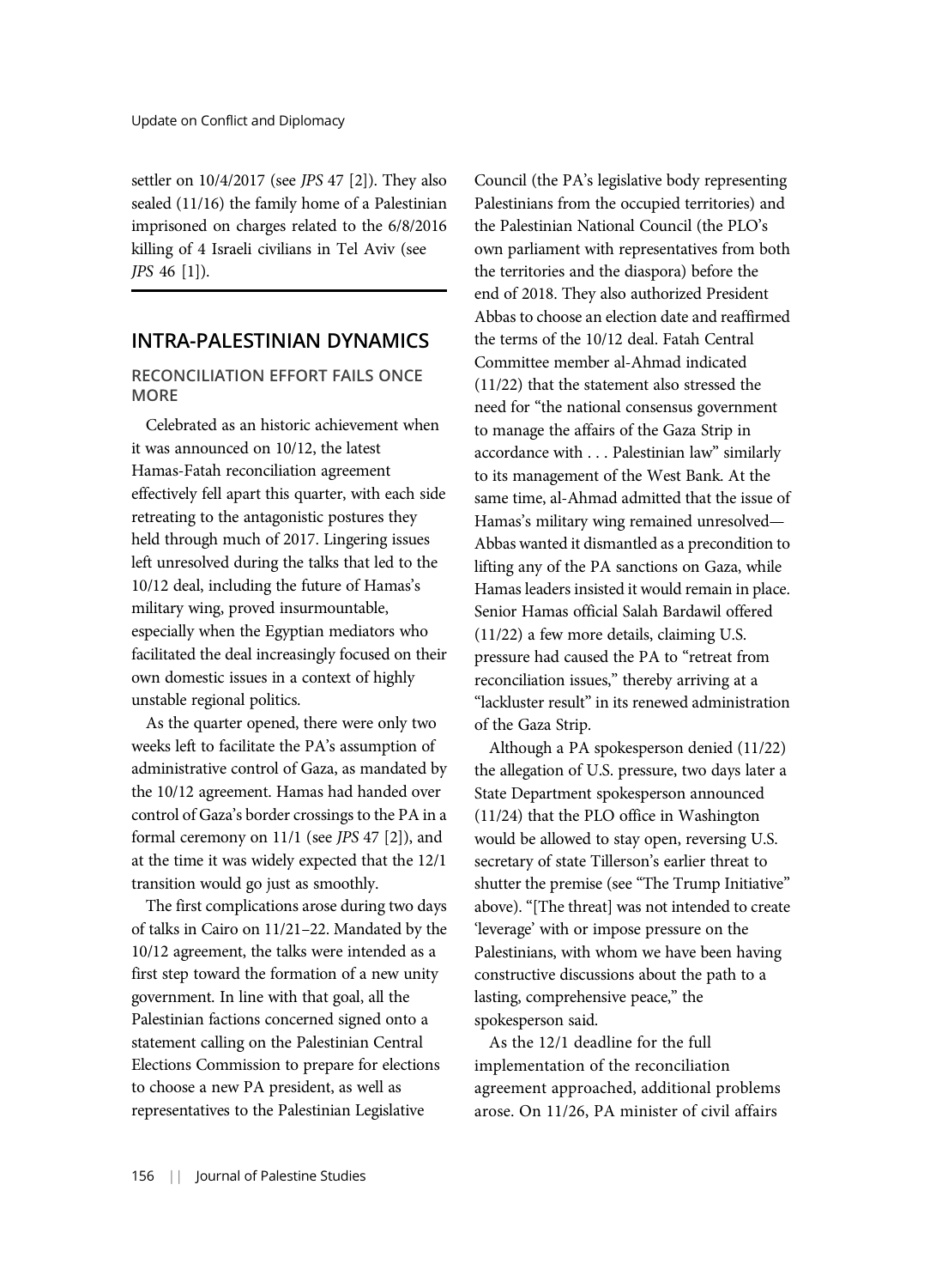settler on 10/4/2017 (see *JPS* 47 [2]). They also sealed (11/16) the family home of a Palestinian imprisoned on charges related to the 6/8/2016 killing of 4 Israeli civilians in Tel Aviv (see *JPS* 46 [1]).

## INTRA-PALESTINIAN DYNAMICS

### RECONCILIATION EFFORT FAILS ONCE MORE

Celebrated as an historic achievement when it was announced on 10/12, the latest Hamas-Fatah reconciliation agreement effectively fell apart this quarter, with each side retreating to the antagonistic postures they held through much of 2017. Lingering issues left unresolved during the talks that led to the 10/12 deal, including the future of Hamas's military wing, proved insurmountable, especially when the Egyptian mediators who facilitated the deal increasingly focused on their own domestic issues in a context of highly unstable regional politics.

As the quarter opened, there were only two weeks left to facilitate the PA's assumption of administrative control of Gaza, as mandated by the 10/12 agreement. Hamas had handed over control of Gaza's border crossings to the PA in a formal ceremony on 11/1 (see *JPS* 47 [2]), and at the time it was widely expected that the 12/1 transition would go just as smoothly.

The first complications arose during two days of talks in Cairo on 11/21–22. Mandated by the 10/12 agreement, the talks were intended as a first step toward the formation of a new unity government. In line with that goal, all the Palestinian factions concerned signed onto a statement calling on the Palestinian Central Elections Commission to prepare for elections to choose a new PA president, as well as representatives to the Palestinian Legislative Council (the PA's legislative body representing Palestinians from the occupied territories) and the Palestinian National Council (the PLO's own parliament with representatives from both the territories and the diaspora) before the end of 2018. They also authorized President Abbas to choose an election date and reaffirmed the terms of the 10/12 deal. Fatah Central Committee member al-Ahmad indicated (11/22) that the statement also stressed the need for "the national consensus government to manage the affairs of the Gaza Strip in accordance with . . . Palestinian law" similarly to its management of the West Bank. At the same time, al-Ahmad admitted that the issue of Hamas's military wing remained unresolved—Abbas wanted it dismantled as a precondition to lifting any of the PA sanctions on Gaza, while Hamas leaders insisted it would remain in place. Senior Hamas official Salah Bardawil offered (11/22) a few more details, claiming U.S. pressure had caused the PA to "retreat from reconciliation issues," thereby arriving at a "lackluster result" in its renewed administration of the Gaza Strip.

Although a PA spokesperson denied (11/22) the allegation of U.S. pressure, two days later a State Department spokesperson announced (11/24) that the PLO office in Washington would be allowed to stay open, reversing U.S. secretary of state Tillerson's earlier threat to shutter the premise (see "The Trump Initiative" above). "[The threat] was not intended to create 'leverage' with or impose pressure on the Palestinians, with whom we have been having constructive discussions about the path to a lasting, comprehensive peace," the spokesperson said.

As the 12/1 deadline for the full implementation of the reconciliation agreement approached, additional problems arose. On 11/26, PA minister of civil affairs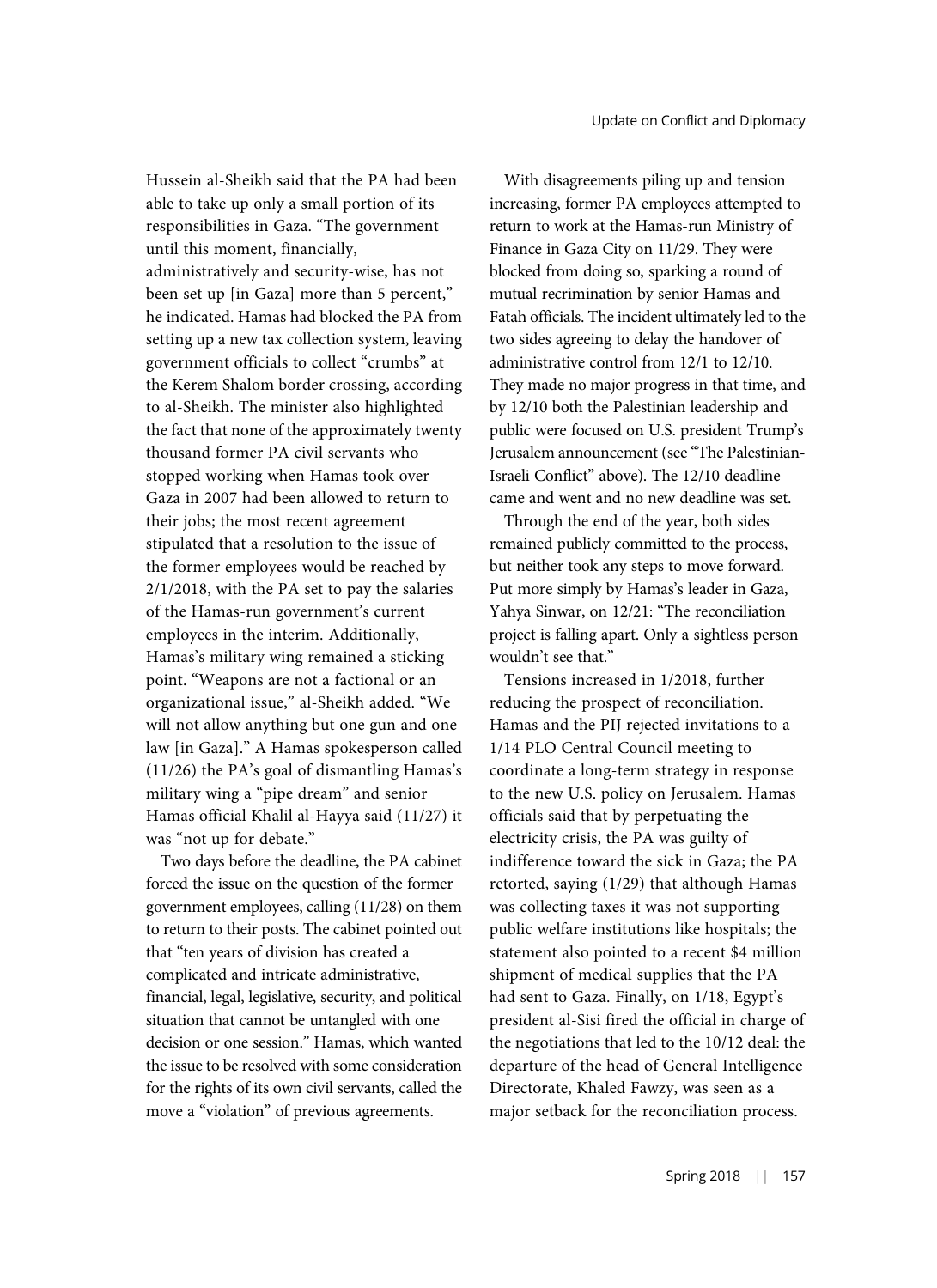Hussein al-Sheikh said that the PA had been able to take up only a small portion of its responsibilities in Gaza. "The government until this moment, financially, administratively and security-wise, has not been set up [in Gaza] more than 5 percent," he indicated. Hamas had blocked the PA from setting up a new tax collection system, leaving government officials to collect "crumbs" at the Kerem Shalom border crossing, according to al-Sheikh. The minister also highlighted the fact that none of the approximately twenty thousand former PA civil servants who stopped working when Hamas took over Gaza in 2007 had been allowed to return to their jobs; the most recent agreement stipulated that a resolution to the issue of the former employees would be reached by 2/1/2018, with the PA set to pay the salaries of the Hamas-run government's current employees in the interim. Additionally, Hamas's military wing remained a sticking point. "Weapons are not a factional or an organizational issue," al-Sheikh added. "We will not allow anything but one gun and one law [in Gaza]." A Hamas spokesperson called (11/26) the PA's goal of dismantling Hamas's military wing a "pipe dream" and senior Hamas official Khalil al-Hayya said (11/27) it was "not up for debate."

Two days before the deadline, the PA cabinet forced the issue on the question of the former government employees, calling (11/28) on them to return to their posts. The cabinet pointed out that "ten years of division has created a complicated and intricate administrative, financial, legal, legislative, security, and political situation that cannot be untangled with one decision or one session." Hamas, which wanted the issue to be resolved with some consideration for the rights of its own civil servants, called the move a "violation" of previous agreements.

With disagreements piling up and tension increasing, former PA employees attempted to return to work at the Hamas-run Ministry of Finance in Gaza City on 11/29. They were blocked from doing so, sparking a round of mutual recrimination by senior Hamas and Fatah officials. The incident ultimately led to the two sides agreeing to delay the handover of administrative control from 12/1 to 12/10. They made no major progress in that time, and by 12/10 both the Palestinian leadership and public were focused on U.S. president Trump's Jerusalem announcement (see "The Palestinian-Israeli Conflict" above). The 12/10 deadline came and went and no new deadline was set.

Through the end of the year, both sides remained publicly committed to the process, but neither took any steps to move forward. Put more simply by Hamas's leader in Gaza, Yahya Sinwar, on 12/21: "The reconciliation project is falling apart. Only a sightless person wouldn't see that."

Tensions increased in 1/2018, further reducing the prospect of reconciliation. Hamas and the PIJ rejected invitations to a 1/14 PLO Central Council meeting to coordinate a long-term strategy in response to the new U.S. policy on Jerusalem. Hamas officials said that by perpetuating the electricity crisis, the PA was guilty of indifference toward the sick in Gaza; the PA retorted, saying (1/29) that although Hamas was collecting taxes it was not supporting public welfare institutions like hospitals; the statement also pointed to a recent $4 million shipment of medical supplies that the PA had sent to Gaza. Finally, on 1/18, Egypt's president al-Sisi fired the official in charge of the negotiations that led to the 10/12 deal: the departure of the head of General Intelligence Directorate, Khaled Fawzy, was seen as a major setback for the reconciliation process.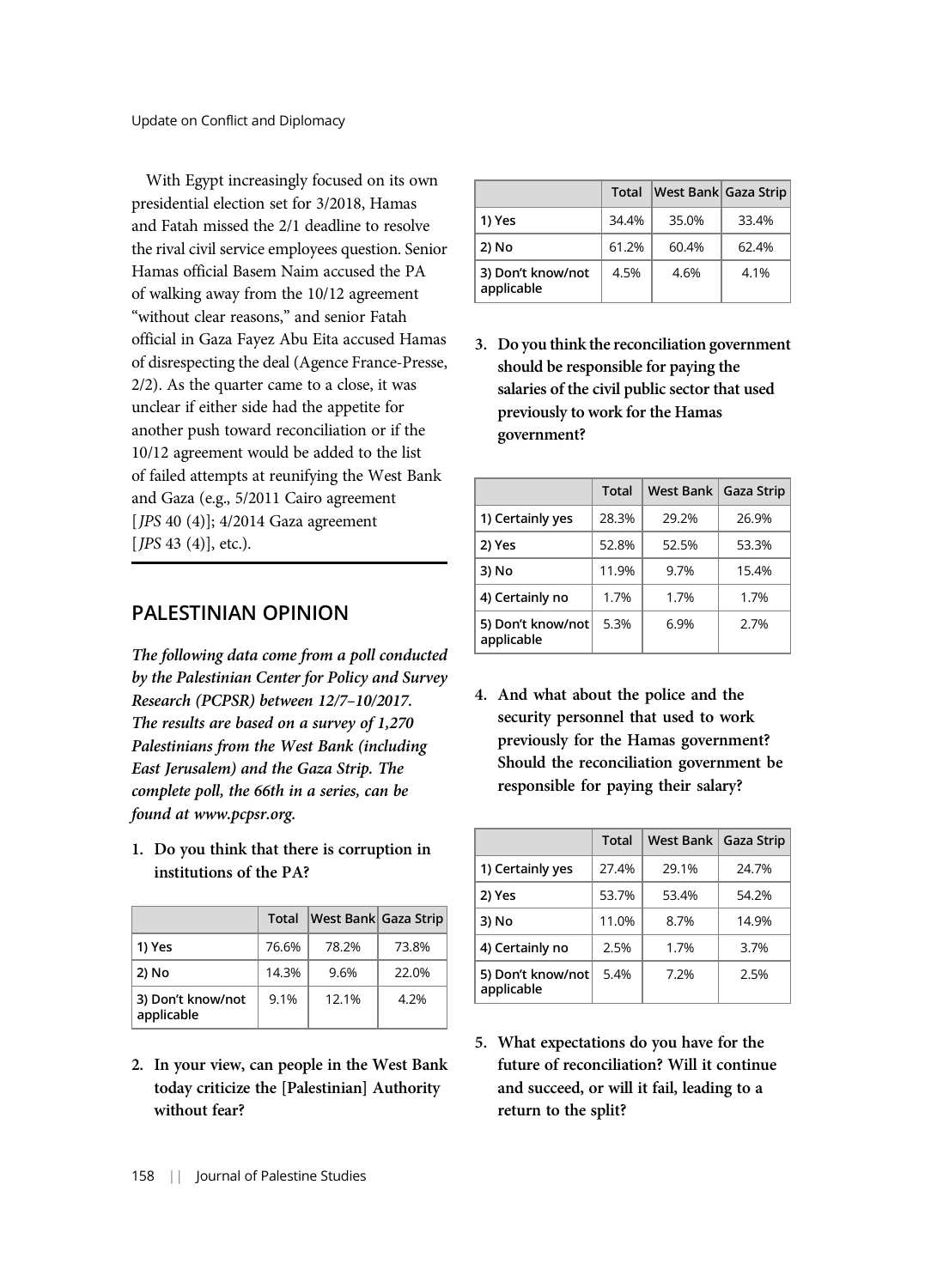With Egypt increasingly focused on its own presidential election set for 3/2018, Hamas and Fatah missed the 2/1 deadline to resolve the rival civil service employees question. Senior Hamas official Basem Naim accused the PA of walking away from the 10/12 agreement "without clear reasons," and senior Fatah official in Gaza Fayez Abu Eita accused Hamas of disrespecting the deal (Agence France-Presse, 2/2). As the quarter came to a close, it was unclear if either side had the appetite for another push toward reconciliation or if the 10/12 agreement would be added to the list of failed attempts at reunifying the West Bank and Gaza (e.g., 5/2011 Cairo agreement [*JPS* 40 (4)]; 4/2014 Gaza agreement [*JPS* 43 (4)], etc.).

## PALESTINIAN OPINION

***The following data come from a poll conducted by the Palestinian Center for Policy and Survey Research (PCPSR) between 12/7–10/2017. The results are based on a survey of 1,270 Palestinians from the West Bank (including East Jerusalem) and the Gaza Strip. The complete poll, the 66th in a series, can be found at www.pcpsr.org.***

**1. Do you think that there is corruption in institutions of the PA?**

| | Total | West Bank | Gaza Strip |
|---|---|---|---|
| 1) Yes | 76.6% | 78.2% | 73.8% |
| 2) No | 14.3% | 9.6% | 22.0% |
| 3) Don't know/not applicable | 9.1% | 12.1% | 4.2% |

**2. In your view, can people in the West Bank today criticize the [Palestinian] Authority without fear?**

| | Total | West Bank | Gaza Strip |
|---|---|---|---|
| 1) Yes | 34.4% | 35.0% | 33.4% |
| 2) No | 61.2% | 60.4% | 62.4% |
| 3) Don't know/not applicable | 4.5% | 4.6% | 4.1% |

**3. Do you think the reconciliation government should be responsible for paying the salaries of the civil public sector that used previously to work for the Hamas government?**

| | Total | West Bank | Gaza Strip |
|---|---|---|---|
| 1) Certainly yes | 28.3% | 29.2% | 26.9% |
| 2) Yes | 52.8% | 52.5% | 53.3% |
| 3) No | 11.9% | 9.7% | 15.4% |
| 4) Certainly no | 1.7% | 1.7% | 1.7% |
| 5) Don't know/not applicable | 5.3% | 6.9% | 2.7% |

**4. And what about the police and the security personnel that used to work previously for the Hamas government? Should the reconciliation government be responsible for paying their salary?**

| | Total | West Bank | Gaza Strip |
|---|---|---|---|
| 1) Certainly yes | 27.4% | 29.1% | 24.7% |
| 2) Yes | 53.7% | 53.4% | 54.2% |
| 3) No | 11.0% | 8.7% | 14.9% |
| 4) Certainly no | 2.5% | 1.7% | 3.7% |
| 5) Don't know/not applicable | 5.4% | 7.2% | 2.5% |

**5. What expectations do you have for the future of reconciliation? Will it continue and succeed, or will it fail, leading to a return to the split?**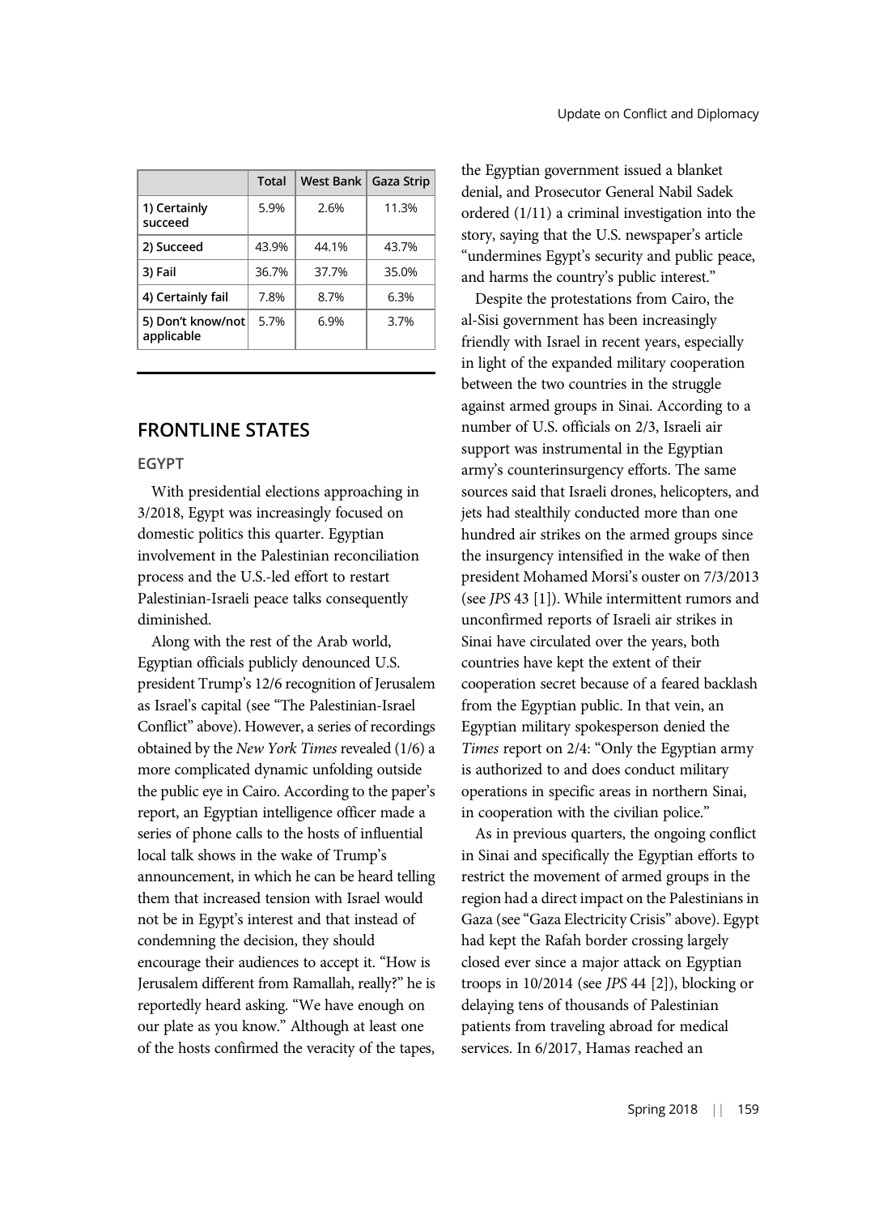| | Total | West Bank | Gaza Strip |
|---|---|---|---|
| 1) Certainly succeed | 5.9% | 2.6% | 11.3% |
| 2) Succeed | 43.9% | 44.1% | 43.7% |
| 3) Fail | 36.7% | 37.7% | 35.0% |
| 4) Certainly fail | 7.8% | 8.7% | 6.3% |
| 5) Don't know/not applicable | 5.7% | 6.9% | 3.7% |

## FRONTLINE STATES

### EGYPT

With presidential elections approaching in 3/2018, Egypt was increasingly focused on domestic politics this quarter. Egyptian involvement in the Palestinian reconciliation process and the U.S.-led effort to restart Palestinian-Israeli peace talks consequently diminished.

Along with the rest of the Arab world, Egyptian officials publicly denounced U.S. president Trump's 12/6 recognition of Jerusalem as Israel's capital (see "The Palestinian-Israel Conflict" above). However, a series of recordings obtained by the *New York Times* revealed (1/6) a more complicated dynamic unfolding outside the public eye in Cairo. According to the paper's report, an Egyptian intelligence officer made a series of phone calls to the hosts of influential local talk shows in the wake of Trump's announcement, in which he can be heard telling them that increased tension with Israel would not be in Egypt's interest and that instead of condemning the decision, they should encourage their audiences to accept it. "How is Jerusalem different from Ramallah, really?" he is reportedly heard asking. "We have enough on our plate as you know." Although at least one of the hosts confirmed the veracity of the tapes, the Egyptian government issued a blanket denial, and Prosecutor General Nabil Sadek ordered (1/11) a criminal investigation into the story, saying that the U.S. newspaper's article "undermines Egypt's security and public peace, and harms the country's public interest."

Despite the protestations from Cairo, the al-Sisi government has been increasingly friendly with Israel in recent years, especially in light of the expanded military cooperation between the two countries in the struggle against armed groups in Sinai. According to a number of U.S. officials on 2/3, Israeli air support was instrumental in the Egyptian army's counterinsurgency efforts. The same sources said that Israeli drones, helicopters, and jets had stealthily conducted more than one hundred air strikes on the armed groups since the insurgency intensified in the wake of then president Mohamed Morsi's ouster on 7/3/2013 (see *JPS* 43 [1]). While intermittent rumors and unconfirmed reports of Israeli air strikes in Sinai have circulated over the years, both countries have kept the extent of their cooperation secret because of a feared backlash from the Egyptian public. In that vein, an Egyptian military spokesperson denied the *Times* report on 2/4: "Only the Egyptian army is authorized to and does conduct military operations in specific areas in northern Sinai, in cooperation with the civilian police."

As in previous quarters, the ongoing conflict in Sinai and specifically the Egyptian efforts to restrict the movement of armed groups in the region had a direct impact on the Palestinians in Gaza (see "Gaza Electricity Crisis" above). Egypt had kept the Rafah border crossing largely closed ever since a major attack on Egyptian troops in 10/2014 (see *JPS* 44 [2]), blocking or delaying tens of thousands of Palestinian patients from traveling abroad for medical services. In 6/2017, Hamas reached an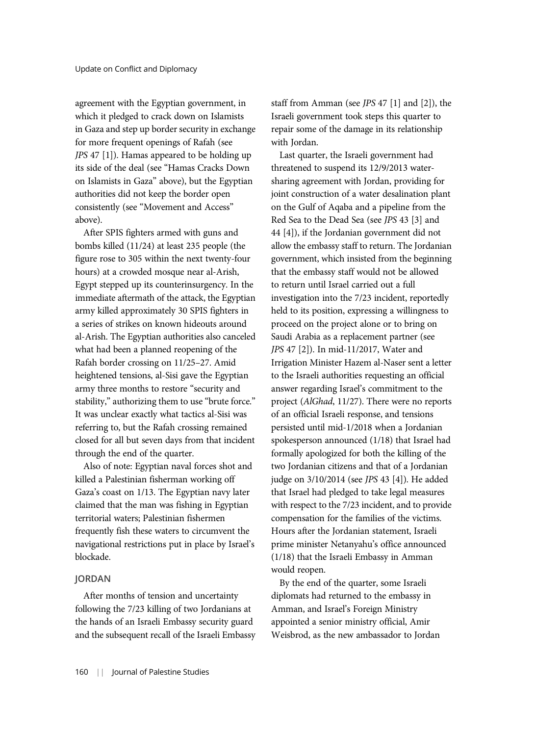agreement with the Egyptian government, in which it pledged to crack down on Islamists in Gaza and step up border security in exchange for more frequent openings of Rafah (see *JPS* 47 [1]). Hamas appeared to be holding up its side of the deal (see "Hamas Cracks Down on Islamists in Gaza" above), but the Egyptian authorities did not keep the border open consistently (see "Movement and Access" above).

After SPIS fighters armed with guns and bombs killed (11/24) at least 235 people (the figure rose to 305 within the next twenty-four hours) at a crowded mosque near al-Arish, Egypt stepped up its counterinsurgency. In the immediate aftermath of the attack, the Egyptian army killed approximately 30 SPIS fighters in a series of strikes on known hideouts around al-Arish. The Egyptian authorities also canceled what had been a planned reopening of the Rafah border crossing on 11/25–27. Amid heightened tensions, al-Sisi gave the Egyptian army three months to restore "security and stability," authorizing them to use "brute force." It was unclear exactly what tactics al-Sisi was referring to, but the Rafah crossing remained closed for all but seven days from that incident through the end of the quarter.

Also of note: Egyptian naval forces shot and killed a Palestinian fisherman working off Gaza's coast on 1/13. The Egyptian navy later claimed that the man was fishing in Egyptian territorial waters; Palestinian fishermen frequently fish these waters to circumvent the navigational restrictions put in place by Israel's blockade.

### JORDAN

After months of tension and uncertainty following the 7/23 killing of two Jordanians at the hands of an Israeli Embassy security guard and the subsequent recall of the Israeli Embassy staff from Amman (see *JPS* 47 [1] and [2]), the Israeli government took steps this quarter to repair some of the damage in its relationship with Jordan.

Last quarter, the Israeli government had threatened to suspend its 12/9/2013 water-sharing agreement with Jordan, providing for joint construction of a water desalination plant on the Gulf of Aqaba and a pipeline from the Red Sea to the Dead Sea (see *JPS* 43 [3] and 44 [4]), if the Jordanian government did not allow the embassy staff to return. The Jordanian government, which insisted from the beginning that the embassy staff would not be allowed to return until Israel carried out a full investigation into the 7/23 incident, reportedly held to its position, expressing a willingness to proceed on the project alone or to bring on Saudi Arabia as a replacement partner (see *JPS* 47 [2]). In mid-11/2017, Water and Irrigation Minister Hazem al-Naser sent a letter to the Israeli authorities requesting an official answer regarding Israel's commitment to the project (*AlGhad*, 11/27). There were no reports of an official Israeli response, and tensions persisted until mid-1/2018 when a Jordanian spokesperson announced (1/18) that Israel had formally apologized for both the killing of the two Jordanian citizens and that of a Jordanian judge on 3/10/2014 (see *JPS* 43 [4]). He added that Israel had pledged to take legal measures with respect to the 7/23 incident, and to provide compensation for the families of the victims. Hours after the Jordanian statement, Israeli prime minister Netanyahu's office announced (1/18) that the Israeli Embassy in Amman would reopen.

By the end of the quarter, some Israeli diplomats had returned to the embassy in Amman, and Israel's Foreign Ministry appointed a senior ministry official, Amir Weisbrod, as the new ambassador to Jordan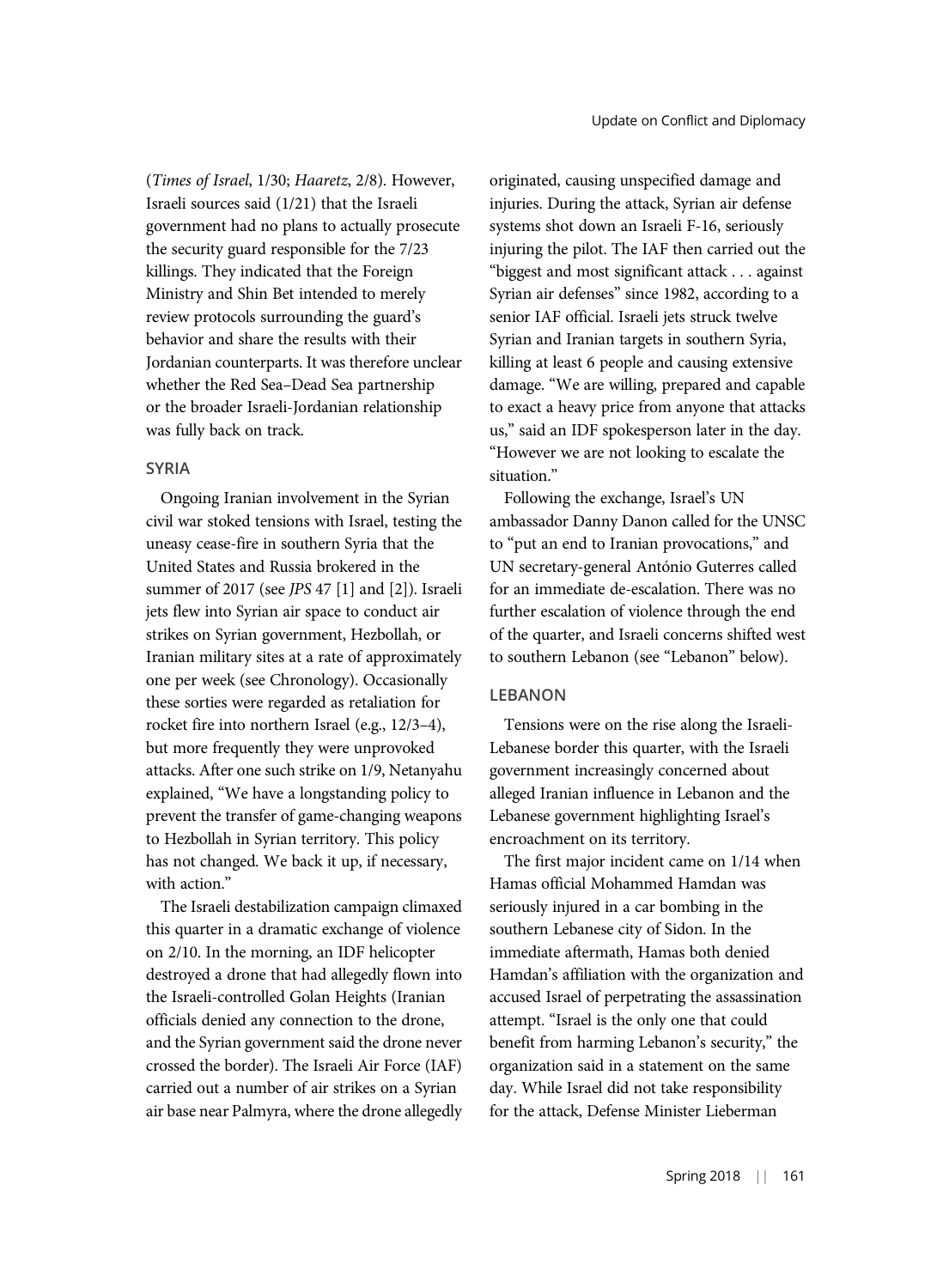(*Times of Israel*, 1/30; *Haaretz*, 2/8). However, Israeli sources said (1/21) that the Israeli government had no plans to actually prosecute the security guard responsible for the 7/23 killings. They indicated that the Foreign Ministry and Shin Bet intended to merely review protocols surrounding the guard's behavior and share the results with their Jordanian counterparts. It was therefore unclear whether the Red Sea–Dead Sea partnership or the broader Israeli-Jordanian relationship was fully back on track.

## SYRIA

Ongoing Iranian involvement in the Syrian civil war stoked tensions with Israel, testing the uneasy cease-fire in southern Syria that the United States and Russia brokered in the summer of 2017 (see *JPS* 47 [1] and [2]). Israeli jets flew into Syrian air space to conduct air strikes on Syrian government, Hezbollah, or Iranian military sites at a rate of approximately one per week (see Chronology). Occasionally these sorties were regarded as retaliation for rocket fire into northern Israel (e.g., 12/3–4), but more frequently they were unprovoked attacks. After one such strike on 1/9, Netanyahu explained, "We have a longstanding policy to prevent the transfer of game-changing weapons to Hezbollah in Syrian territory. This policy has not changed. We back it up, if necessary, with action."

The Israeli destabilization campaign climaxed this quarter in a dramatic exchange of violence on 2/10. In the morning, an IDF helicopter destroyed a drone that had allegedly flown into the Israeli-controlled Golan Heights (Iranian officials denied any connection to the drone, and the Syrian government said the drone never crossed the border). The Israeli Air Force (IAF) carried out a number of air strikes on a Syrian air base near Palmyra, where the drone allegedly originated, causing unspecified damage and injuries. During the attack, Syrian air defense systems shot down an Israeli F-16, seriously injuring the pilot. The IAF then carried out the "biggest and most significant attack . . . against Syrian air defenses" since 1982, according to a senior IAF official. Israeli jets struck twelve Syrian and Iranian targets in southern Syria, killing at least 6 people and causing extensive damage. "We are willing, prepared and capable to exact a heavy price from anyone that attacks us," said an IDF spokesperson later in the day. "However we are not looking to escalate the situation."

Following the exchange, Israel's UN ambassador Danny Danon called for the UNSC to "put an end to Iranian provocations," and UN secretary-general António Guterres called for an immediate de-escalation. There was no further escalation of violence through the end of the quarter, and Israeli concerns shifted west to southern Lebanon (see "Lebanon" below).

## LEBANON

Tensions were on the rise along the Israeli-Lebanese border this quarter, with the Israeli government increasingly concerned about alleged Iranian influence in Lebanon and the Lebanese government highlighting Israel's encroachment on its territory.

The first major incident came on 1/14 when Hamas official Mohammed Hamdan was seriously injured in a car bombing in the southern Lebanese city of Sidon. In the immediate aftermath, Hamas both denied Hamdan's affiliation with the organization and accused Israel of perpetrating the assassination attempt. "Israel is the only one that could benefit from harming Lebanon's security," the organization said in a statement on the same day. While Israel did not take responsibility for the attack, Defense Minister Lieberman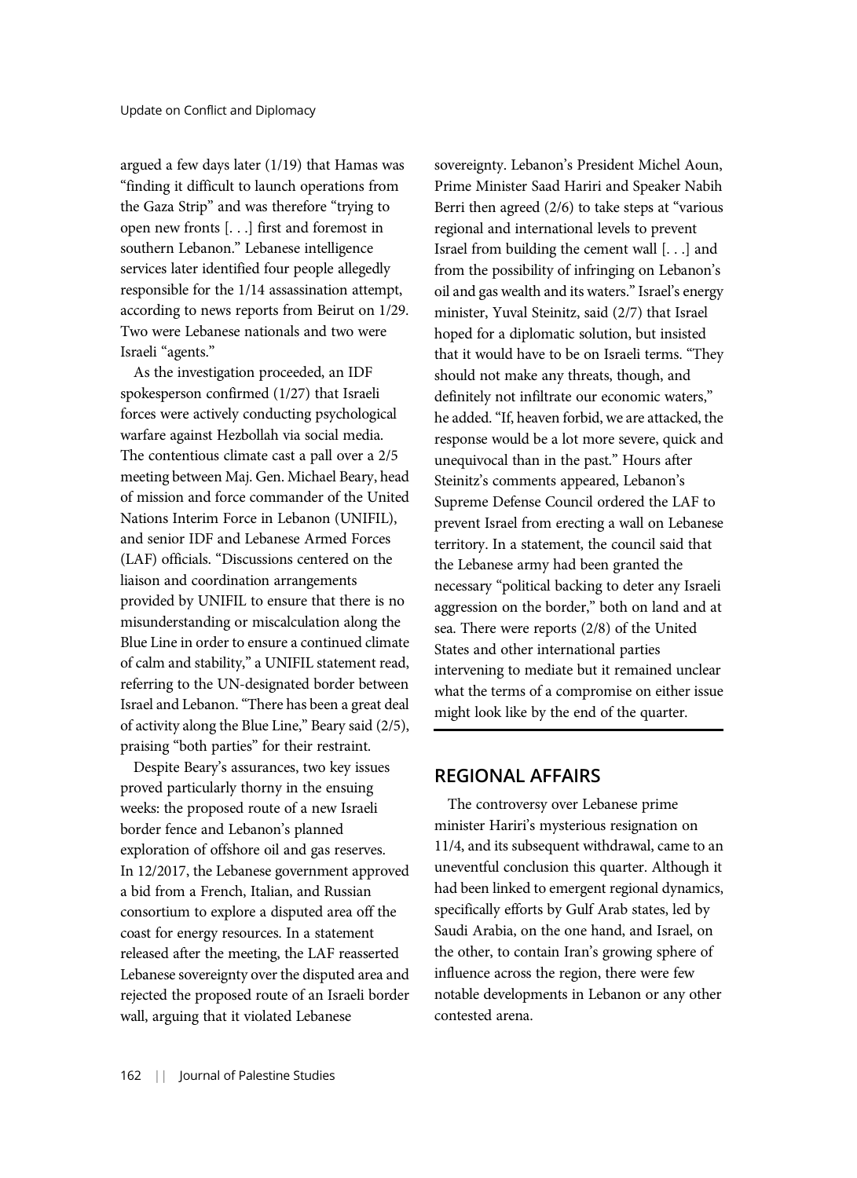argued a few days later (1/19) that Hamas was "finding it difficult to launch operations from the Gaza Strip" and was therefore "trying to open new fronts [. . .] first and foremost in southern Lebanon." Lebanese intelligence services later identified four people allegedly responsible for the 1/14 assassination attempt, according to news reports from Beirut on 1/29. Two were Lebanese nationals and two were Israeli "agents."

As the investigation proceeded, an IDF spokesperson confirmed (1/27) that Israeli forces were actively conducting psychological warfare against Hezbollah via social media. The contentious climate cast a pall over a 2/5 meeting between Maj. Gen. Michael Beary, head of mission and force commander of the United Nations Interim Force in Lebanon (UNIFIL), and senior IDF and Lebanese Armed Forces (LAF) officials. "Discussions centered on the liaison and coordination arrangements provided by UNIFIL to ensure that there is no misunderstanding or miscalculation along the Blue Line in order to ensure a continued climate of calm and stability," a UNIFIL statement read, referring to the UN-designated border between Israel and Lebanon. "There has been a great deal of activity along the Blue Line," Beary said (2/5), praising "both parties" for their restraint.

Despite Beary's assurances, two key issues proved particularly thorny in the ensuing weeks: the proposed route of a new Israeli border fence and Lebanon's planned exploration of offshore oil and gas reserves. In 12/2017, the Lebanese government approved a bid from a French, Italian, and Russian consortium to explore a disputed area off the coast for energy resources. In a statement released after the meeting, the LAF reasserted Lebanese sovereignty over the disputed area and rejected the proposed route of an Israeli border wall, arguing that it violated Lebanese sovereignty. Lebanon's President Michel Aoun, Prime Minister Saad Hariri and Speaker Nabih Berri then agreed (2/6) to take steps at "various regional and international levels to prevent Israel from building the cement wall [. . .] and from the possibility of infringing on Lebanon's oil and gas wealth and its waters." Israel's energy minister, Yuval Steinitz, said (2/7) that Israel hoped for a diplomatic solution, but insisted that it would have to be on Israeli terms. "They should not make any threats, though, and definitely not infiltrate our economic waters," he added. "If, heaven forbid, we are attacked, the response would be a lot more severe, quick and unequivocal than in the past." Hours after Steinitz's comments appeared, Lebanon's Supreme Defense Council ordered the LAF to prevent Israel from erecting a wall on Lebanese territory. In a statement, the council said that the Lebanese army had been granted the necessary "political backing to deter any Israeli aggression on the border," both on land and at sea. There were reports (2/8) of the United States and other international parties intervening to mediate but it remained unclear what the terms of a compromise on either issue might look like by the end of the quarter.

## REGIONAL AFFAIRS

The controversy over Lebanese prime minister Hariri's mysterious resignation on 11/4, and its subsequent withdrawal, came to an uneventful conclusion this quarter. Although it had been linked to emergent regional dynamics, specifically efforts by Gulf Arab states, led by Saudi Arabia, on the one hand, and Israel, on the other, to contain Iran's growing sphere of influence across the region, there were few notable developments in Lebanon or any other contested arena.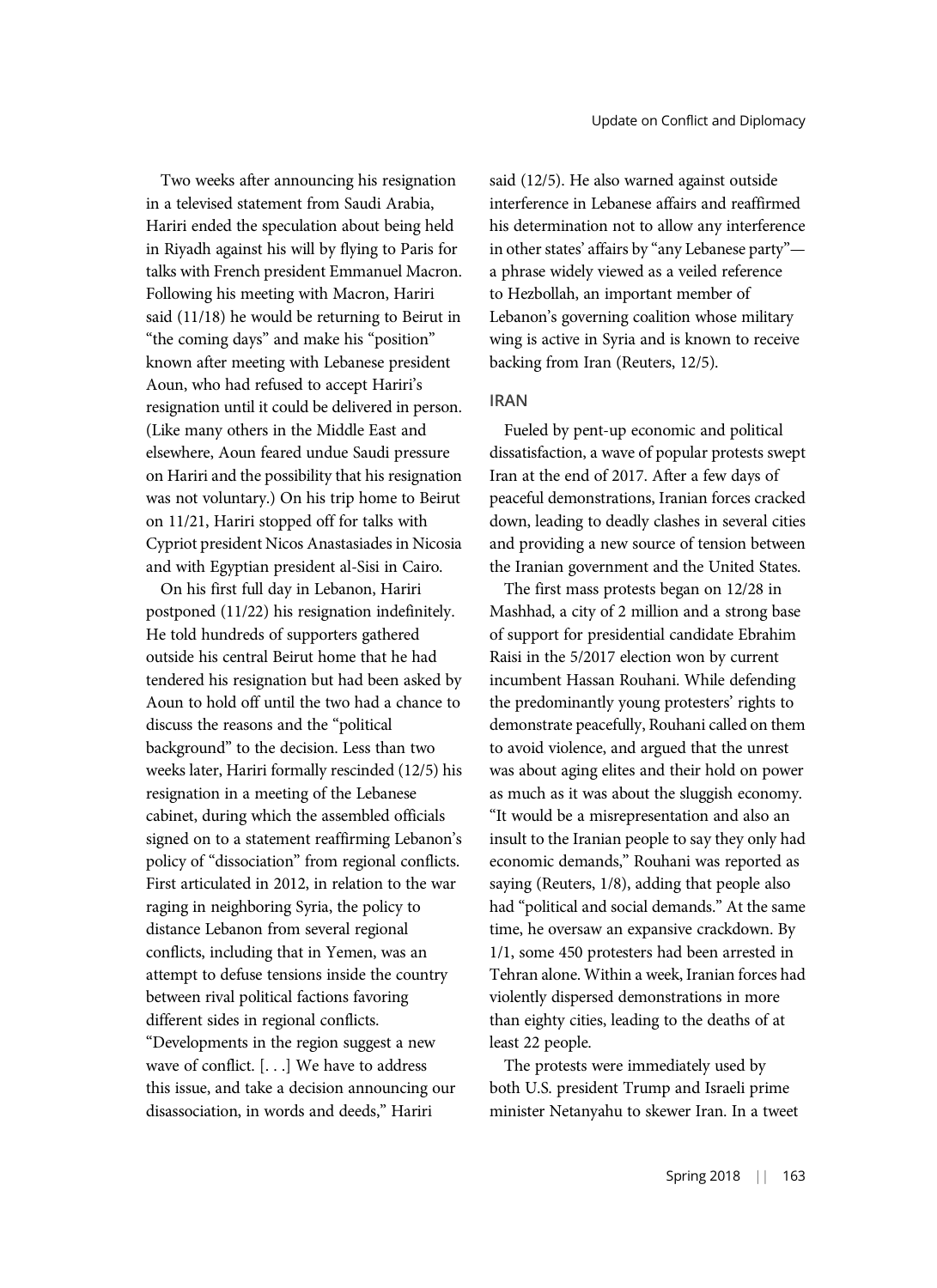Two weeks after announcing his resignation in a televised statement from Saudi Arabia, Hariri ended the speculation about being held in Riyadh against his will by flying to Paris for talks with French president Emmanuel Macron. Following his meeting with Macron, Hariri said (11/18) he would be returning to Beirut in "the coming days" and make his "position" known after meeting with Lebanese president Aoun, who had refused to accept Hariri's resignation until it could be delivered in person. (Like many others in the Middle East and elsewhere, Aoun feared undue Saudi pressure on Hariri and the possibility that his resignation was not voluntary.) On his trip home to Beirut on 11/21, Hariri stopped off for talks with Cypriot president Nicos Anastasiades in Nicosia and with Egyptian president al-Sisi in Cairo.

On his first full day in Lebanon, Hariri postponed (11/22) his resignation indefinitely. He told hundreds of supporters gathered outside his central Beirut home that he had tendered his resignation but had been asked by Aoun to hold off until the two had a chance to discuss the reasons and the "political background" to the decision. Less than two weeks later, Hariri formally rescinded (12/5) his resignation in a meeting of the Lebanese cabinet, during which the assembled officials signed on to a statement reaffirming Lebanon's policy of "dissociation" from regional conflicts. First articulated in 2012, in relation to the war raging in neighboring Syria, the policy to distance Lebanon from several regional conflicts, including that in Yemen, was an attempt to defuse tensions inside the country between rival political factions favoring different sides in regional conflicts. "Developments in the region suggest a new wave of conflict. [. . .] We have to address this issue, and take a decision announcing our disassociation, in words and deeds," Hariri said (12/5). He also warned against outside interference in Lebanese affairs and reaffirmed his determination not to allow any interference in other states' affairs by "any Lebanese party"—a phrase widely viewed as a veiled reference to Hezbollah, an important member of Lebanon's governing coalition whose military wing is active in Syria and is known to receive backing from Iran (Reuters, 12/5).

## IRAN

Fueled by pent-up economic and political dissatisfaction, a wave of popular protests swept Iran at the end of 2017. After a few days of peaceful demonstrations, Iranian forces cracked down, leading to deadly clashes in several cities and providing a new source of tension between the Iranian government and the United States.

The first mass protests began on 12/28 in Mashhad, a city of 2 million and a strong base of support for presidential candidate Ebrahim Raisi in the 5/2017 election won by current incumbent Hassan Rouhani. While defending the predominantly young protesters' rights to demonstrate peacefully, Rouhani called on them to avoid violence, and argued that the unrest was about aging elites and their hold on power as much as it was about the sluggish economy. "It would be a misrepresentation and also an insult to the Iranian people to say they only had economic demands," Rouhani was reported as saying (Reuters, 1/8), adding that people also had "political and social demands." At the same time, he oversaw an expansive crackdown. By 1/1, some 450 protesters had been arrested in Tehran alone. Within a week, Iranian forces had violently dispersed demonstrations in more than eighty cities, leading to the deaths of at least 22 people.

The protests were immediately used by both U.S. president Trump and Israeli prime minister Netanyahu to skewer Iran. In a tweet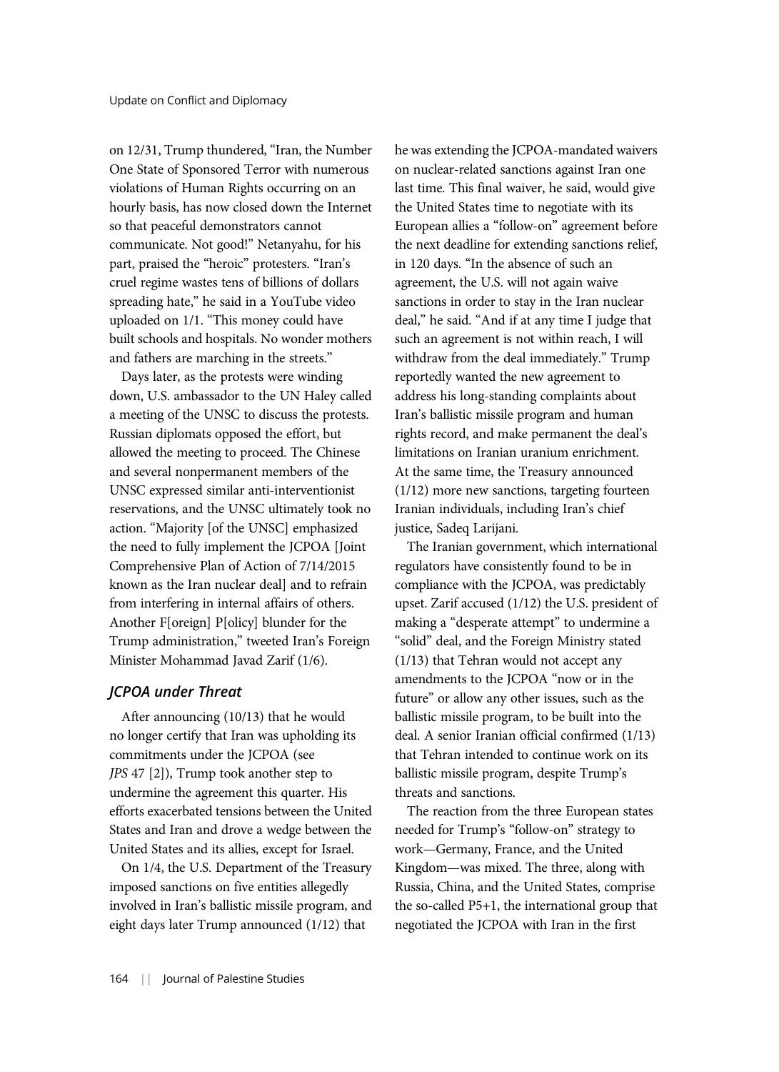on 12/31, Trump thundered, "Iran, the Number One State of Sponsored Terror with numerous violations of Human Rights occurring on an hourly basis, has now closed down the Internet so that peaceful demonstrators cannot communicate. Not good!" Netanyahu, for his part, praised the "heroic" protesters. "Iran's cruel regime wastes tens of billions of dollars spreading hate," he said in a YouTube video uploaded on 1/1. "This money could have built schools and hospitals. No wonder mothers and fathers are marching in the streets."

Days later, as the protests were winding down, U.S. ambassador to the UN Haley called a meeting of the UNSC to discuss the protests. Russian diplomats opposed the effort, but allowed the meeting to proceed. The Chinese and several nonpermanent members of the UNSC expressed similar anti-interventionist reservations, and the UNSC ultimately took no action. "Majority [of the UNSC] emphasized the need to fully implement the JCPOA [Joint Comprehensive Plan of Action of 7/14/2015 known as the Iran nuclear deal] and to refrain from interfering in internal affairs of others. Another F[oreign] P[olicy] blunder for the Trump administration," tweeted Iran's Foreign Minister Mohammad Javad Zarif (1/6).

### *JCPOA under Threat*

After announcing (10/13) that he would no longer certify that Iran was upholding its commitments under the JCPOA (see *JPS* 47 [2]), Trump took another step to undermine the agreement this quarter. His efforts exacerbated tensions between the United States and Iran and drove a wedge between the United States and its allies, except for Israel.

On 1/4, the U.S. Department of the Treasury imposed sanctions on five entities allegedly involved in Iran's ballistic missile program, and eight days later Trump announced (1/12) that he was extending the JCPOA-mandated waivers on nuclear-related sanctions against Iran one last time. This final waiver, he said, would give the United States time to negotiate with its European allies a "follow-on" agreement before the next deadline for extending sanctions relief, in 120 days. "In the absence of such an agreement, the U.S. will not again waive sanctions in order to stay in the Iran nuclear deal," he said. "And if at any time I judge that such an agreement is not within reach, I will withdraw from the deal immediately." Trump reportedly wanted the new agreement to address his long-standing complaints about Iran's ballistic missile program and human rights record, and make permanent the deal's limitations on Iranian uranium enrichment. At the same time, the Treasury announced (1/12) more new sanctions, targeting fourteen Iranian individuals, including Iran's chief justice, Sadeq Larijani.

The Iranian government, which international regulators have consistently found to be in compliance with the JCPOA, was predictably upset. Zarif accused (1/12) the U.S. president of making a "desperate attempt" to undermine a "solid" deal, and the Foreign Ministry stated (1/13) that Tehran would not accept any amendments to the JCPOA "now or in the future" or allow any other issues, such as the ballistic missile program, to be built into the deal. A senior Iranian official confirmed (1/13) that Tehran intended to continue work on its ballistic missile program, despite Trump's threats and sanctions.

The reaction from the three European states needed for Trump's "follow-on" strategy to work—Germany, France, and the United Kingdom—was mixed. The three, along with Russia, China, and the United States, comprise the so-called P5+1, the international group that negotiated the JCPOA with Iran in the first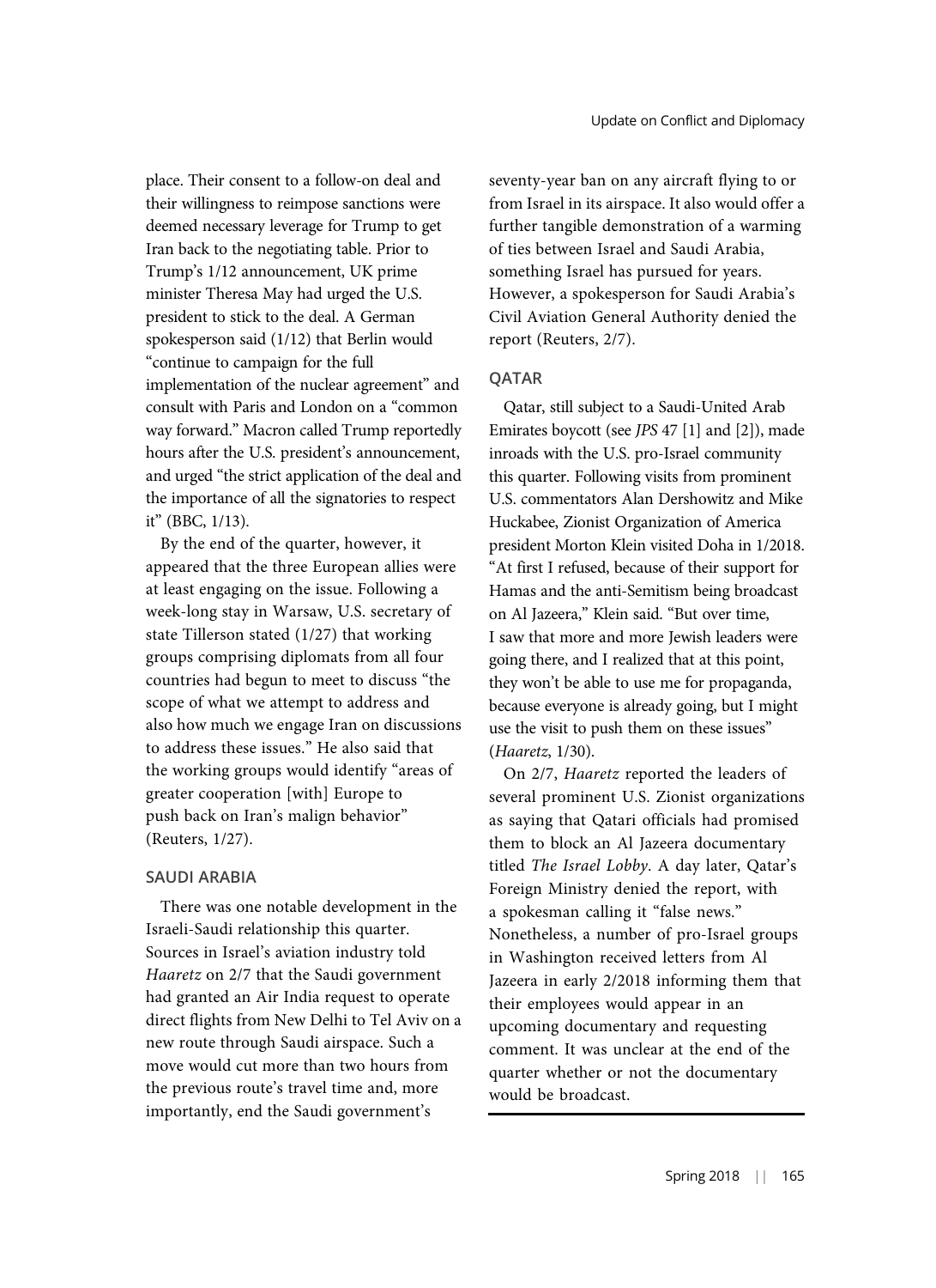place. Their consent to a follow-on deal and their willingness to reimpose sanctions were deemed necessary leverage for Trump to get Iran back to the negotiating table. Prior to Trump's 1/12 announcement, UK prime minister Theresa May had urged the U.S. president to stick to the deal. A German spokesperson said (1/12) that Berlin would "continue to campaign for the full implementation of the nuclear agreement" and consult with Paris and London on a "common way forward." Macron called Trump reportedly hours after the U.S. president's announcement, and urged "the strict application of the deal and the importance of all the signatories to respect it" (BBC, 1/13).

By the end of the quarter, however, it appeared that the three European allies were at least engaging on the issue. Following a week-long stay in Warsaw, U.S. secretary of state Tillerson stated (1/27) that working groups comprising diplomats from all four countries had begun to meet to discuss "the scope of what we attempt to address and also how much we engage Iran on discussions to address these issues." He also said that the working groups would identify "areas of greater cooperation [with] Europe to push back on Iran's malign behavior" (Reuters, 1/27).

### SAUDI ARABIA

There was one notable development in the Israeli-Saudi relationship this quarter. Sources in Israel's aviation industry told *Haaretz* on 2/7 that the Saudi government had granted an Air India request to operate direct flights from New Delhi to Tel Aviv on a new route through Saudi airspace. Such a move would cut more than two hours from the previous route's travel time and, more importantly, end the Saudi government's seventy-year ban on any aircraft flying to or from Israel in its airspace. It also would offer a further tangible demonstration of a warming of ties between Israel and Saudi Arabia, something Israel has pursued for years. However, a spokesperson for Saudi Arabia's Civil Aviation General Authority denied the report (Reuters, 2/7).

### QATAR

Qatar, still subject to a Saudi-United Arab Emirates boycott (see *JPS* 47 [1] and [2]), made inroads with the U.S. pro-Israel community this quarter. Following visits from prominent U.S. commentators Alan Dershowitz and Mike Huckabee, Zionist Organization of America president Morton Klein visited Doha in 1/2018. "At first I refused, because of their support for Hamas and the anti-Semitism being broadcast on Al Jazeera," Klein said. "But over time, I saw that more and more Jewish leaders were going there, and I realized that at this point, they won't be able to use me for propaganda, because everyone is already going, but I might use the visit to push them on these issues" (*Haaretz*, 1/30).

On 2/7, *Haaretz* reported the leaders of several prominent U.S. Zionist organizations as saying that Qatari officials had promised them to block an Al Jazeera documentary titled *The Israel Lobby*. A day later, Qatar's Foreign Ministry denied the report, with a spokesman calling it "false news." Nonetheless, a number of pro-Israel groups in Washington received letters from Al Jazeera in early 2/2018 informing them that their employees would appear in an upcoming documentary and requesting comment. It was unclear at the end of the quarter whether or not the documentary would be broadcast.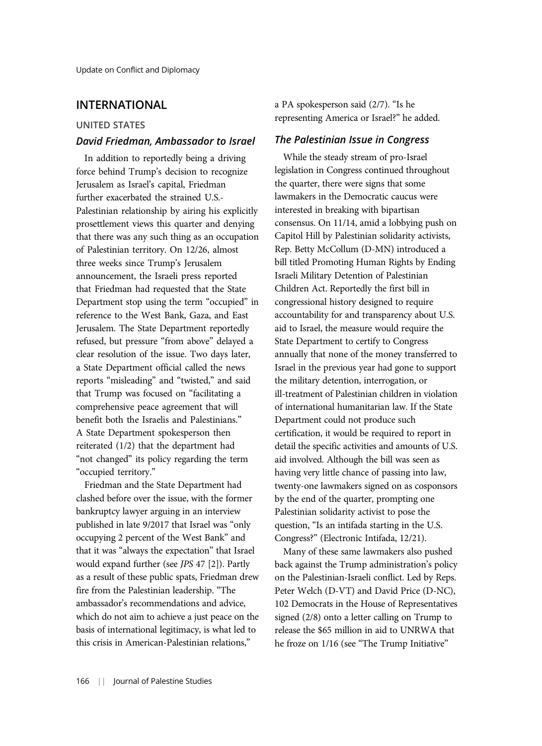## INTERNATIONAL

### UNITED STATES

#### *David Friedman, Ambassador to Israel*

In addition to reportedly being a driving force behind Trump's decision to recognize Jerusalem as Israel's capital, Friedman further exacerbated the strained U.S.-Palestinian relationship by airing his explicitly prosettlement views this quarter and denying that there was any such thing as an occupation of Palestinian territory. On 12/26, almost three weeks since Trump's Jerusalem announcement, the Israeli press reported that Friedman had requested that the State Department stop using the term "occupied" in reference to the West Bank, Gaza, and East Jerusalem. The State Department reportedly refused, but pressure "from above" delayed a clear resolution of the issue. Two days later, a State Department official called the news reports "misleading" and "twisted," and said that Trump was focused on "facilitating a comprehensive peace agreement that will benefit both the Israelis and Palestinians." A State Department spokesperson then reiterated (1/2) that the department had "not changed" its policy regarding the term "occupied territory."

Friedman and the State Department had clashed before over the issue, with the former bankruptcy lawyer arguing in an interview published in late 9/2017 that Israel was "only occupying 2 percent of the West Bank" and that it was "always the expectation" that Israel would expand further (see *JPS* 47 [2]). Partly as a result of these public spats, Friedman drew fire from the Palestinian leadership. "The ambassador's recommendations and advice, which do not aim to achieve a just peace on the basis of international legitimacy, is what led to this crisis in American-Palestinian relations," a PA spokesperson said (2/7). "Is he representing America or Israel?" he added.

#### *The Palestinian Issue in Congress*

While the steady stream of pro-Israel legislation in Congress continued throughout the quarter, there were signs that some lawmakers in the Democratic caucus were interested in breaking with bipartisan consensus. On 11/14, amid a lobbying push on Capitol Hill by Palestinian solidarity activists, Rep. Betty McCollum (D-MN) introduced a bill titled Promoting Human Rights by Ending Israeli Military Detention of Palestinian Children Act. Reportedly the first bill in congressional history designed to require accountability for and transparency about U.S. aid to Israel, the measure would require the State Department to certify to Congress annually that none of the money transferred to Israel in the previous year had gone to support the military detention, interrogation, or ill-treatment of Palestinian children in violation of international humanitarian law. If the State Department could not produce such certification, it would be required to report in detail the specific activities and amounts of U.S. aid involved. Although the bill was seen as having very little chance of passing into law, twenty-one lawmakers signed on as cosponsors by the end of the quarter, prompting one Palestinian solidarity activist to pose the question, "Is an intifada starting in the U.S. Congress?" (Electronic Intifada, 12/21).

Many of these same lawmakers also pushed back against the Trump administration's policy on the Palestinian-Israeli conflict. Led by Reps. Peter Welch (D-VT) and David Price (D-NC), 102 Democrats in the House of Representatives signed (2/8) onto a letter calling on Trump to release the $65 million in aid to UNRWA that he froze on 1/16 (see "The Trump Initiative"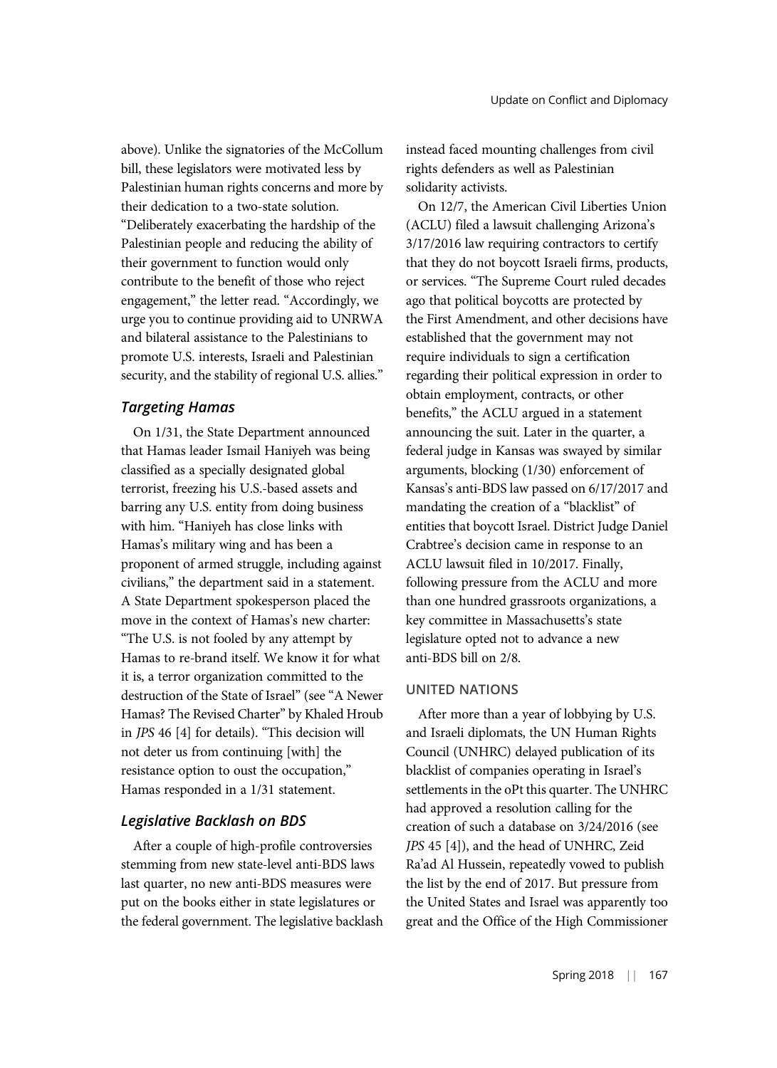above). Unlike the signatories of the McCollum bill, these legislators were motivated less by Palestinian human rights concerns and more by their dedication to a two-state solution. "Deliberately exacerbating the hardship of the Palestinian people and reducing the ability of their government to function would only contribute to the benefit of those who reject engagement," the letter read. "Accordingly, we urge you to continue providing aid to UNRWA and bilateral assistance to the Palestinians to promote U.S. interests, Israeli and Palestinian security, and the stability of regional U.S. allies."

### *Targeting Hamas*

On 1/31, the State Department announced that Hamas leader Ismail Haniyeh was being classified as a specially designated global terrorist, freezing his U.S.-based assets and barring any U.S. entity from doing business with him. "Haniyeh has close links with Hamas's military wing and has been a proponent of armed struggle, including against civilians," the department said in a statement. A State Department spokesperson placed the move in the context of Hamas's new charter: "The U.S. is not fooled by any attempt by Hamas to re-brand itself. We know it for what it is, a terror organization committed to the destruction of the State of Israel" (see "A Newer Hamas? The Revised Charter" by Khaled Hroub in *JPS* 46 [4] for details). "This decision will not deter us from continuing [with] the resistance option to oust the occupation," Hamas responded in a 1/31 statement.

### *Legislative Backlash on BDS*

After a couple of high-profile controversies stemming from new state-level anti-BDS laws last quarter, no new anti-BDS measures were put on the books either in state legislatures or the federal government. The legislative backlash instead faced mounting challenges from civil rights defenders as well as Palestinian solidarity activists.

On 12/7, the American Civil Liberties Union (ACLU) filed a lawsuit challenging Arizona's 3/17/2016 law requiring contractors to certify that they do not boycott Israeli firms, products, or services. "The Supreme Court ruled decades ago that political boycotts are protected by the First Amendment, and other decisions have established that the government may not require individuals to sign a certification regarding their political expression in order to obtain employment, contracts, or other benefits," the ACLU argued in a statement announcing the suit. Later in the quarter, a federal judge in Kansas was swayed by similar arguments, blocking (1/30) enforcement of Kansas's anti-BDS law passed on 6/17/2017 and mandating the creation of a "blacklist" of entities that boycott Israel. District Judge Daniel Crabtree's decision came in response to an ACLU lawsuit filed in 10/2017. Finally, following pressure from the ACLU and more than one hundred grassroots organizations, a key committee in Massachusetts's state legislature opted not to advance a new anti-BDS bill on 2/8.

## UNITED NATIONS

After more than a year of lobbying by U.S. and Israeli diplomats, the UN Human Rights Council (UNHRC) delayed publication of its blacklist of companies operating in Israel's settlements in the oPt this quarter. The UNHRC had approved a resolution calling for the creation of such a database on 3/24/2016 (see *JPS* 45 [4]), and the head of UNHRC, Zeid Ra'ad Al Hussein, repeatedly vowed to publish the list by the end of 2017. But pressure from the United States and Israel was apparently too great and the Office of the High Commissioner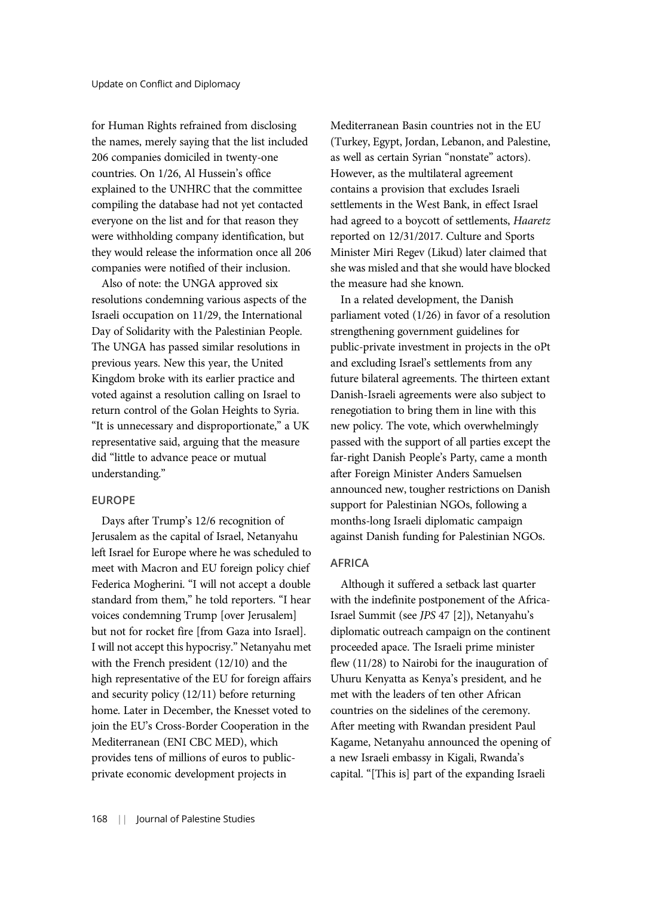for Human Rights refrained from disclosing the names, merely saying that the list included 206 companies domiciled in twenty-one countries. On 1/26, Al Hussein's office explained to the UNHRC that the committee compiling the database had not yet contacted everyone on the list and for that reason they were withholding company identification, but they would release the information once all 206 companies were notified of their inclusion.

Also of note: the UNGA approved six resolutions condemning various aspects of the Israeli occupation on 11/29, the International Day of Solidarity with the Palestinian People. The UNGA has passed similar resolutions in previous years. New this year, the United Kingdom broke with its earlier practice and voted against a resolution calling on Israel to return control of the Golan Heights to Syria. "It is unnecessary and disproportionate," a UK representative said, arguing that the measure did "little to advance peace or mutual understanding."

## EUROPE

Days after Trump's 12/6 recognition of Jerusalem as the capital of Israel, Netanyahu left Israel for Europe where he was scheduled to meet with Macron and EU foreign policy chief Federica Mogherini. "I will not accept a double standard from them," he told reporters. "I hear voices condemning Trump [over Jerusalem] but not for rocket fire [from Gaza into Israel]. I will not accept this hypocrisy." Netanyahu met with the French president (12/10) and the high representative of the EU for foreign affairs and security policy (12/11) before returning home. Later in December, the Knesset voted to join the EU's Cross-Border Cooperation in the Mediterranean (ENI CBC MED), which provides tens of millions of euros to public-private economic development projects in Mediterranean Basin countries not in the EU (Turkey, Egypt, Jordan, Lebanon, and Palestine, as well as certain Syrian "nonstate" actors). However, as the multilateral agreement contains a provision that excludes Israeli settlements in the West Bank, in effect Israel had agreed to a boycott of settlements, *Haaretz* reported on 12/31/2017. Culture and Sports Minister Miri Regev (Likud) later claimed that she was misled and that she would have blocked the measure had she known.

In a related development, the Danish parliament voted (1/26) in favor of a resolution strengthening government guidelines for public-private investment in projects in the oPt and excluding Israel's settlements from any future bilateral agreements. The thirteen extant Danish-Israeli agreements were also subject to renegotiation to bring them in line with this new policy. The vote, which overwhelmingly passed with the support of all parties except the far-right Danish People's Party, came a month after Foreign Minister Anders Samuelsen announced new, tougher restrictions on Danish support for Palestinian NGOs, following a months-long Israeli diplomatic campaign against Danish funding for Palestinian NGOs.

## AFRICA

Although it suffered a setback last quarter with the indefinite postponement of the Africa-Israel Summit (see *JPS* 47 [2]), Netanyahu's diplomatic outreach campaign on the continent proceeded apace. The Israeli prime minister flew (11/28) to Nairobi for the inauguration of Uhuru Kenyatta as Kenya's president, and he met with the leaders of ten other African countries on the sidelines of the ceremony. After meeting with Rwandan president Paul Kagame, Netanyahu announced the opening of a new Israeli embassy in Kigali, Rwanda's capital. "[This is] part of the expanding Israeli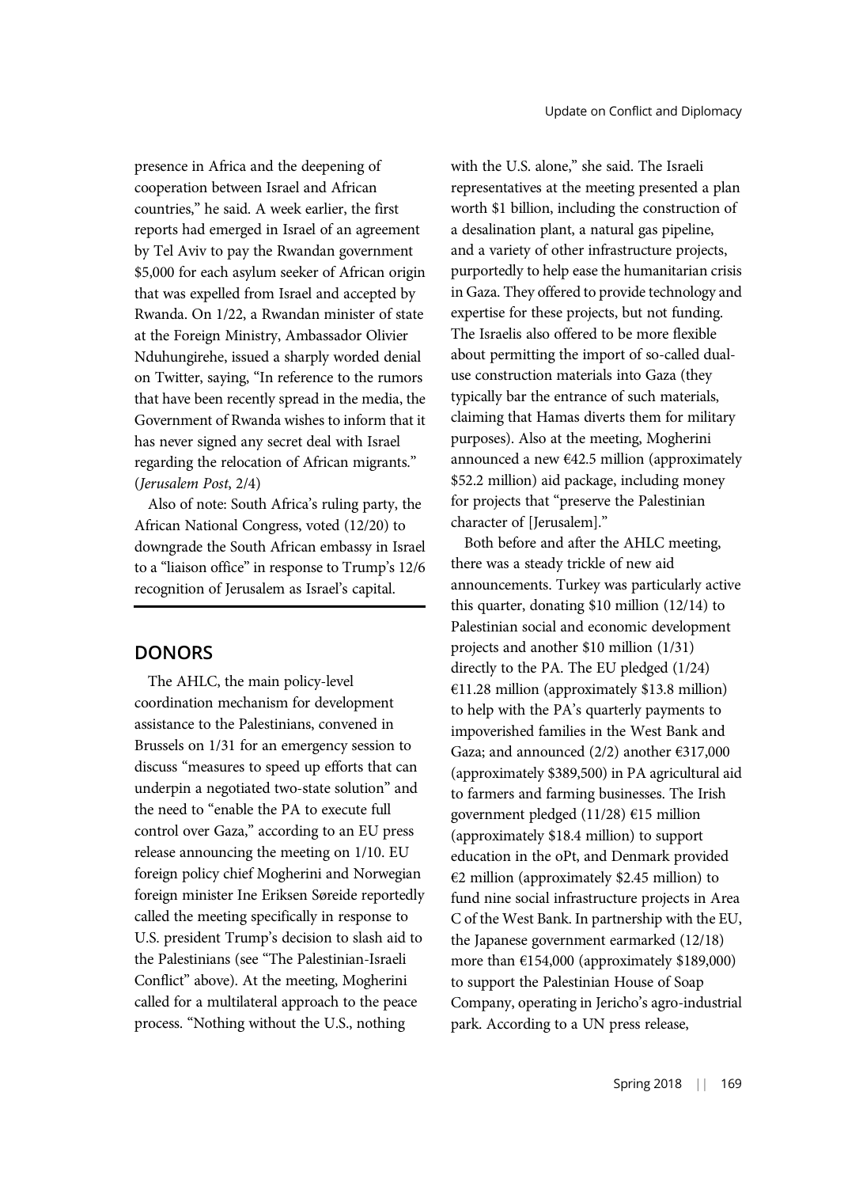presence in Africa and the deepening of cooperation between Israel and African countries," he said. A week earlier, the first reports had emerged in Israel of an agreement by Tel Aviv to pay the Rwandan government $5,000 for each asylum seeker of African origin that was expelled from Israel and accepted by Rwanda. On 1/22, a Rwandan minister of state at the Foreign Ministry, Ambassador Olivier Nduhungirehe, issued a sharply worded denial on Twitter, saying, "In reference to the rumors that have been recently spread in the media, the Government of Rwanda wishes to inform that it has never signed any secret deal with Israel regarding the relocation of African migrants." (*Jerusalem Post*, 2/4)

Also of note: South Africa's ruling party, the African National Congress, voted (12/20) to downgrade the South African embassy in Israel to a "liaison office" in response to Trump's 12/6 recognition of Jerusalem as Israel's capital.

## DONORS

The AHLC, the main policy-level coordination mechanism for development assistance to the Palestinians, convened in Brussels on 1/31 for an emergency session to discuss "measures to speed up efforts that can underpin a negotiated two-state solution" and the need to "enable the PA to execute full control over Gaza," according to an EU press release announcing the meeting on 1/10. EU foreign policy chief Mogherini and Norwegian foreign minister Ine Eriksen Søreide reportedly called the meeting specifically in response to U.S. president Trump's decision to slash aid to the Palestinians (see "The Palestinian-Israeli Conflict" above). At the meeting, Mogherini called for a multilateral approach to the peace process. "Nothing without the U.S., nothing with the U.S. alone," she said. The Israeli representatives at the meeting presented a plan worth $1 billion, including the construction of a desalination plant, a natural gas pipeline, and a variety of other infrastructure projects, purportedly to help ease the humanitarian crisis in Gaza. They offered to provide technology and expertise for these projects, but not funding. The Israelis also offered to be more flexible about permitting the import of so-called dual-use construction materials into Gaza (they typically bar the entrance of such materials, claiming that Hamas diverts them for military purposes). Also at the meeting, Mogherini announced a new €42.5 million (approximately $52.2 million) aid package, including money for projects that "preserve the Palestinian character of [Jerusalem]."

Both before and after the AHLC meeting, there was a steady trickle of new aid announcements. Turkey was particularly active this quarter, donating $10 million (12/14) to Palestinian social and economic development projects and another $10 million (1/31) directly to the PA. The EU pledged (1/24) €11.28 million (approximately $13.8 million) to help with the PA's quarterly payments to impoverished families in the West Bank and Gaza; and announced (2/2) another €317,000 (approximately $389,500) in PA agricultural aid to farmers and farming businesses. The Irish government pledged (11/28) €15 million (approximately $18.4 million) to support education in the oPt, and Denmark provided €2 million (approximately $2.45 million) to fund nine social infrastructure projects in Area C of the West Bank. In partnership with the EU, the Japanese government earmarked (12/18) more than €154,000 (approximately $189,000) to support the Palestinian House of Soap Company, operating in Jericho's agro-industrial park. According to a UN press release,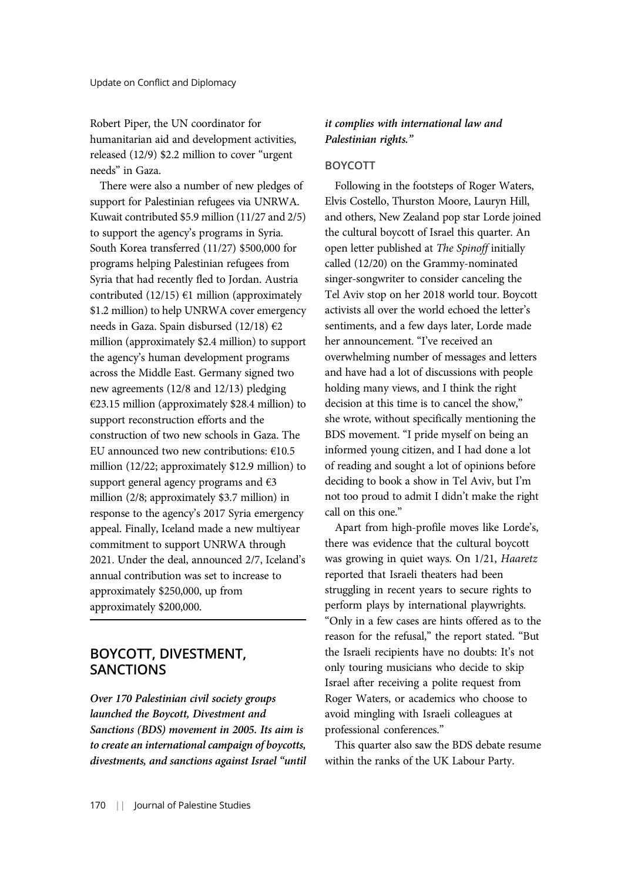Robert Piper, the UN coordinator for humanitarian aid and development activities, released (12/9) $2.2 million to cover "urgent needs" in Gaza.

There were also a number of new pledges of support for Palestinian refugees via UNRWA. Kuwait contributed $5.9 million (11/27 and 2/5) to support the agency's programs in Syria. South Korea transferred (11/27) $500,000 for programs helping Palestinian refugees from Syria that had recently fled to Jordan. Austria contributed (12/15) €1 million (approximately $1.2 million) to help UNRWA cover emergency needs in Gaza. Spain disbursed (12/18) €2 million (approximately $2.4 million) to support the agency's human development programs across the Middle East. Germany signed two new agreements (12/8 and 12/13) pledging €23.15 million (approximately $28.4 million) to support reconstruction efforts and the construction of two new schools in Gaza. The EU announced two new contributions: €10.5 million (12/22; approximately $12.9 million) to support general agency programs and €3 million (2/8; approximately $3.7 million) in response to the agency's 2017 Syria emergency appeal. Finally, Iceland made a new multiyear commitment to support UNRWA through 2021. Under the deal, announced 2/7, Iceland's annual contribution was set to increase to approximately $250,000, up from approximately $200,000.

## BOYCOTT, DIVESTMENT, SANCTIONS

***Over 170 Palestinian civil society groups launched the Boycott, Divestment and Sanctions (BDS) movement in 2005. Its aim is to create an international campaign of boycotts, divestments, and sanctions against Israel "until it complies with international law and Palestinian rights."***

### BOYCOTT

Following in the footsteps of Roger Waters, Elvis Costello, Thurston Moore, Lauryn Hill, and others, New Zealand pop star Lorde joined the cultural boycott of Israel this quarter. An open letter published at *The Spinoff* initially called (12/20) on the Grammy-nominated singer-songwriter to consider canceling the Tel Aviv stop on her 2018 world tour. Boycott activists all over the world echoed the letter's sentiments, and a few days later, Lorde made her announcement. "I've received an overwhelming number of messages and letters and have had a lot of discussions with people holding many views, and I think the right decision at this time is to cancel the show," she wrote, without specifically mentioning the BDS movement. "I pride myself on being an informed young citizen, and I had done a lot of reading and sought a lot of opinions before deciding to book a show in Tel Aviv, but I'm not too proud to admit I didn't make the right call on this one."

Apart from high-profile moves like Lorde's, there was evidence that the cultural boycott was growing in quiet ways. On 1/21, *Haaretz* reported that Israeli theaters had been struggling in recent years to secure rights to perform plays by international playwrights. "Only in a few cases are hints offered as to the reason for the refusal," the report stated. "But the Israeli recipients have no doubts: It's not only touring musicians who decide to skip Israel after receiving a polite request from Roger Waters, or academics who choose to avoid mingling with Israeli colleagues at professional conferences."

This quarter also saw the BDS debate resume within the ranks of the UK Labour Party.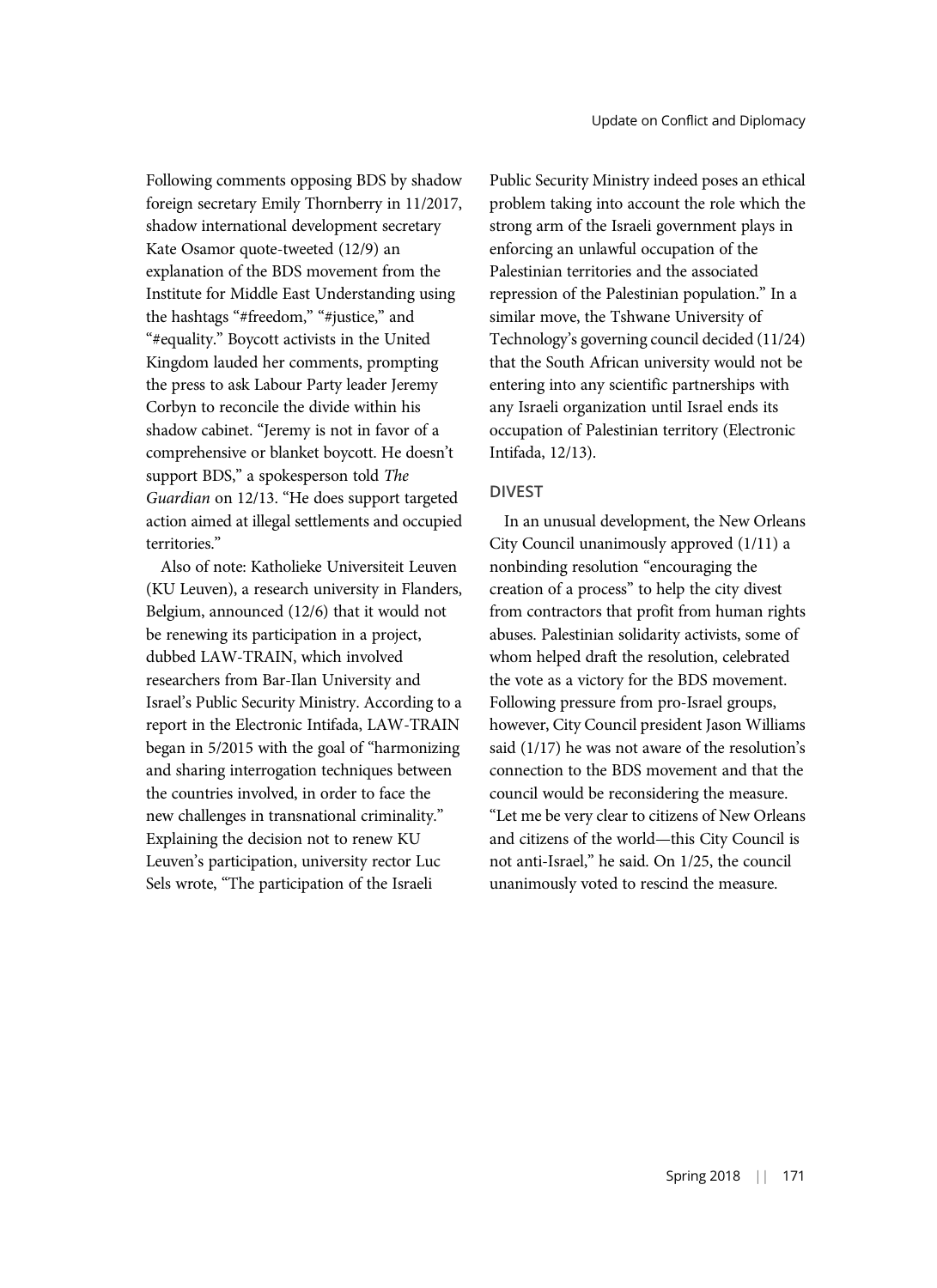Following comments opposing BDS by shadow foreign secretary Emily Thornberry in 11/2017, shadow international development secretary Kate Osamor quote-tweeted (12/9) an explanation of the BDS movement from the Institute for Middle East Understanding using the hashtags "#freedom," "#justice," and "#equality." Boycott activists in the United Kingdom lauded her comments, prompting the press to ask Labour Party leader Jeremy Corbyn to reconcile the divide within his shadow cabinet. "Jeremy is not in favor of a comprehensive or blanket boycott. He doesn't support BDS," a spokesperson told *The Guardian* on 12/13. "He does support targeted action aimed at illegal settlements and occupied territories."

Also of note: Katholieke Universiteit Leuven (KU Leuven), a research university in Flanders, Belgium, announced (12/6) that it would not be renewing its participation in a project, dubbed LAW-TRAIN, which involved researchers from Bar-Ilan University and Israel's Public Security Ministry. According to a report in the Electronic Intifada, LAW-TRAIN began in 5/2015 with the goal of "harmonizing and sharing interrogation techniques between the countries involved, in order to face the new challenges in transnational criminality." Explaining the decision not to renew KU Leuven's participation, university rector Luc Sels wrote, "The participation of the Israeli Public Security Ministry indeed poses an ethical problem taking into account the role which the strong arm of the Israeli government plays in enforcing an unlawful occupation of the Palestinian territories and the associated repression of the Palestinian population." In a similar move, the Tshwane University of Technology's governing council decided (11/24) that the South African university would not be entering into any scientific partnerships with any Israeli organization until Israel ends its occupation of Palestinian territory (Electronic Intifada, 12/13).

### DIVEST

In an unusual development, the New Orleans City Council unanimously approved (1/11) a nonbinding resolution "encouraging the creation of a process" to help the city divest from contractors that profit from human rights abuses. Palestinian solidarity activists, some of whom helped draft the resolution, celebrated the vote as a victory for the BDS movement. Following pressure from pro-Israel groups, however, City Council president Jason Williams said (1/17) he was not aware of the resolution's connection to the BDS movement and that the council would be reconsidering the measure. "Let me be very clear to citizens of New Orleans and citizens of the world—this City Council is not anti-Israel," he said. On 1/25, the council unanimously voted to rescind the measure.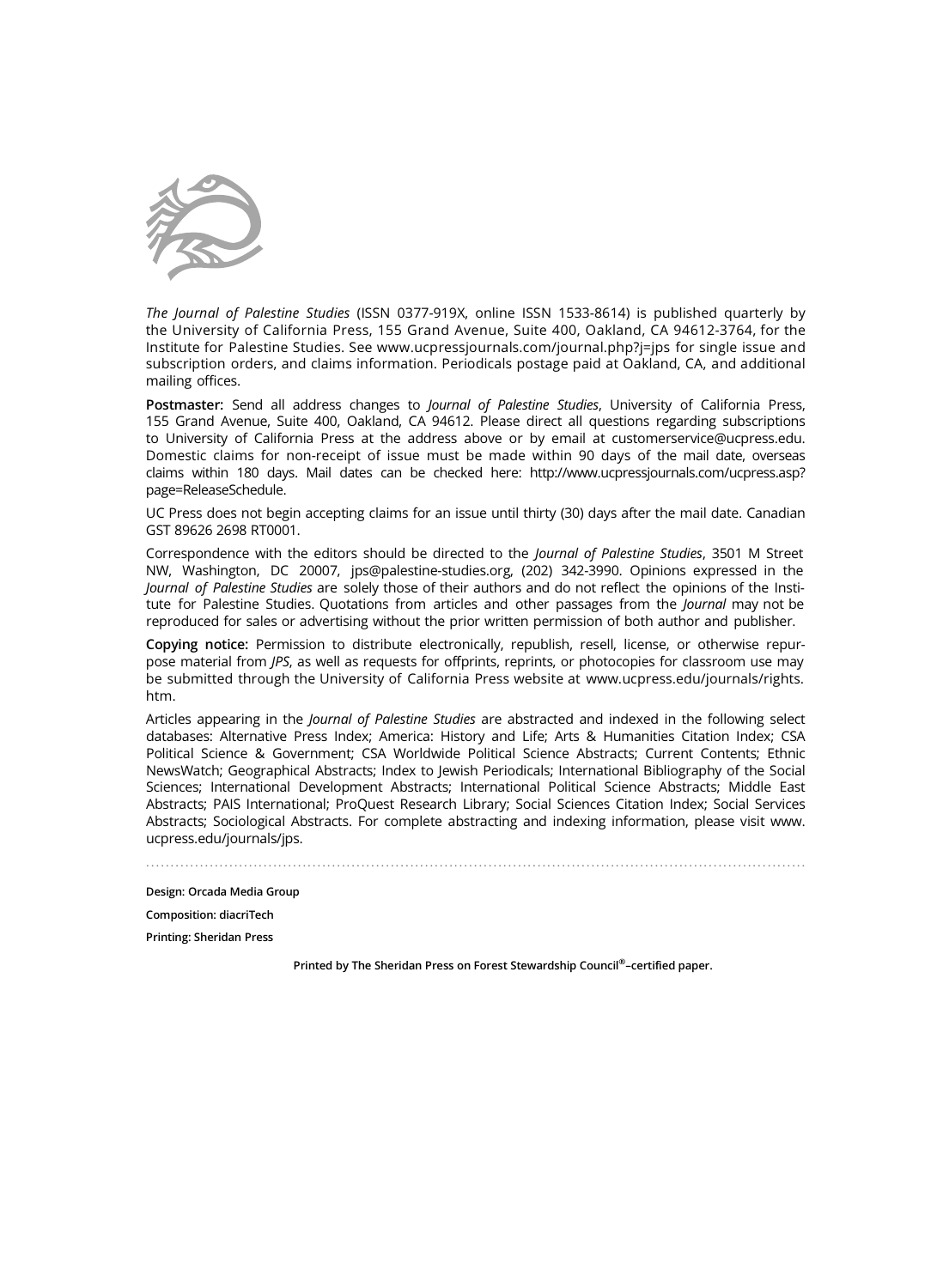*The Journal of Palestine Studies* (ISSN 0377-919X, online ISSN 1533-8614) is published quarterly by the University of California Press, 155 Grand Avenue, Suite 400, Oakland, CA 94612-3764, for the Institute for Palestine Studies. See www.ucpressjournals.com/journal.php?j=jps for single issue and subscription orders, and claims information. Periodicals postage paid at Oakland, CA, and additional mailing offices.

**Postmaster:** Send all address changes to *Journal of Palestine Studies*, University of California Press, 155 Grand Avenue, Suite 400, Oakland, CA 94612. Please direct all questions regarding subscriptions to University of California Press at the address above or by email at customerservice@ucpress.edu. Domestic claims for non-receipt of issue must be made within 90 days of the mail date, overseas claims within 180 days. Mail dates can be checked here: http://www.ucpressjournals.com/ucpress.asp?page=ReleaseSchedule.

UC Press does not begin accepting claims for an issue until thirty (30) days after the mail date. Canadian GST 89626 2698 RT0001.

Correspondence with the editors should be directed to the *Journal of Palestine Studies*, 3501 M Street NW, Washington, DC 20007, jps@palestine-studies.org, (202) 342-3990. Opinions expressed in the *Journal of Palestine Studies* are solely those of their authors and do not reflect the opinions of the Institute for Palestine Studies. Quotations from articles and other passages from the *Journal* may not be reproduced for sales or advertising without the prior written permission of both author and publisher.

**Copying notice:** Permission to distribute electronically, republish, resell, license, or otherwise repurpose material from *JPS*, as well as requests for offprints, reprints, or photocopies for classroom use may be submitted through the University of California Press website at www.ucpress.edu/journals/rights.htm.

Articles appearing in the *Journal of Palestine Studies* are abstracted and indexed in the following select databases: Alternative Press Index; America: History and Life; Arts & Humanities Citation Index; CSA Political Science & Government; CSA Worldwide Political Science Abstracts; Current Contents; Ethnic NewsWatch; Geographical Abstracts; Index to Jewish Periodicals; International Bibliography of the Social Sciences; International Development Abstracts; International Political Science Abstracts; Middle East Abstracts; PAIS International; ProQuest Research Library; Social Sciences Citation Index; Social Services Abstracts; Sociological Abstracts. For complete abstracting and indexing information, please visit www.ucpress.edu/journals/jps.

**Design: Orcada Media Group**

**Composition: diacriTech**

**Printing: Sheridan Press**

**Printed by The Sheridan Press on Forest Stewardship Council®–certified paper.**